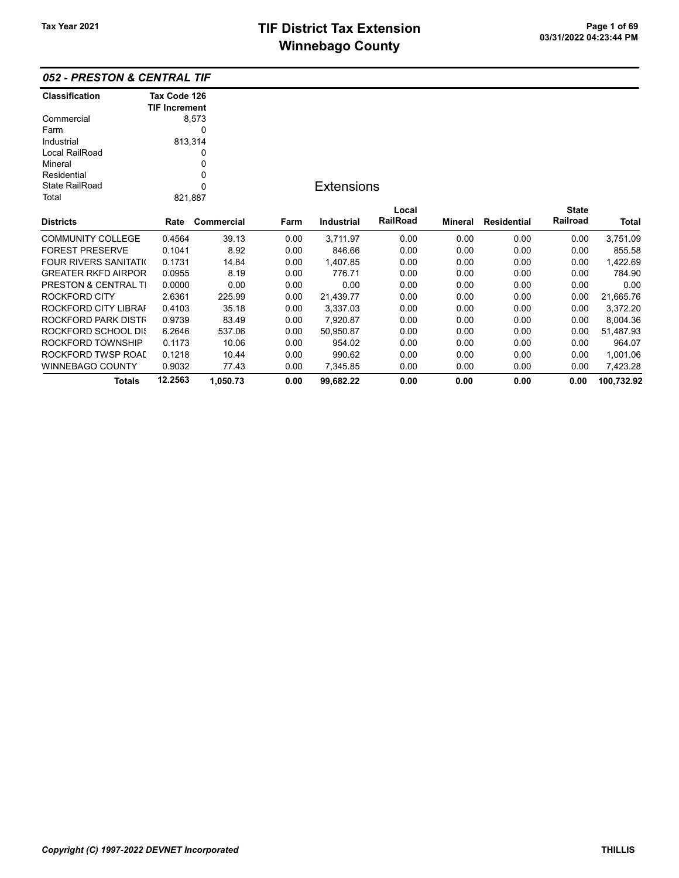# TIF District Tax Extension
# Winnebago County

Tax Year 2021

03/31/2022 04:23:44 PM

## 052 - PRESTON & CENTRAL TIF

| Classification | Tax Code 126 TIF Increment |
|---|---|
| Commercial | 8,573 |
| Farm | 0 |
| Industrial | 813,314 |
| Local RailRoad | 0 |
| Mineral | 0 |
| Residential | 0 |
| State RailRoad | 0 |
| Total | 821,887 |

### Extensions

| Districts | Rate | Commercial | Farm | Industrial | Local RailRoad | Mineral | Residential | State Railroad | Total |
|---|---|---|---|---|---|---|---|---|---|
| COMMUNITY COLLEGE | 0.4564 | 39.13 | 0.00 | 3,711.97 | 0.00 | 0.00 | 0.00 | 0.00 | 3,751.09 |
| FOREST PRESERVE | 0.1041 | 8.92 | 0.00 | 846.66 | 0.00 | 0.00 | 0.00 | 0.00 | 855.58 |
| FOUR RIVERS SANITATI( | 0.1731 | 14.84 | 0.00 | 1,407.85 | 0.00 | 0.00 | 0.00 | 0.00 | 1,422.69 |
| GREATER RKFD AIRPOR | 0.0955 | 8.19 | 0.00 | 776.71 | 0.00 | 0.00 | 0.00 | 0.00 | 784.90 |
| PRESTON & CENTRAL TI | 0.0000 | 0.00 | 0.00 | 0.00 | 0.00 | 0.00 | 0.00 | 0.00 | 0.00 |
| ROCKFORD CITY | 2.6361 | 225.99 | 0.00 | 21,439.77 | 0.00 | 0.00 | 0.00 | 0.00 | 21,665.76 |
| ROCKFORD CITY LIBRAI | 0.4103 | 35.18 | 0.00 | 3,337.03 | 0.00 | 0.00 | 0.00 | 0.00 | 3,372.20 |
| ROCKFORD PARK DISTF | 0.9739 | 83.49 | 0.00 | 7,920.87 | 0.00 | 0.00 | 0.00 | 0.00 | 8,004.36 |
| ROCKFORD SCHOOL DIS | 6.2646 | 537.06 | 0.00 | 50,950.87 | 0.00 | 0.00 | 0.00 | 0.00 | 51,487.93 |
| ROCKFORD TOWNSHIP | 0.1173 | 10.06 | 0.00 | 954.02 | 0.00 | 0.00 | 0.00 | 0.00 | 964.07 |
| ROCKFORD TWSP ROAI | 0.1218 | 10.44 | 0.00 | 990.62 | 0.00 | 0.00 | 0.00 | 0.00 | 1,001.06 |
| WINNEBAGO COUNTY | 0.9032 | 77.43 | 0.00 | 7,345.85 | 0.00 | 0.00 | 0.00 | 0.00 | 7,423.28 |
| **Totals** | **12.2563** | **1,050.73** | **0.00** | **99,682.22** | **0.00** | **0.00** | **0.00** | **0.00** | **100,732.92** |

*Copyright (C) 1997-2022 DEVNET Incorporated*

THILLIS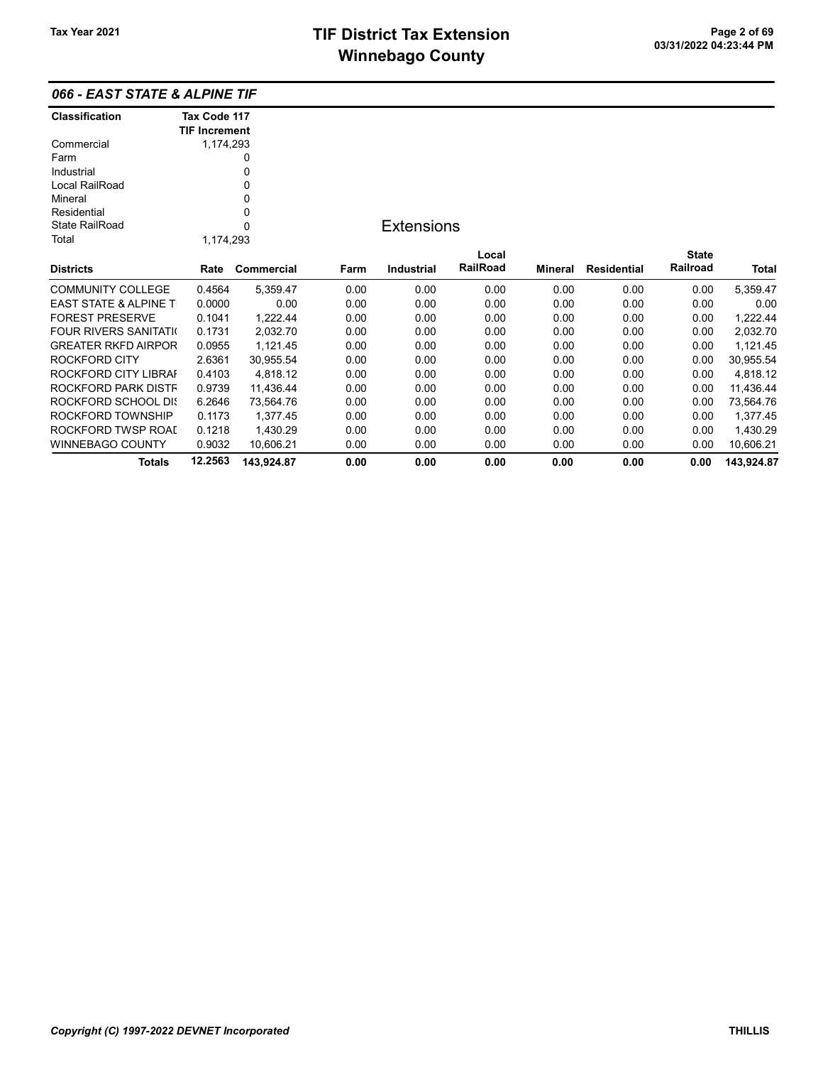## 066 - EAST STATE & ALPINE TIF

| Classification | Tax Code 117 TIF Increment |
|---|---|
| Commercial | 1,174,293 |
| Farm | 0 |
| Industrial | 0 |
| Local RailRoad | 0 |
| Mineral | 0 |
| Residential | 0 |
| State RailRoad | 0 |
| Total | 1,174,293 |

### Extensions

| Districts | Rate | Commercial | Farm | Industrial | Local RailRoad | Mineral | Residential | State Railroad | Total |
|---|---|---|---|---|---|---|---|---|---|
| COMMUNITY COLLEGE | 0.4564 | 5,359.47 | 0.00 | 0.00 | 0.00 | 0.00 | 0.00 | 0.00 | 5,359.47 |
| EAST STATE & ALPINE T | 0.0000 | 0.00 | 0.00 | 0.00 | 0.00 | 0.00 | 0.00 | 0.00 | 0.00 |
| FOREST PRESERVE | 0.1041 | 1,222.44 | 0.00 | 0.00 | 0.00 | 0.00 | 0.00 | 0.00 | 1,222.44 |
| FOUR RIVERS SANITATI( | 0.1731 | 2,032.70 | 0.00 | 0.00 | 0.00 | 0.00 | 0.00 | 0.00 | 2,032.70 |
| GREATER RKFD AIRPOR | 0.0955 | 1,121.45 | 0.00 | 0.00 | 0.00 | 0.00 | 0.00 | 0.00 | 1,121.45 |
| ROCKFORD CITY | 2.6361 | 30,955.54 | 0.00 | 0.00 | 0.00 | 0.00 | 0.00 | 0.00 | 30,955.54 |
| ROCKFORD CITY LIBRAI | 0.4103 | 4,818.12 | 0.00 | 0.00 | 0.00 | 0.00 | 0.00 | 0.00 | 4,818.12 |
| ROCKFORD PARK DISTF | 0.9739 | 11,436.44 | 0.00 | 0.00 | 0.00 | 0.00 | 0.00 | 0.00 | 11,436.44 |
| ROCKFORD SCHOOL DI: | 6.2646 | 73,564.76 | 0.00 | 0.00 | 0.00 | 0.00 | 0.00 | 0.00 | 73,564.76 |
| ROCKFORD TOWNSHIP | 0.1173 | 1,377.45 | 0.00 | 0.00 | 0.00 | 0.00 | 0.00 | 0.00 | 1,377.45 |
| ROCKFORD TWSP ROAI | 0.1218 | 1,430.29 | 0.00 | 0.00 | 0.00 | 0.00 | 0.00 | 0.00 | 1,430.29 |
| WINNEBAGO COUNTY | 0.9032 | 10,606.21 | 0.00 | 0.00 | 0.00 | 0.00 | 0.00 | 0.00 | 10,606.21 |
| **Totals** | **12.2563** | **143,924.87** | **0.00** | **0.00** | **0.00** | **0.00** | **0.00** | **0.00** | **143,924.87** |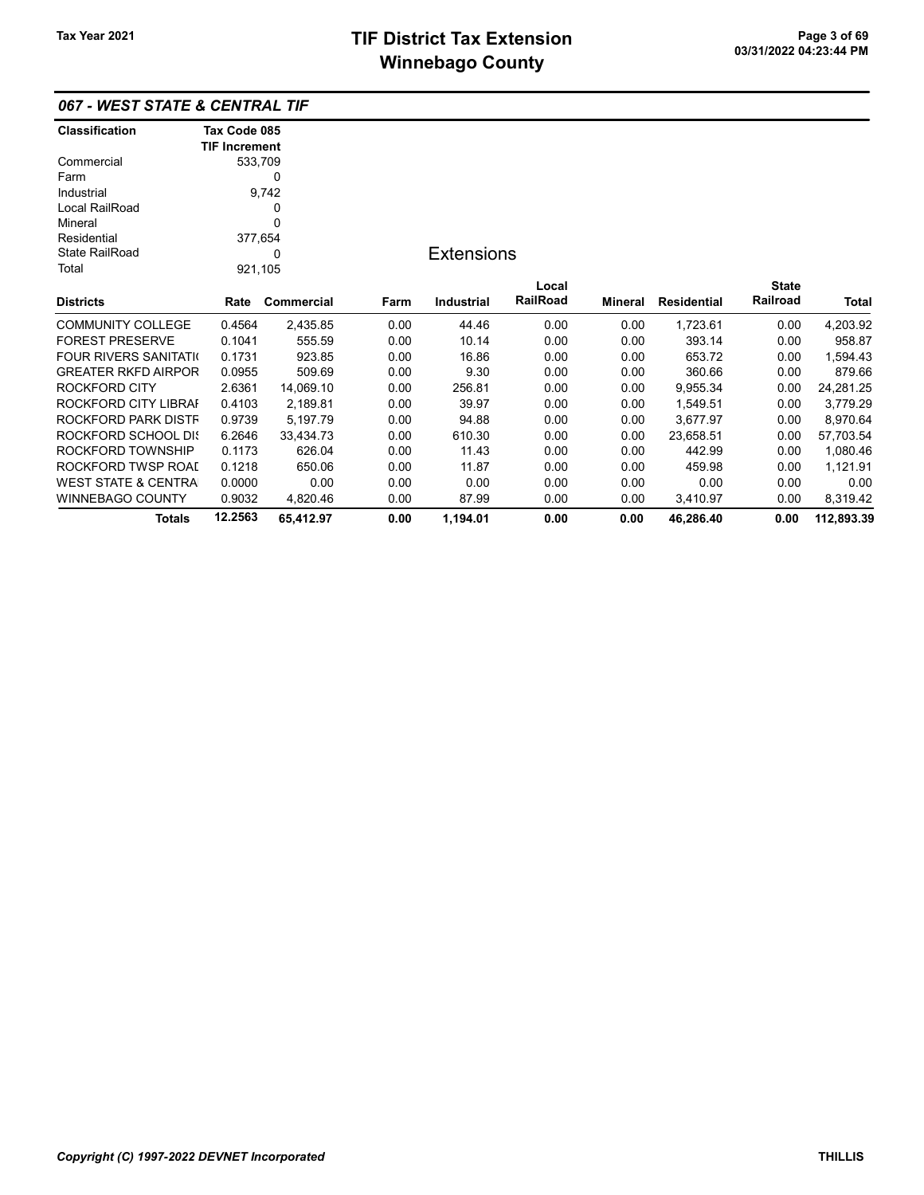# TIF District Tax Extension
# Winnebago County

Tax Year 2021

## 067 - WEST STATE & CENTRAL TIF

| Classification | Tax Code 085 TIF Increment |
|---|---|
| Commercial | 533,709 |
| Farm | 0 |
| Industrial | 9,742 |
| Local RailRoad | 0 |
| Mineral | 0 |
| Residential | 377,654 |
| State RailRoad | 0 |
| Total | 921,105 |

### Extensions

| Districts | Rate | Commercial | Farm | Industrial | Local RailRoad | Mineral | Residential | State Railroad | Total |
|---|---|---|---|---|---|---|---|---|---|
| COMMUNITY COLLEGE | 0.4564 | 2,435.85 | 0.00 | 44.46 | 0.00 | 0.00 | 1,723.61 | 0.00 | 4,203.92 |
| FOREST PRESERVE | 0.1041 | 555.59 | 0.00 | 10.14 | 0.00 | 0.00 | 393.14 | 0.00 | 958.87 |
| FOUR RIVERS SANITATI( | 0.1731 | 923.85 | 0.00 | 16.86 | 0.00 | 0.00 | 653.72 | 0.00 | 1,594.43 |
| GREATER RKFD AIRPOR | 0.0955 | 509.69 | 0.00 | 9.30 | 0.00 | 0.00 | 360.66 | 0.00 | 879.66 |
| ROCKFORD CITY | 2.6361 | 14,069.10 | 0.00 | 256.81 | 0.00 | 0.00 | 9,955.34 | 0.00 | 24,281.25 |
| ROCKFORD CITY LIBRAI | 0.4103 | 2,189.81 | 0.00 | 39.97 | 0.00 | 0.00 | 1,549.51 | 0.00 | 3,779.29 |
| ROCKFORD PARK DISTF | 0.9739 | 5,197.79 | 0.00 | 94.88 | 0.00 | 0.00 | 3,677.97 | 0.00 | 8,970.64 |
| ROCKFORD SCHOOL DIS | 6.2646 | 33,434.73 | 0.00 | 610.30 | 0.00 | 0.00 | 23,658.51 | 0.00 | 57,703.54 |
| ROCKFORD TOWNSHIP | 0.1173 | 626.04 | 0.00 | 11.43 | 0.00 | 0.00 | 442.99 | 0.00 | 1,080.46 |
| ROCKFORD TWSP ROAI | 0.1218 | 650.06 | 0.00 | 11.87 | 0.00 | 0.00 | 459.98 | 0.00 | 1,121.91 |
| WEST STATE & CENTRA | 0.0000 | 0.00 | 0.00 | 0.00 | 0.00 | 0.00 | 0.00 | 0.00 | 0.00 |
| WINNEBAGO COUNTY | 0.9032 | 4,820.46 | 0.00 | 87.99 | 0.00 | 0.00 | 3,410.97 | 0.00 | 8,319.42 |
| **Totals** | **12.2563** | **65,412.97** | **0.00** | **1,194.01** | **0.00** | **0.00** | **46,286.40** | **0.00** | **112,893.39** |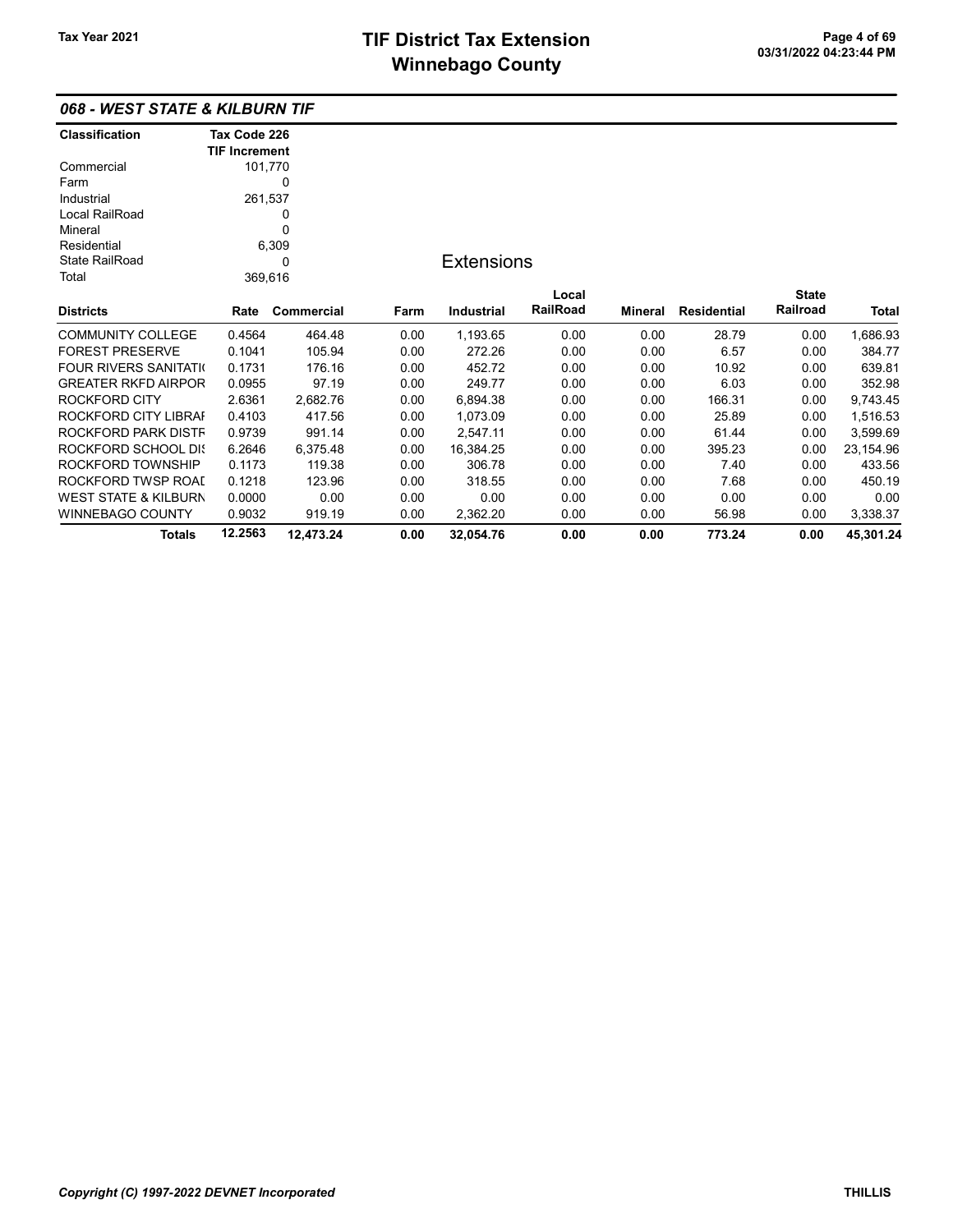## 068 - WEST STATE & KILBURN TIF

| Classification | Tax Code 226 TIF Increment |
|---|---|
| Commercial | 101,770 |
| Farm | 0 |
| Industrial | 261,537 |
| Local RailRoad | 0 |
| Mineral | 0 |
| Residential | 6,309 |
| State RailRoad | 0 |
| Total | 369,616 |

### Extensions

| Districts | Rate | Commercial | Farm | Industrial | Local RailRoad | Mineral | Residential | State Railroad | Total |
|---|---|---|---|---|---|---|---|---|---|
| COMMUNITY COLLEGE | 0.4564 | 464.48 | 0.00 | 1,193.65 | 0.00 | 0.00 | 28.79 | 0.00 | 1,686.93 |
| FOREST PRESERVE | 0.1041 | 105.94 | 0.00 | 272.26 | 0.00 | 0.00 | 6.57 | 0.00 | 384.77 |
| FOUR RIVERS SANITATI( | 0.1731 | 176.16 | 0.00 | 452.72 | 0.00 | 0.00 | 10.92 | 0.00 | 639.81 |
| GREATER RKFD AIRPOR | 0.0955 | 97.19 | 0.00 | 249.77 | 0.00 | 0.00 | 6.03 | 0.00 | 352.98 |
| ROCKFORD CITY | 2.6361 | 2,682.76 | 0.00 | 6,894.38 | 0.00 | 0.00 | 166.31 | 0.00 | 9,743.45 |
| ROCKFORD CITY LIBRAI | 0.4103 | 417.56 | 0.00 | 1,073.09 | 0.00 | 0.00 | 25.89 | 0.00 | 1,516.53 |
| ROCKFORD PARK DISTF | 0.9739 | 991.14 | 0.00 | 2,547.11 | 0.00 | 0.00 | 61.44 | 0.00 | 3,599.69 |
| ROCKFORD SCHOOL DI: | 6.2646 | 6,375.48 | 0.00 | 16,384.25 | 0.00 | 0.00 | 395.23 | 0.00 | 23,154.96 |
| ROCKFORD TOWNSHIP | 0.1173 | 119.38 | 0.00 | 306.78 | 0.00 | 0.00 | 7.40 | 0.00 | 433.56 |
| ROCKFORD TWSP ROAI | 0.1218 | 123.96 | 0.00 | 318.55 | 0.00 | 0.00 | 7.68 | 0.00 | 450.19 |
| WEST STATE & KILBURN | 0.0000 | 0.00 | 0.00 | 0.00 | 0.00 | 0.00 | 0.00 | 0.00 | 0.00 |
| WINNEBAGO COUNTY | 0.9032 | 919.19 | 0.00 | 2,362.20 | 0.00 | 0.00 | 56.98 | 0.00 | 3,338.37 |
| **Totals** | **12.2563** | **12,473.24** | **0.00** | **32,054.76** | **0.00** | **0.00** | **773.24** | **0.00** | **45,301.24** |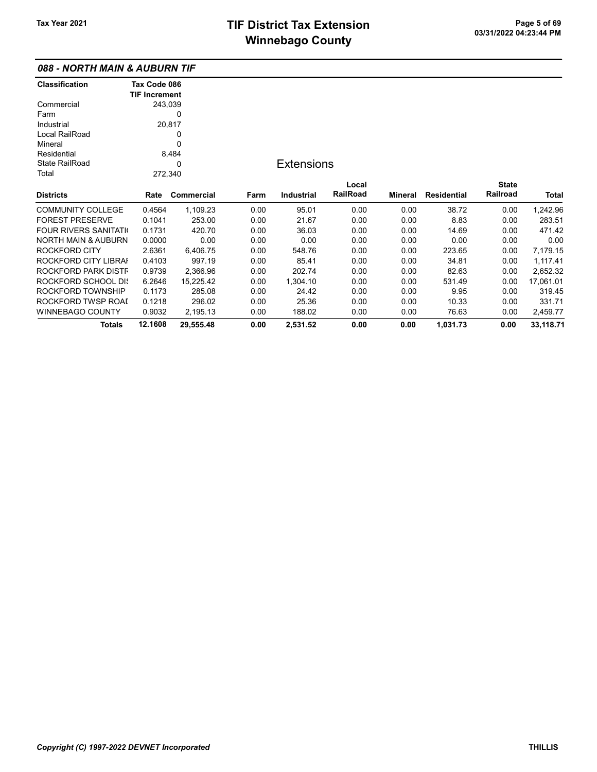# TIF District Tax Extension
# Winnebago County

Tax Year 2021

## 088 - NORTH MAIN & AUBURN TIF

| Classification | Tax Code 086 TIF Increment |
|---|---|
| Commercial | 243,039 |
| Farm | 0 |
| Industrial | 20,817 |
| Local RailRoad | 0 |
| Mineral | 0 |
| Residential | 8,484 |
| State RailRoad | 0 |
| Total | 272,340 |

### Extensions

| Districts | Rate | Commercial | Farm | Industrial | Local RailRoad | Mineral | Residential | State Railroad | Total |
|---|---|---|---|---|---|---|---|---|---|
| COMMUNITY COLLEGE | 0.4564 | 1,109.23 | 0.00 | 95.01 | 0.00 | 0.00 | 38.72 | 0.00 | 1,242.96 |
| FOREST PRESERVE | 0.1041 | 253.00 | 0.00 | 21.67 | 0.00 | 0.00 | 8.83 | 0.00 | 283.51 |
| FOUR RIVERS SANITATI( | 0.1731 | 420.70 | 0.00 | 36.03 | 0.00 | 0.00 | 14.69 | 0.00 | 471.42 |
| NORTH MAIN & AUBURN | 0.0000 | 0.00 | 0.00 | 0.00 | 0.00 | 0.00 | 0.00 | 0.00 | 0.00 |
| ROCKFORD CITY | 2.6361 | 6,406.75 | 0.00 | 548.76 | 0.00 | 0.00 | 223.65 | 0.00 | 7,179.15 |
| ROCKFORD CITY LIBRAI | 0.4103 | 997.19 | 0.00 | 85.41 | 0.00 | 0.00 | 34.81 | 0.00 | 1,117.41 |
| ROCKFORD PARK DISTF | 0.9739 | 2,366.96 | 0.00 | 202.74 | 0.00 | 0.00 | 82.63 | 0.00 | 2,652.32 |
| ROCKFORD SCHOOL DI: | 6.2646 | 15,225.42 | 0.00 | 1,304.10 | 0.00 | 0.00 | 531.49 | 0.00 | 17,061.01 |
| ROCKFORD TOWNSHIP | 0.1173 | 285.08 | 0.00 | 24.42 | 0.00 | 0.00 | 9.95 | 0.00 | 319.45 |
| ROCKFORD TWSP ROAI | 0.1218 | 296.02 | 0.00 | 25.36 | 0.00 | 0.00 | 10.33 | 0.00 | 331.71 |
| WINNEBAGO COUNTY | 0.9032 | 2,195.13 | 0.00 | 188.02 | 0.00 | 0.00 | 76.63 | 0.00 | 2,459.77 |
| **Totals** | **12.1608** | **29,555.48** | **0.00** | **2,531.52** | **0.00** | **0.00** | **1,031.73** | **0.00** | **33,118.71** |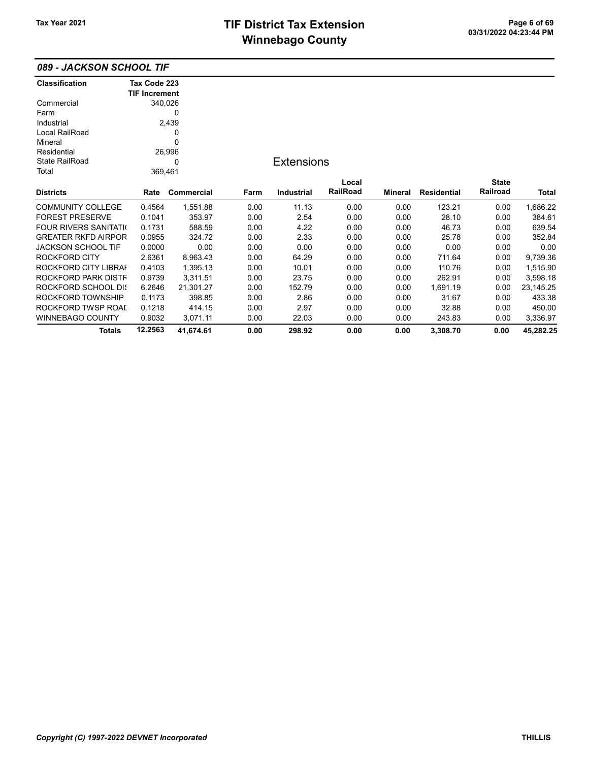## 089 - JACKSON SCHOOL TIF

| Classification | Tax Code 223 TIF Increment |
|---|---|
| Commercial | 340,026 |
| Farm | 0 |
| Industrial | 2,439 |
| Local RailRoad | 0 |
| Mineral | 0 |
| Residential | 26,996 |
| State RailRoad | 0 |
| Total | 369,461 |

### Extensions

| Districts | Rate | Commercial | Farm | Industrial | Local RailRoad | Mineral | Residential | State Railroad | Total |
|---|---|---|---|---|---|---|---|---|---|
| COMMUNITY COLLEGE | 0.4564 | 1,551.88 | 0.00 | 11.13 | 0.00 | 0.00 | 123.21 | 0.00 | 1,686.22 |
| FOREST PRESERVE | 0.1041 | 353.97 | 0.00 | 2.54 | 0.00 | 0.00 | 28.10 | 0.00 | 384.61 |
| FOUR RIVERS SANITATI( | 0.1731 | 588.59 | 0.00 | 4.22 | 0.00 | 0.00 | 46.73 | 0.00 | 639.54 |
| GREATER RKFD AIRPOR | 0.0955 | 324.72 | 0.00 | 2.33 | 0.00 | 0.00 | 25.78 | 0.00 | 352.84 |
| JACKSON SCHOOL TIF | 0.0000 | 0.00 | 0.00 | 0.00 | 0.00 | 0.00 | 0.00 | 0.00 | 0.00 |
| ROCKFORD CITY | 2.6361 | 8,963.43 | 0.00 | 64.29 | 0.00 | 0.00 | 711.64 | 0.00 | 9,739.36 |
| ROCKFORD CITY LIBRAI | 0.4103 | 1,395.13 | 0.00 | 10.01 | 0.00 | 0.00 | 110.76 | 0.00 | 1,515.90 |
| ROCKFORD PARK DISTF | 0.9739 | 3,311.51 | 0.00 | 23.75 | 0.00 | 0.00 | 262.91 | 0.00 | 3,598.18 |
| ROCKFORD SCHOOL DIS | 6.2646 | 21,301.27 | 0.00 | 152.79 | 0.00 | 0.00 | 1,691.19 | 0.00 | 23,145.25 |
| ROCKFORD TOWNSHIP | 0.1173 | 398.85 | 0.00 | 2.86 | 0.00 | 0.00 | 31.67 | 0.00 | 433.38 |
| ROCKFORD TWSP ROAI | 0.1218 | 414.15 | 0.00 | 2.97 | 0.00 | 0.00 | 32.88 | 0.00 | 450.00 |
| WINNEBAGO COUNTY | 0.9032 | 3,071.11 | 0.00 | 22.03 | 0.00 | 0.00 | 243.83 | 0.00 | 3,336.97 |
| **Totals** | **12.2563** | **41,674.61** | **0.00** | **298.92** | **0.00** | **0.00** | **3,308.70** | **0.00** | **45,282.25** |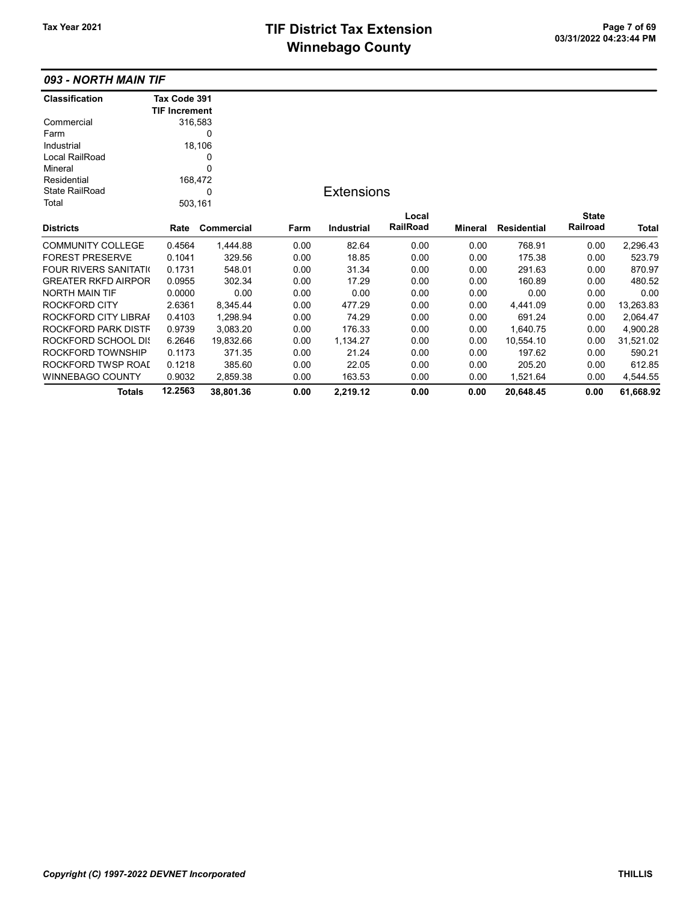## 093 - NORTH MAIN TIF

| Classification | Tax Code 391 TIF Increment |
|---|---|
| Commercial | 316,583 |
| Farm | 0 |
| Industrial | 18,106 |
| Local RailRoad | 0 |
| Mineral | 0 |
| Residential | 168,472 |
| State RailRoad | 0 |
| Total | 503,161 |

### Extensions

| Districts | Rate | Commercial | Farm | Industrial | Local RailRoad | Mineral | Residential | State Railroad | Total |
|---|---|---|---|---|---|---|---|---|---|
| COMMUNITY COLLEGE | 0.4564 | 1,444.88 | 0.00 | 82.64 | 0.00 | 0.00 | 768.91 | 0.00 | 2,296.43 |
| FOREST PRESERVE | 0.1041 | 329.56 | 0.00 | 18.85 | 0.00 | 0.00 | 175.38 | 0.00 | 523.79 |
| FOUR RIVERS SANITATI( | 0.1731 | 548.01 | 0.00 | 31.34 | 0.00 | 0.00 | 291.63 | 0.00 | 870.97 |
| GREATER RKFD AIRPOR | 0.0955 | 302.34 | 0.00 | 17.29 | 0.00 | 0.00 | 160.89 | 0.00 | 480.52 |
| NORTH MAIN TIF | 0.0000 | 0.00 | 0.00 | 0.00 | 0.00 | 0.00 | 0.00 | 0.00 | 0.00 |
| ROCKFORD CITY | 2.6361 | 8,345.44 | 0.00 | 477.29 | 0.00 | 0.00 | 4,441.09 | 0.00 | 13,263.83 |
| ROCKFORD CITY LIBRAI | 0.4103 | 1,298.94 | 0.00 | 74.29 | 0.00 | 0.00 | 691.24 | 0.00 | 2,064.47 |
| ROCKFORD PARK DISTF | 0.9739 | 3,083.20 | 0.00 | 176.33 | 0.00 | 0.00 | 1,640.75 | 0.00 | 4,900.28 |
| ROCKFORD SCHOOL DIS | 6.2646 | 19,832.66 | 0.00 | 1,134.27 | 0.00 | 0.00 | 10,554.10 | 0.00 | 31,521.02 |
| ROCKFORD TOWNSHIP | 0.1173 | 371.35 | 0.00 | 21.24 | 0.00 | 0.00 | 197.62 | 0.00 | 590.21 |
| ROCKFORD TWSP ROAI | 0.1218 | 385.60 | 0.00 | 22.05 | 0.00 | 0.00 | 205.20 | 0.00 | 612.85 |
| WINNEBAGO COUNTY | 0.9032 | 2,859.38 | 0.00 | 163.53 | 0.00 | 0.00 | 1,521.64 | 0.00 | 4,544.55 |
| **Totals** | **12.2563** | **38,801.36** | **0.00** | **2,219.12** | **0.00** | **0.00** | **20,648.45** | **0.00** | **61,668.92** |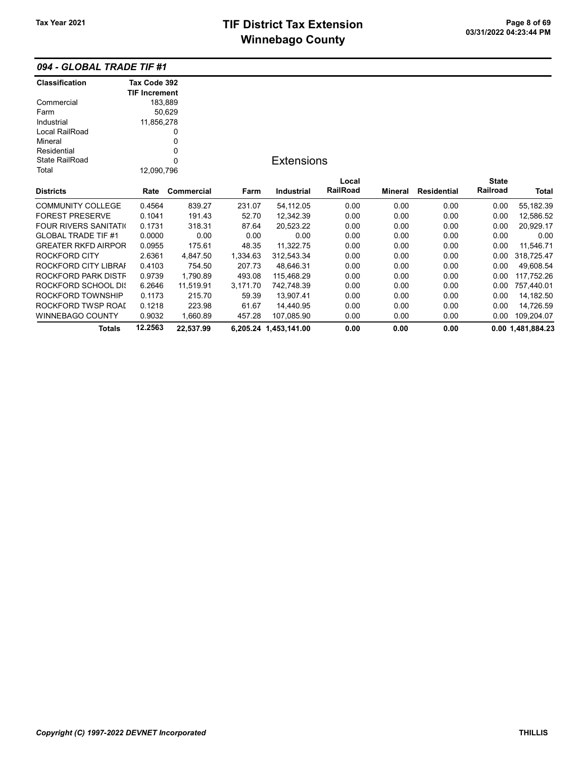## 094 - GLOBAL TRADE TIF #1

| Classification | Tax Code 392 TIF Increment |
|---|---|
| Commercial | 183,889 |
| Farm | 50,629 |
| Industrial | 11,856,278 |
| Local RailRoad | 0 |
| Mineral | 0 |
| Residential | 0 |
| State RailRoad | 0 |
| Total | 12,090,796 |

### Extensions

| Districts | Rate | Commercial | Farm | Industrial | Local RailRoad | Mineral | Residential | State Railroad | Total |
|---|---|---|---|---|---|---|---|---|---|
| COMMUNITY COLLEGE | 0.4564 | 839.27 | 231.07 | 54,112.05 | 0.00 | 0.00 | 0.00 | 0.00 | 55,182.39 |
| FOREST PRESERVE | 0.1041 | 191.43 | 52.70 | 12,342.39 | 0.00 | 0.00 | 0.00 | 0.00 | 12,586.52 |
| FOUR RIVERS SANITATI( | 0.1731 | 318.31 | 87.64 | 20,523.22 | 0.00 | 0.00 | 0.00 | 0.00 | 20,929.17 |
| GLOBAL TRADE TIF #1 | 0.0000 | 0.00 | 0.00 | 0.00 | 0.00 | 0.00 | 0.00 | 0.00 | 0.00 |
| GREATER RKFD AIRPOR | 0.0955 | 175.61 | 48.35 | 11,322.75 | 0.00 | 0.00 | 0.00 | 0.00 | 11,546.71 |
| ROCKFORD CITY | 2.6361 | 4,847.50 | 1,334.63 | 312,543.34 | 0.00 | 0.00 | 0.00 | 0.00 | 318,725.47 |
| ROCKFORD CITY LIBRAI | 0.4103 | 754.50 | 207.73 | 48,646.31 | 0.00 | 0.00 | 0.00 | 0.00 | 49,608.54 |
| ROCKFORD PARK DISTF | 0.9739 | 1,790.89 | 493.08 | 115,468.29 | 0.00 | 0.00 | 0.00 | 0.00 | 117,752.26 |
| ROCKFORD SCHOOL DI: | 6.2646 | 11,519.91 | 3,171.70 | 742,748.39 | 0.00 | 0.00 | 0.00 | 0.00 | 757,440.01 |
| ROCKFORD TOWNSHIP | 0.1173 | 215.70 | 59.39 | 13,907.41 | 0.00 | 0.00 | 0.00 | 0.00 | 14,182.50 |
| ROCKFORD TWSP ROAI | 0.1218 | 223.98 | 61.67 | 14,440.95 | 0.00 | 0.00 | 0.00 | 0.00 | 14,726.59 |
| WINNEBAGO COUNTY | 0.9032 | 1,660.89 | 457.28 | 107,085.90 | 0.00 | 0.00 | 0.00 | 0.00 | 109,204.07 |
| **Totals** | **12.2563** | **22,537.99** | **6,205.24** | **1,453,141.00** | **0.00** | **0.00** | **0.00** | **0.00** | **1,481,884.23** |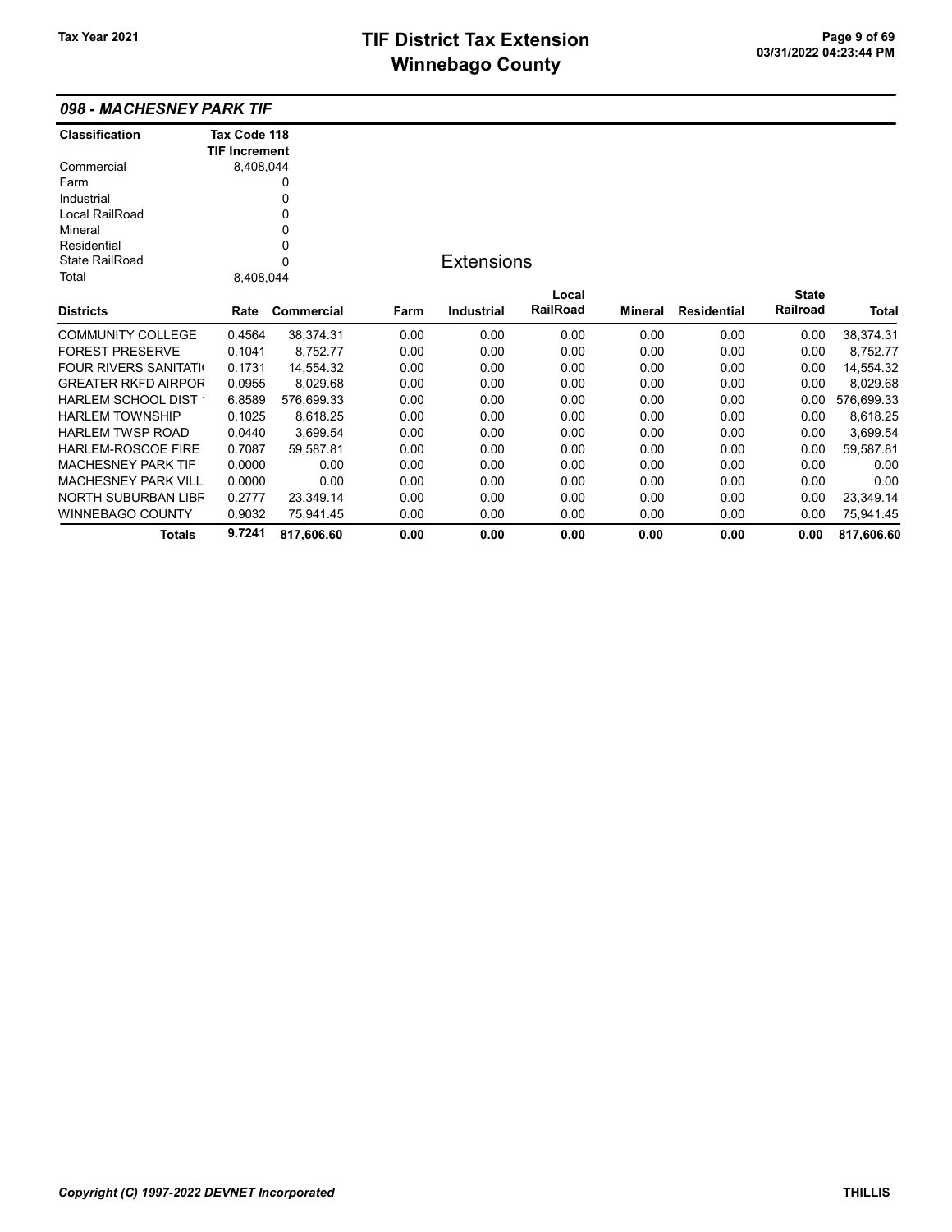## 098 - MACHESNEY PARK TIF

| Classification | Tax Code 118 TIF Increment |
|---|---|
| Commercial | 8,408,044 |
| Farm | 0 |
| Industrial | 0 |
| Local RailRoad | 0 |
| Mineral | 0 |
| Residential | 0 |
| State RailRoad | 0 |
| Total | 8,408,044 |

### Extensions

| Districts | Rate | Commercial | Farm | Industrial | Local RailRoad | Mineral | Residential | State Railroad | Total |
|---|---|---|---|---|---|---|---|---|---|
| COMMUNITY COLLEGE | 0.4564 | 38,374.31 | 0.00 | 0.00 | 0.00 | 0.00 | 0.00 | 0.00 | 38,374.31 |
| FOREST PRESERVE | 0.1041 | 8,752.77 | 0.00 | 0.00 | 0.00 | 0.00 | 0.00 | 0.00 | 8,752.77 |
| FOUR RIVERS SANITATI( | 0.1731 | 14,554.32 | 0.00 | 0.00 | 0.00 | 0.00 | 0.00 | 0.00 | 14,554.32 |
| GREATER RKFD AIRPOR | 0.0955 | 8,029.68 | 0.00 | 0.00 | 0.00 | 0.00 | 0.00 | 0.00 | 8,029.68 |
| HARLEM SCHOOL DIST ' | 6.8589 | 576,699.33 | 0.00 | 0.00 | 0.00 | 0.00 | 0.00 | 0.00 | 576,699.33 |
| HARLEM TOWNSHIP | 0.1025 | 8,618.25 | 0.00 | 0.00 | 0.00 | 0.00 | 0.00 | 0.00 | 8,618.25 |
| HARLEM TWSP ROAD | 0.0440 | 3,699.54 | 0.00 | 0.00 | 0.00 | 0.00 | 0.00 | 0.00 | 3,699.54 |
| HARLEM-ROSCOE FIRE | 0.7087 | 59,587.81 | 0.00 | 0.00 | 0.00 | 0.00 | 0.00 | 0.00 | 59,587.81 |
| MACHESNEY PARK TIF | 0.0000 | 0.00 | 0.00 | 0.00 | 0.00 | 0.00 | 0.00 | 0.00 | 0.00 |
| MACHESNEY PARK VILL. | 0.0000 | 0.00 | 0.00 | 0.00 | 0.00 | 0.00 | 0.00 | 0.00 | 0.00 |
| NORTH SUBURBAN LIBR | 0.2777 | 23,349.14 | 0.00 | 0.00 | 0.00 | 0.00 | 0.00 | 0.00 | 23,349.14 |
| WINNEBAGO COUNTY | 0.9032 | 75,941.45 | 0.00 | 0.00 | 0.00 | 0.00 | 0.00 | 0.00 | 75,941.45 |
| **Totals** | **9.7241** | **817,606.60** | **0.00** | **0.00** | **0.00** | **0.00** | **0.00** | **0.00** | **817,606.60** |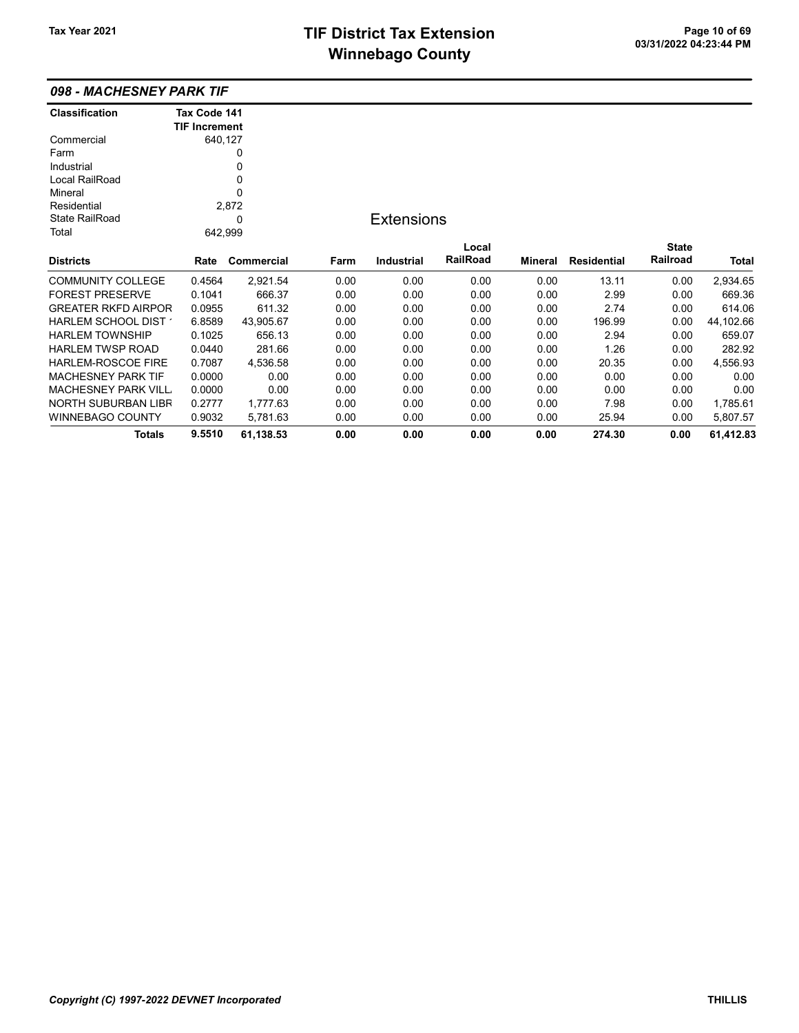# TIF District Tax Extension
# Winnebago County

Tax Year 2021

03/31/2022 04:23:44 PM

## 098 - MACHESNEY PARK TIF

| Classification | Tax Code 141 TIF Increment |
|---|---|
| Commercial | 640,127 |
| Farm | 0 |
| Industrial | 0 |
| Local RailRoad | 0 |
| Mineral | 0 |
| Residential | 2,872 |
| State RailRoad | 0 |
| Total | 642,999 |

### Extensions

| Districts | Rate | Commercial | Farm | Industrial | Local RailRoad | Mineral | Residential | State Railroad | Total |
|---|---|---|---|---|---|---|---|---|---|
| COMMUNITY COLLEGE | 0.4564 | 2,921.54 | 0.00 | 0.00 | 0.00 | 0.00 | 13.11 | 0.00 | 2,934.65 |
| FOREST PRESERVE | 0.1041 | 666.37 | 0.00 | 0.00 | 0.00 | 0.00 | 2.99 | 0.00 | 669.36 |
| GREATER RKFD AIRPOR | 0.0955 | 611.32 | 0.00 | 0.00 | 0.00 | 0.00 | 2.74 | 0.00 | 614.06 |
| HARLEM SCHOOL DIST 1 | 6.8589 | 43,905.67 | 0.00 | 0.00 | 0.00 | 0.00 | 196.99 | 0.00 | 44,102.66 |
| HARLEM TOWNSHIP | 0.1025 | 656.13 | 0.00 | 0.00 | 0.00 | 0.00 | 2.94 | 0.00 | 659.07 |
| HARLEM TWSP ROAD | 0.0440 | 281.66 | 0.00 | 0.00 | 0.00 | 0.00 | 1.26 | 0.00 | 282.92 |
| HARLEM-ROSCOE FIRE | 0.7087 | 4,536.58 | 0.00 | 0.00 | 0.00 | 0.00 | 20.35 | 0.00 | 4,556.93 |
| MACHESNEY PARK TIF | 0.0000 | 0.00 | 0.00 | 0.00 | 0.00 | 0.00 | 0.00 | 0.00 | 0.00 |
| MACHESNEY PARK VILL | 0.0000 | 0.00 | 0.00 | 0.00 | 0.00 | 0.00 | 0.00 | 0.00 | 0.00 |
| NORTH SUBURBAN LIBR | 0.2777 | 1,777.63 | 0.00 | 0.00 | 0.00 | 0.00 | 7.98 | 0.00 | 1,785.61 |
| WINNEBAGO COUNTY | 0.9032 | 5,781.63 | 0.00 | 0.00 | 0.00 | 0.00 | 25.94 | 0.00 | 5,807.57 |
| **Totals** | **9.5510** | **61,138.53** | **0.00** | **0.00** | **0.00** | **0.00** | **274.30** | **0.00** | **61,412.83** |

*Copyright (C) 1997-2022 DEVNET Incorporated* — THILLIS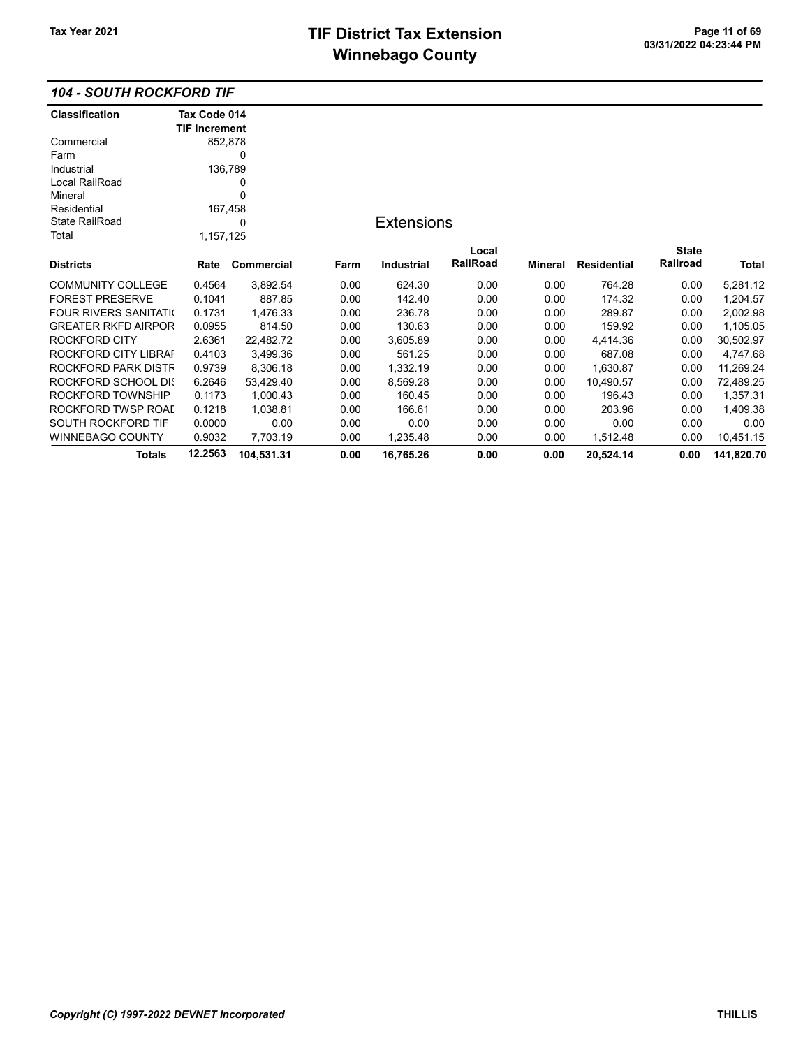# TIF District Tax Extension
# Winnebago County

Tax Year 2021

03/31/2022 04:23:44 PM

### 104 - SOUTH ROCKFORD TIF

| Classification | Tax Code 014 TIF Increment |
|---|---|
| Commercial | 852,878 |
| Farm | 0 |
| Industrial | 136,789 |
| Local RailRoad | 0 |
| Mineral | 0 |
| Residential | 167,458 |
| State RailRoad | 0 |
| Total | 1,157,125 |

**Extensions**

| Districts | Rate | Commercial | Farm | Industrial | Local RailRoad | Mineral | Residential | State Railroad | Total |
|---|---|---|---|---|---|---|---|---|---|
| COMMUNITY COLLEGE | 0.4564 | 3,892.54 | 0.00 | 624.30 | 0.00 | 0.00 | 764.28 | 0.00 | 5,281.12 |
| FOREST PRESERVE | 0.1041 | 887.85 | 0.00 | 142.40 | 0.00 | 0.00 | 174.32 | 0.00 | 1,204.57 |
| FOUR RIVERS SANITATI( | 0.1731 | 1,476.33 | 0.00 | 236.78 | 0.00 | 0.00 | 289.87 | 0.00 | 2,002.98 |
| GREATER RKFD AIRPOR | 0.0955 | 814.50 | 0.00 | 130.63 | 0.00 | 0.00 | 159.92 | 0.00 | 1,105.05 |
| ROCKFORD CITY | 2.6361 | 22,482.72 | 0.00 | 3,605.89 | 0.00 | 0.00 | 4,414.36 | 0.00 | 30,502.97 |
| ROCKFORD CITY LIBRAI | 0.4103 | 3,499.36 | 0.00 | 561.25 | 0.00 | 0.00 | 687.08 | 0.00 | 4,747.68 |
| ROCKFORD PARK DISTF | 0.9739 | 8,306.18 | 0.00 | 1,332.19 | 0.00 | 0.00 | 1,630.87 | 0.00 | 11,269.24 |
| ROCKFORD SCHOOL DIS | 6.2646 | 53,429.40 | 0.00 | 8,569.28 | 0.00 | 0.00 | 10,490.57 | 0.00 | 72,489.25 |
| ROCKFORD TOWNSHIP | 0.1173 | 1,000.43 | 0.00 | 160.45 | 0.00 | 0.00 | 196.43 | 0.00 | 1,357.31 |
| ROCKFORD TWSP ROAI | 0.1218 | 1,038.81 | 0.00 | 166.61 | 0.00 | 0.00 | 203.96 | 0.00 | 1,409.38 |
| SOUTH ROCKFORD TIF | 0.0000 | 0.00 | 0.00 | 0.00 | 0.00 | 0.00 | 0.00 | 0.00 | 0.00 |
| WINNEBAGO COUNTY | 0.9032 | 7,703.19 | 0.00 | 1,235.48 | 0.00 | 0.00 | 1,512.48 | 0.00 | 10,451.15 |
| **Totals** | **12.2563** | **104,531.31** | **0.00** | **16,765.26** | **0.00** | **0.00** | **20,524.14** | **0.00** | **141,820.70** |

*Copyright (C) 1997-2022 DEVNET Incorporated* THILLIS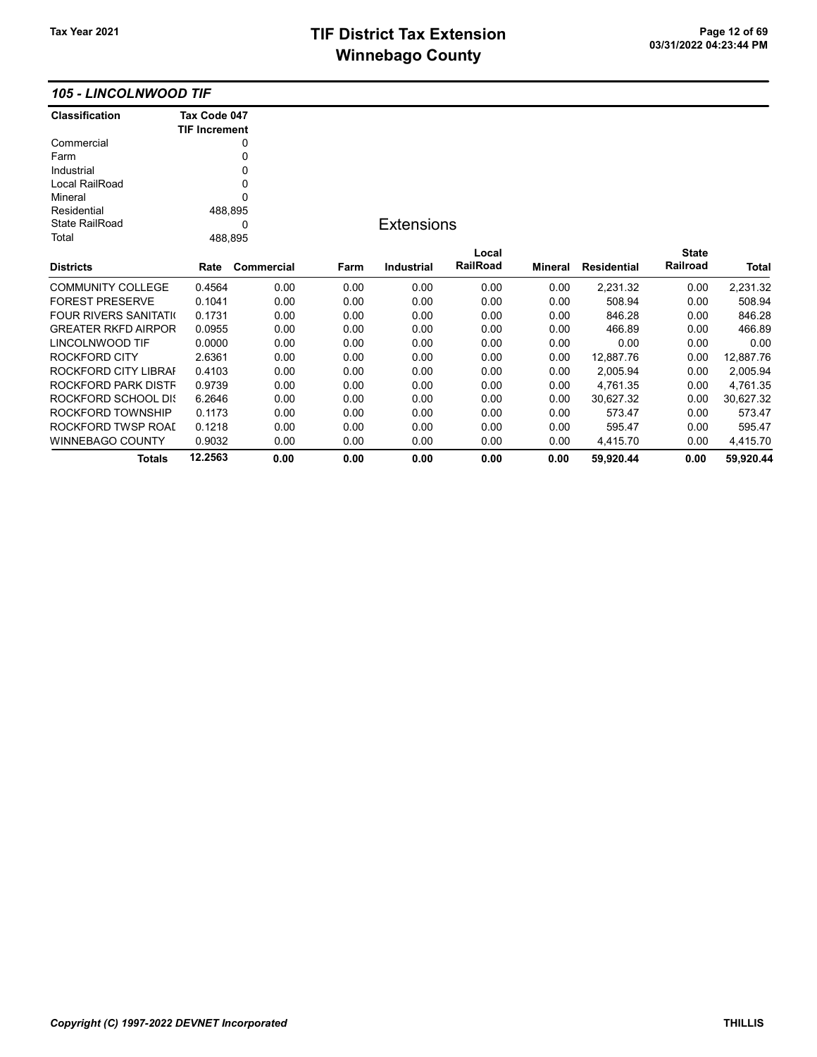## 105 - LINCOLNWOOD TIF

| Classification | Tax Code 047 TIF Increment |
|---|---|
| Commercial | 0 |
| Farm | 0 |
| Industrial | 0 |
| Local RailRoad | 0 |
| Mineral | 0 |
| Residential | 488,895 |
| State RailRoad | 0 |
| Total | 488,895 |

### Extensions

| Districts | Rate | Commercial | Farm | Industrial | Local RailRoad | Mineral | Residential | State Railroad | Total |
|---|---|---|---|---|---|---|---|---|---|
| COMMUNITY COLLEGE | 0.4564 | 0.00 | 0.00 | 0.00 | 0.00 | 0.00 | 2,231.32 | 0.00 | 2,231.32 |
| FOREST PRESERVE | 0.1041 | 0.00 | 0.00 | 0.00 | 0.00 | 0.00 | 508.94 | 0.00 | 508.94 |
| FOUR RIVERS SANITATI( | 0.1731 | 0.00 | 0.00 | 0.00 | 0.00 | 0.00 | 846.28 | 0.00 | 846.28 |
| GREATER RKFD AIRPOR | 0.0955 | 0.00 | 0.00 | 0.00 | 0.00 | 0.00 | 466.89 | 0.00 | 466.89 |
| LINCOLNWOOD TIF | 0.0000 | 0.00 | 0.00 | 0.00 | 0.00 | 0.00 | 0.00 | 0.00 | 0.00 |
| ROCKFORD CITY | 2.6361 | 0.00 | 0.00 | 0.00 | 0.00 | 0.00 | 12,887.76 | 0.00 | 12,887.76 |
| ROCKFORD CITY LIBRAI | 0.4103 | 0.00 | 0.00 | 0.00 | 0.00 | 0.00 | 2,005.94 | 0.00 | 2,005.94 |
| ROCKFORD PARK DISTF | 0.9739 | 0.00 | 0.00 | 0.00 | 0.00 | 0.00 | 4,761.35 | 0.00 | 4,761.35 |
| ROCKFORD SCHOOL DI: | 6.2646 | 0.00 | 0.00 | 0.00 | 0.00 | 0.00 | 30,627.32 | 0.00 | 30,627.32 |
| ROCKFORD TOWNSHIP | 0.1173 | 0.00 | 0.00 | 0.00 | 0.00 | 0.00 | 573.47 | 0.00 | 573.47 |
| ROCKFORD TWSP ROAI | 0.1218 | 0.00 | 0.00 | 0.00 | 0.00 | 0.00 | 595.47 | 0.00 | 595.47 |
| WINNEBAGO COUNTY | 0.9032 | 0.00 | 0.00 | 0.00 | 0.00 | 0.00 | 4,415.70 | 0.00 | 4,415.70 |
| **Totals** | **12.2563** | **0.00** | **0.00** | **0.00** | **0.00** | **0.00** | **59,920.44** | **0.00** | **59,920.44** |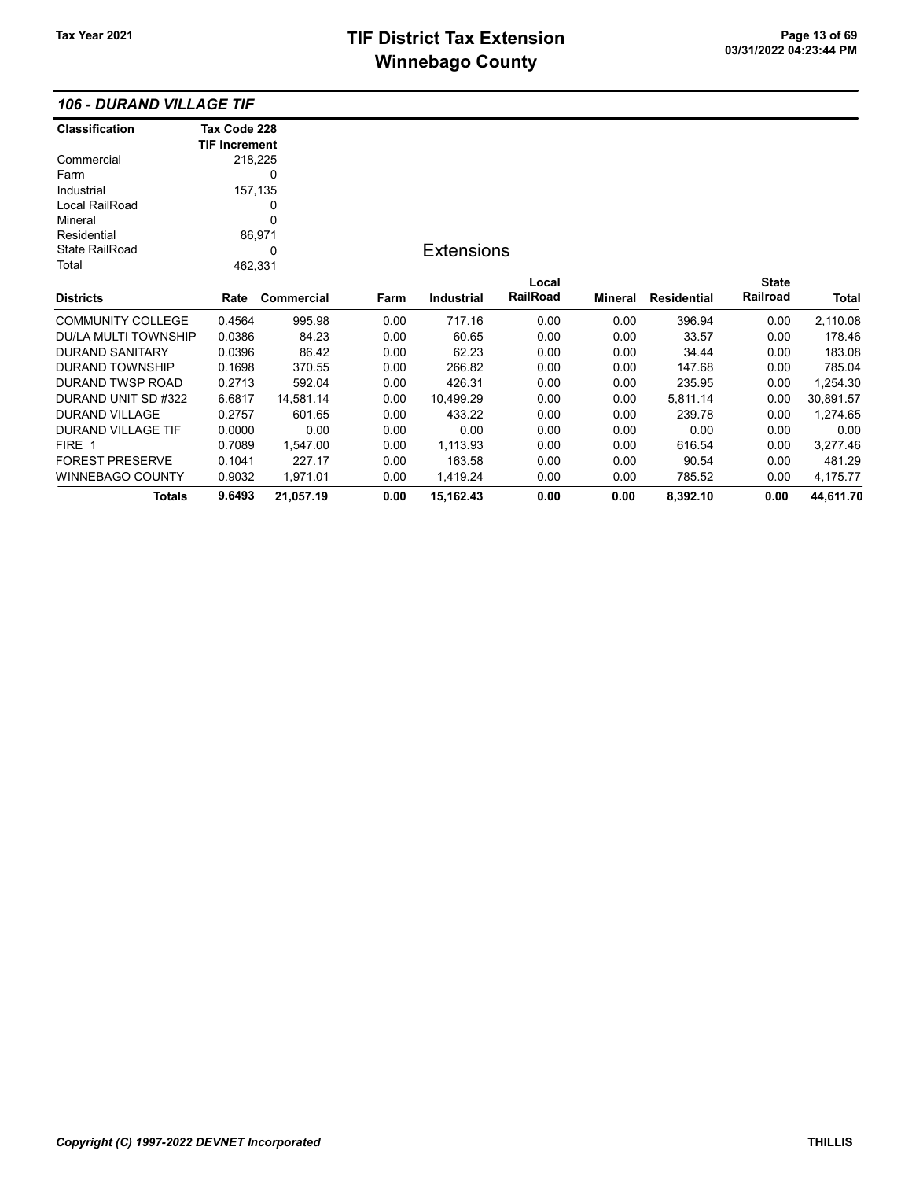## 106 - DURAND VILLAGE TIF

| Classification | Tax Code 228 TIF Increment |
|---|---|
| Commercial | 218,225 |
| Farm | 0 |
| Industrial | 157,135 |
| Local RailRoad | 0 |
| Mineral | 0 |
| Residential | 86,971 |
| State RailRoad | 0 |
| Total | 462,331 |

### Extensions

| Districts | Rate | Commercial | Farm | Industrial | Local RailRoad | Mineral | Residential | State Railroad | Total |
|---|---|---|---|---|---|---|---|---|---|
| COMMUNITY COLLEGE | 0.4564 | 995.98 | 0.00 | 717.16 | 0.00 | 0.00 | 396.94 | 0.00 | 2,110.08 |
| DU/LA MULTI TOWNSHIP | 0.0386 | 84.23 | 0.00 | 60.65 | 0.00 | 0.00 | 33.57 | 0.00 | 178.46 |
| DURAND SANITARY | 0.0396 | 86.42 | 0.00 | 62.23 | 0.00 | 0.00 | 34.44 | 0.00 | 183.08 |
| DURAND TOWNSHIP | 0.1698 | 370.55 | 0.00 | 266.82 | 0.00 | 0.00 | 147.68 | 0.00 | 785.04 |
| DURAND TWSP ROAD | 0.2713 | 592.04 | 0.00 | 426.31 | 0.00 | 0.00 | 235.95 | 0.00 | 1,254.30 |
| DURAND UNIT SD #322 | 6.6817 | 14,581.14 | 0.00 | 10,499.29 | 0.00 | 0.00 | 5,811.14 | 0.00 | 30,891.57 |
| DURAND VILLAGE | 0.2757 | 601.65 | 0.00 | 433.22 | 0.00 | 0.00 | 239.78 | 0.00 | 1,274.65 |
| DURAND VILLAGE TIF | 0.0000 | 0.00 | 0.00 | 0.00 | 0.00 | 0.00 | 0.00 | 0.00 | 0.00 |
| FIRE 1 | 0.7089 | 1,547.00 | 0.00 | 1,113.93 | 0.00 | 0.00 | 616.54 | 0.00 | 3,277.46 |
| FOREST PRESERVE | 0.1041 | 227.17 | 0.00 | 163.58 | 0.00 | 0.00 | 90.54 | 0.00 | 481.29 |
| WINNEBAGO COUNTY | 0.9032 | 1,971.01 | 0.00 | 1,419.24 | 0.00 | 0.00 | 785.52 | 0.00 | 4,175.77 |
| **Totals** | **9.6493** | **21,057.19** | **0.00** | **15,162.43** | **0.00** | **0.00** | **8,392.10** | **0.00** | **44,611.70** |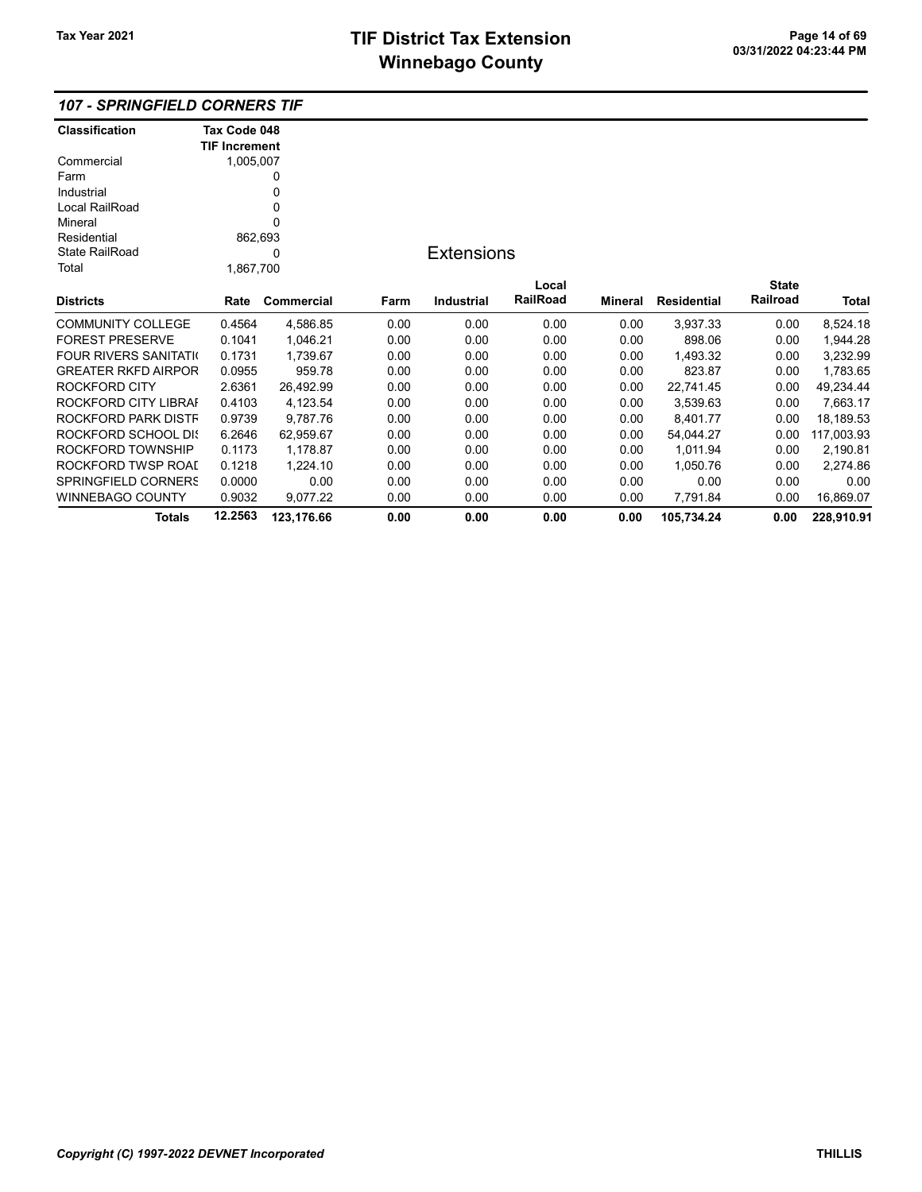## 107 - SPRINGFIELD CORNERS TIF

| Classification | Tax Code 048 TIF Increment |
|---|---|
| Commercial | 1,005,007 |
| Farm | 0 |
| Industrial | 0 |
| Local RailRoad | 0 |
| Mineral | 0 |
| Residential | 862,693 |
| State RailRoad | 0 |
| Total | 1,867,700 |

### Extensions

| Districts | Rate | Commercial | Farm | Industrial | Local RailRoad | Mineral | Residential | State Railroad | Total |
|---|---|---|---|---|---|---|---|---|---|
| COMMUNITY COLLEGE | 0.4564 | 4,586.85 | 0.00 | 0.00 | 0.00 | 0.00 | 3,937.33 | 0.00 | 8,524.18 |
| FOREST PRESERVE | 0.1041 | 1,046.21 | 0.00 | 0.00 | 0.00 | 0.00 | 898.06 | 0.00 | 1,944.28 |
| FOUR RIVERS SANITATI( | 0.1731 | 1,739.67 | 0.00 | 0.00 | 0.00 | 0.00 | 1,493.32 | 0.00 | 3,232.99 |
| GREATER RKFD AIRPOR | 0.0955 | 959.78 | 0.00 | 0.00 | 0.00 | 0.00 | 823.87 | 0.00 | 1,783.65 |
| ROCKFORD CITY | 2.6361 | 26,492.99 | 0.00 | 0.00 | 0.00 | 0.00 | 22,741.45 | 0.00 | 49,234.44 |
| ROCKFORD CITY LIBRAI | 0.4103 | 4,123.54 | 0.00 | 0.00 | 0.00 | 0.00 | 3,539.63 | 0.00 | 7,663.17 |
| ROCKFORD PARK DISTF | 0.9739 | 9,787.76 | 0.00 | 0.00 | 0.00 | 0.00 | 8,401.77 | 0.00 | 18,189.53 |
| ROCKFORD SCHOOL DI! | 6.2646 | 62,959.67 | 0.00 | 0.00 | 0.00 | 0.00 | 54,044.27 | 0.00 | 117,003.93 |
| ROCKFORD TOWNSHIP | 0.1173 | 1,178.87 | 0.00 | 0.00 | 0.00 | 0.00 | 1,011.94 | 0.00 | 2,190.81 |
| ROCKFORD TWSP ROAI | 0.1218 | 1,224.10 | 0.00 | 0.00 | 0.00 | 0.00 | 1,050.76 | 0.00 | 2,274.86 |
| SPRINGFIELD CORNERS | 0.0000 | 0.00 | 0.00 | 0.00 | 0.00 | 0.00 | 0.00 | 0.00 | 0.00 |
| WINNEBAGO COUNTY | 0.9032 | 9,077.22 | 0.00 | 0.00 | 0.00 | 0.00 | 7,791.84 | 0.00 | 16,869.07 |
| **Totals** | **12.2563** | **123,176.66** | **0.00** | **0.00** | **0.00** | **0.00** | **105,734.24** | **0.00** | **228,910.91** |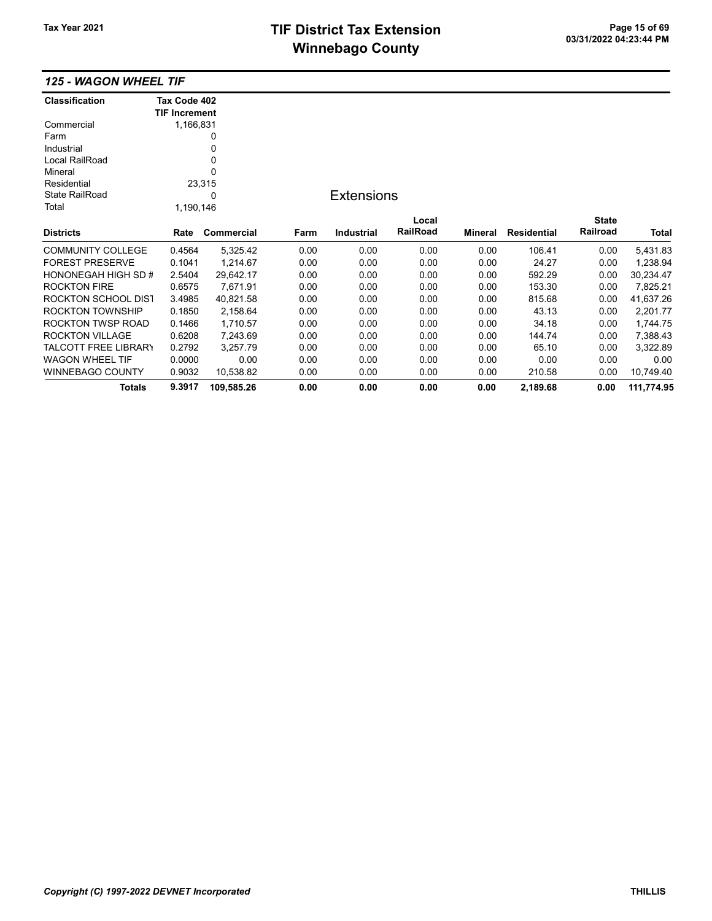## 125 - WAGON WHEEL TIF

| Classification | Tax Code 402 TIF Increment |
|---|---|
| Commercial | 1,166,831 |
| Farm | 0 |
| Industrial | 0 |
| Local RailRoad | 0 |
| Mineral | 0 |
| Residential | 23,315 |
| State RailRoad | 0 |
| Total | 1,190,146 |

### Extensions

| Districts | Rate | Commercial | Farm | Industrial | Local RailRoad | Mineral | Residential | State Railroad | Total |
|---|---|---|---|---|---|---|---|---|---|
| COMMUNITY COLLEGE | 0.4564 | 5,325.42 | 0.00 | 0.00 | 0.00 | 0.00 | 106.41 | 0.00 | 5,431.83 |
| FOREST PRESERVE | 0.1041 | 1,214.67 | 0.00 | 0.00 | 0.00 | 0.00 | 24.27 | 0.00 | 1,238.94 |
| HONONEGAH HIGH SD # | 2.5404 | 29,642.17 | 0.00 | 0.00 | 0.00 | 0.00 | 592.29 | 0.00 | 30,234.47 |
| ROCKTON FIRE | 0.6575 | 7,671.91 | 0.00 | 0.00 | 0.00 | 0.00 | 153.30 | 0.00 | 7,825.21 |
| ROCKTON SCHOOL DIST | 3.4985 | 40,821.58 | 0.00 | 0.00 | 0.00 | 0.00 | 815.68 | 0.00 | 41,637.26 |
| ROCKTON TOWNSHIP | 0.1850 | 2,158.64 | 0.00 | 0.00 | 0.00 | 0.00 | 43.13 | 0.00 | 2,201.77 |
| ROCKTON TWSP ROAD | 0.1466 | 1,710.57 | 0.00 | 0.00 | 0.00 | 0.00 | 34.18 | 0.00 | 1,744.75 |
| ROCKTON VILLAGE | 0.6208 | 7,243.69 | 0.00 | 0.00 | 0.00 | 0.00 | 144.74 | 0.00 | 7,388.43 |
| TALCOTT FREE LIBRARY | 0.2792 | 3,257.79 | 0.00 | 0.00 | 0.00 | 0.00 | 65.10 | 0.00 | 3,322.89 |
| WAGON WHEEL TIF | 0.0000 | 0.00 | 0.00 | 0.00 | 0.00 | 0.00 | 0.00 | 0.00 | 0.00 |
| WINNEBAGO COUNTY | 0.9032 | 10,538.82 | 0.00 | 0.00 | 0.00 | 0.00 | 210.58 | 0.00 | 10,749.40 |
| **Totals** | **9.3917** | **109,585.26** | **0.00** | **0.00** | **0.00** | **0.00** | **2,189.68** | **0.00** | **111,774.95** |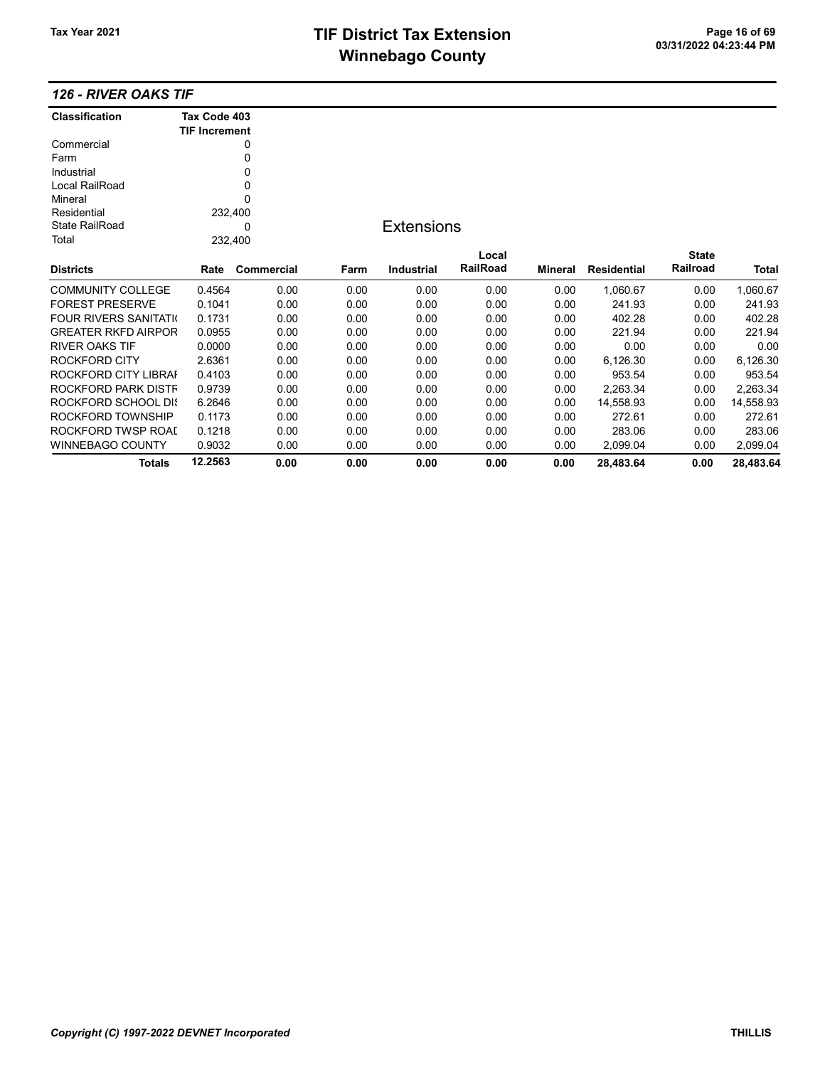## 126 - RIVER OAKS TIF

| Classification | Tax Code 403 TIF Increment |
|---|---|
| Commercial | 0 |
| Farm | 0 |
| Industrial | 0 |
| Local RailRoad | 0 |
| Mineral | 0 |
| Residential | 232,400 |
| State RailRoad | 0 |
| Total | 232,400 |

### Extensions

| Districts | Rate | Commercial | Farm | Industrial | Local RailRoad | Mineral | Residential | State Railroad | Total |
|---|---|---|---|---|---|---|---|---|---|
| COMMUNITY COLLEGE | 0.4564 | 0.00 | 0.00 | 0.00 | 0.00 | 0.00 | 1,060.67 | 0.00 | 1,060.67 |
| FOREST PRESERVE | 0.1041 | 0.00 | 0.00 | 0.00 | 0.00 | 0.00 | 241.93 | 0.00 | 241.93 |
| FOUR RIVERS SANITATI( | 0.1731 | 0.00 | 0.00 | 0.00 | 0.00 | 0.00 | 402.28 | 0.00 | 402.28 |
| GREATER RKFD AIRPOR | 0.0955 | 0.00 | 0.00 | 0.00 | 0.00 | 0.00 | 221.94 | 0.00 | 221.94 |
| RIVER OAKS TIF | 0.0000 | 0.00 | 0.00 | 0.00 | 0.00 | 0.00 | 0.00 | 0.00 | 0.00 |
| ROCKFORD CITY | 2.6361 | 0.00 | 0.00 | 0.00 | 0.00 | 0.00 | 6,126.30 | 0.00 | 6,126.30 |
| ROCKFORD CITY LIBRAI | 0.4103 | 0.00 | 0.00 | 0.00 | 0.00 | 0.00 | 953.54 | 0.00 | 953.54 |
| ROCKFORD PARK DISTF | 0.9739 | 0.00 | 0.00 | 0.00 | 0.00 | 0.00 | 2,263.34 | 0.00 | 2,263.34 |
| ROCKFORD SCHOOL DI! | 6.2646 | 0.00 | 0.00 | 0.00 | 0.00 | 0.00 | 14,558.93 | 0.00 | 14,558.93 |
| ROCKFORD TOWNSHIP | 0.1173 | 0.00 | 0.00 | 0.00 | 0.00 | 0.00 | 272.61 | 0.00 | 272.61 |
| ROCKFORD TWSP ROAI | 0.1218 | 0.00 | 0.00 | 0.00 | 0.00 | 0.00 | 283.06 | 0.00 | 283.06 |
| WINNEBAGO COUNTY | 0.9032 | 0.00 | 0.00 | 0.00 | 0.00 | 0.00 | 2,099.04 | 0.00 | 2,099.04 |
| **Totals** | **12.2563** | **0.00** | **0.00** | **0.00** | **0.00** | **0.00** | **28,483.64** | **0.00** | **28,483.64** |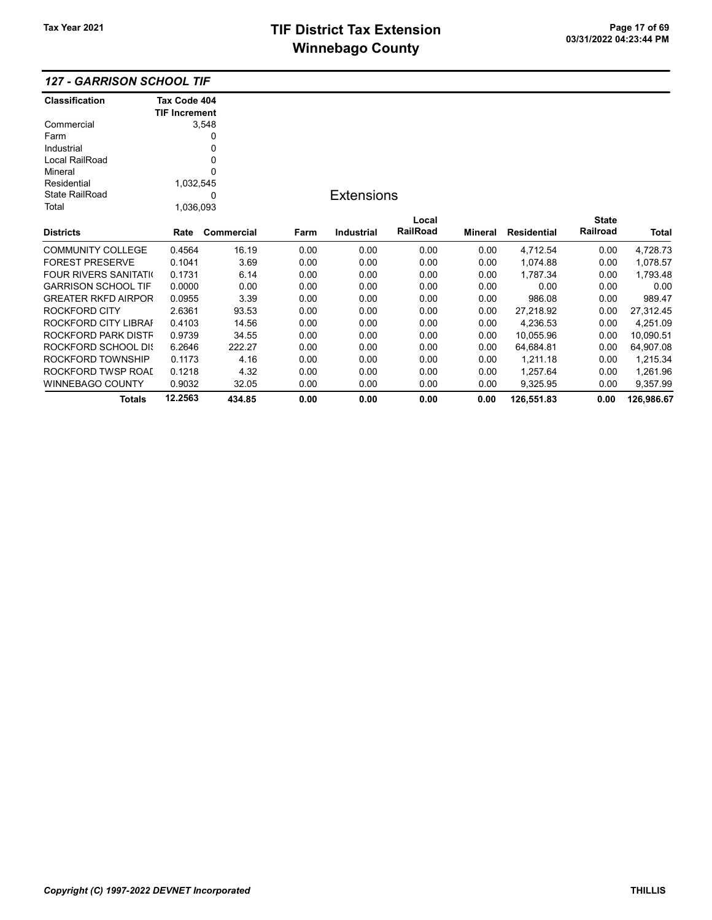## 127 - GARRISON SCHOOL TIF

| Classification | Tax Code 404 TIF Increment |
|---|---|
| Commercial | 3,548 |
| Farm | 0 |
| Industrial | 0 |
| Local RailRoad | 0 |
| Mineral | 0 |
| Residential | 1,032,545 |
| State RailRoad | 0 |
| Total | 1,036,093 |

### Extensions

| Districts | Rate | Commercial | Farm | Industrial | Local RailRoad | Mineral | Residential | State Railroad | Total |
|---|---|---|---|---|---|---|---|---|---|
| COMMUNITY COLLEGE | 0.4564 | 16.19 | 0.00 | 0.00 | 0.00 | 0.00 | 4,712.54 | 0.00 | 4,728.73 |
| FOREST PRESERVE | 0.1041 | 3.69 | 0.00 | 0.00 | 0.00 | 0.00 | 1,074.88 | 0.00 | 1,078.57 |
| FOUR RIVERS SANITATI( | 0.1731 | 6.14 | 0.00 | 0.00 | 0.00 | 0.00 | 1,787.34 | 0.00 | 1,793.48 |
| GARRISON SCHOOL TIF | 0.0000 | 0.00 | 0.00 | 0.00 | 0.00 | 0.00 | 0.00 | 0.00 | 0.00 |
| GREATER RKFD AIRPOR | 0.0955 | 3.39 | 0.00 | 0.00 | 0.00 | 0.00 | 986.08 | 0.00 | 989.47 |
| ROCKFORD CITY | 2.6361 | 93.53 | 0.00 | 0.00 | 0.00 | 0.00 | 27,218.92 | 0.00 | 27,312.45 |
| ROCKFORD CITY LIBRAI | 0.4103 | 14.56 | 0.00 | 0.00 | 0.00 | 0.00 | 4,236.53 | 0.00 | 4,251.09 |
| ROCKFORD PARK DISTF | 0.9739 | 34.55 | 0.00 | 0.00 | 0.00 | 0.00 | 10,055.96 | 0.00 | 10,090.51 |
| ROCKFORD SCHOOL DI: | 6.2646 | 222.27 | 0.00 | 0.00 | 0.00 | 0.00 | 64,684.81 | 0.00 | 64,907.08 |
| ROCKFORD TOWNSHIP | 0.1173 | 4.16 | 0.00 | 0.00 | 0.00 | 0.00 | 1,211.18 | 0.00 | 1,215.34 |
| ROCKFORD TWSP ROAI | 0.1218 | 4.32 | 0.00 | 0.00 | 0.00 | 0.00 | 1,257.64 | 0.00 | 1,261.96 |
| WINNEBAGO COUNTY | 0.9032 | 32.05 | 0.00 | 0.00 | 0.00 | 0.00 | 9,325.95 | 0.00 | 9,357.99 |
| **Totals** | **12.2563** | **434.85** | **0.00** | **0.00** | **0.00** | **0.00** | **126,551.83** | **0.00** | **126,986.67** |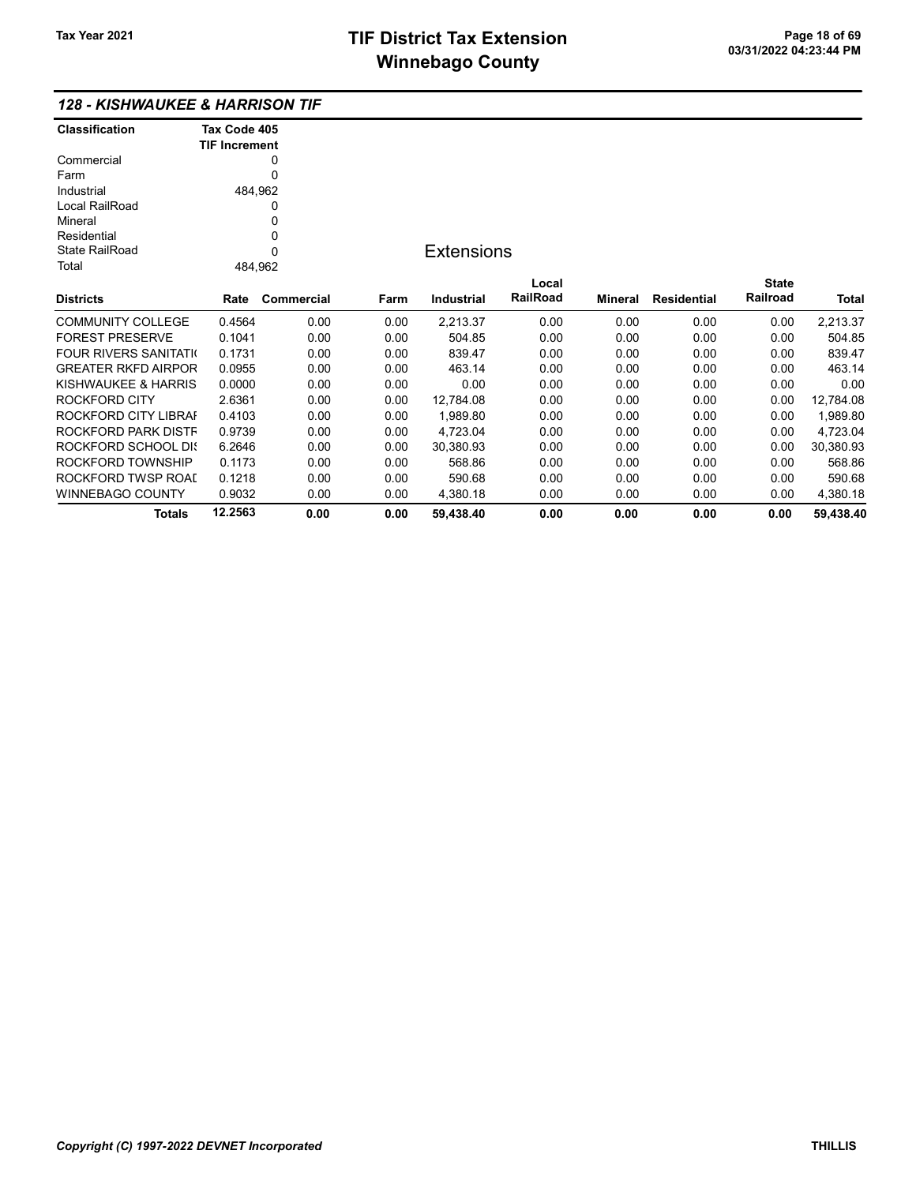## 128 - KISHWAUKEE & HARRISON TIF

| Classification | Tax Code 405 TIF Increment |
|---|---|
| Commercial | 0 |
| Farm | 0 |
| Industrial | 484,962 |
| Local RailRoad | 0 |
| Mineral | 0 |
| Residential | 0 |
| State RailRoad | 0 |
| Total | 484,962 |

### Extensions

| Districts | Rate | Commercial | Farm | Industrial | Local RailRoad | Mineral | Residential | State Railroad | Total |
|---|---|---|---|---|---|---|---|---|---|
| COMMUNITY COLLEGE | 0.4564 | 0.00 | 0.00 | 2,213.37 | 0.00 | 0.00 | 0.00 | 0.00 | 2,213.37 |
| FOREST PRESERVE | 0.1041 | 0.00 | 0.00 | 504.85 | 0.00 | 0.00 | 0.00 | 0.00 | 504.85 |
| FOUR RIVERS SANITATI( | 0.1731 | 0.00 | 0.00 | 839.47 | 0.00 | 0.00 | 0.00 | 0.00 | 839.47 |
| GREATER RKFD AIRPOR | 0.0955 | 0.00 | 0.00 | 463.14 | 0.00 | 0.00 | 0.00 | 0.00 | 463.14 |
| KISHWAUKEE & HARRIS | 0.0000 | 0.00 | 0.00 | 0.00 | 0.00 | 0.00 | 0.00 | 0.00 | 0.00 |
| ROCKFORD CITY | 2.6361 | 0.00 | 0.00 | 12,784.08 | 0.00 | 0.00 | 0.00 | 0.00 | 12,784.08 |
| ROCKFORD CITY LIBRAI | 0.4103 | 0.00 | 0.00 | 1,989.80 | 0.00 | 0.00 | 0.00 | 0.00 | 1,989.80 |
| ROCKFORD PARK DISTF | 0.9739 | 0.00 | 0.00 | 4,723.04 | 0.00 | 0.00 | 0.00 | 0.00 | 4,723.04 |
| ROCKFORD SCHOOL DI: | 6.2646 | 0.00 | 0.00 | 30,380.93 | 0.00 | 0.00 | 0.00 | 0.00 | 30,380.93 |
| ROCKFORD TOWNSHIP | 0.1173 | 0.00 | 0.00 | 568.86 | 0.00 | 0.00 | 0.00 | 0.00 | 568.86 |
| ROCKFORD TWSP ROAI | 0.1218 | 0.00 | 0.00 | 590.68 | 0.00 | 0.00 | 0.00 | 0.00 | 590.68 |
| WINNEBAGO COUNTY | 0.9032 | 0.00 | 0.00 | 4,380.18 | 0.00 | 0.00 | 0.00 | 0.00 | 4,380.18 |
| **Totals** | **12.2563** | **0.00** | **0.00** | **59,438.40** | **0.00** | **0.00** | **0.00** | **0.00** | **59,438.40** |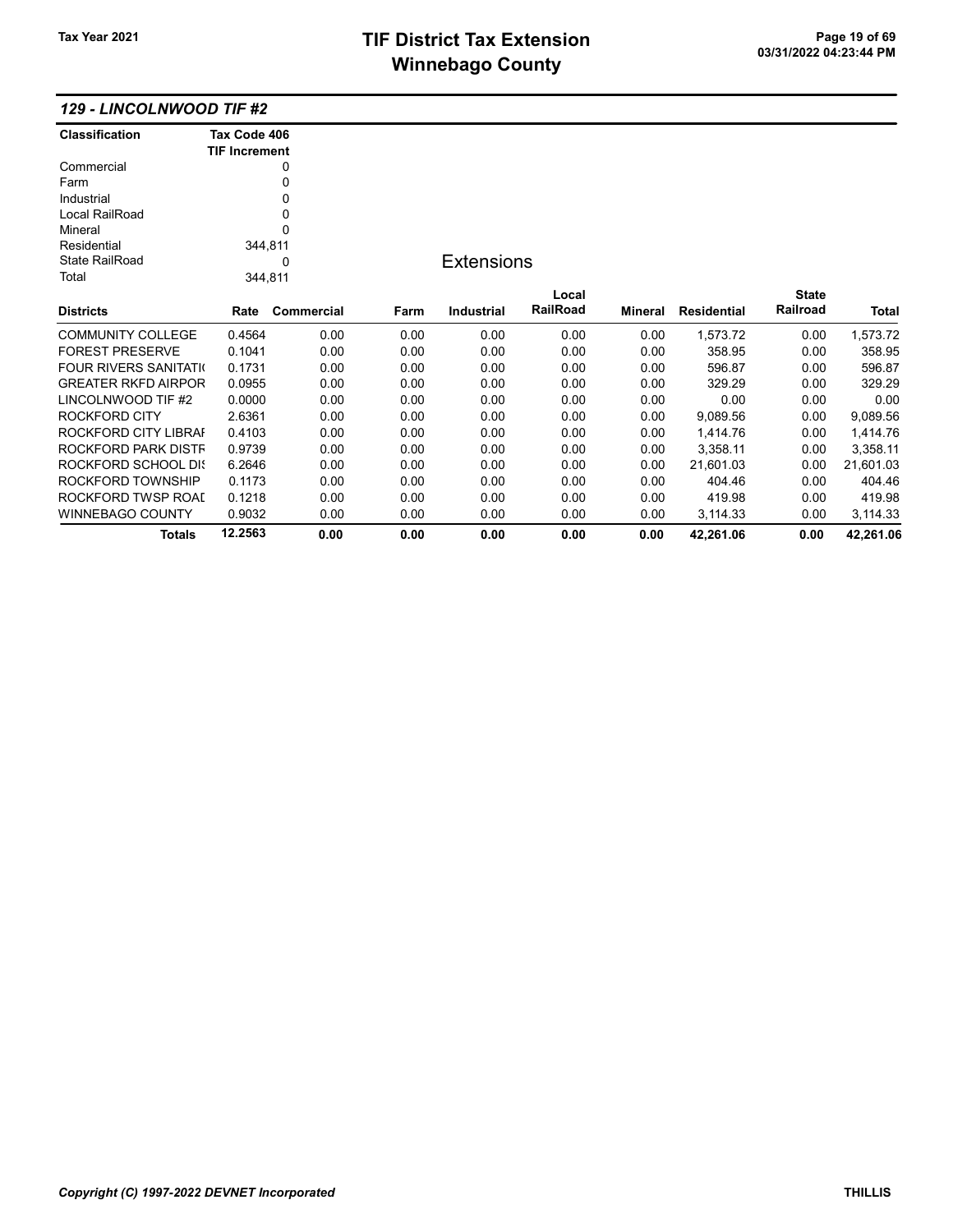## 129 - LINCOLNWOOD TIF #2

| Classification | Tax Code 406 TIF Increment |
|---|---|
| Commercial | 0 |
| Farm | 0 |
| Industrial | 0 |
| Local RailRoad | 0 |
| Mineral | 0 |
| Residential | 344,811 |
| State RailRoad | 0 |
| Total | 344,811 |

### Extensions

| Districts | Rate | Commercial | Farm | Industrial | Local RailRoad | Mineral | Residential | State Railroad | Total |
|---|---|---|---|---|---|---|---|---|---|
| COMMUNITY COLLEGE | 0.4564 | 0.00 | 0.00 | 0.00 | 0.00 | 0.00 | 1,573.72 | 0.00 | 1,573.72 |
| FOREST PRESERVE | 0.1041 | 0.00 | 0.00 | 0.00 | 0.00 | 0.00 | 358.95 | 0.00 | 358.95 |
| FOUR RIVERS SANITATI( | 0.1731 | 0.00 | 0.00 | 0.00 | 0.00 | 0.00 | 596.87 | 0.00 | 596.87 |
| GREATER RKFD AIRPOR | 0.0955 | 0.00 | 0.00 | 0.00 | 0.00 | 0.00 | 329.29 | 0.00 | 329.29 |
| LINCOLNWOOD TIF #2 | 0.0000 | 0.00 | 0.00 | 0.00 | 0.00 | 0.00 | 0.00 | 0.00 | 0.00 |
| ROCKFORD CITY | 2.6361 | 0.00 | 0.00 | 0.00 | 0.00 | 0.00 | 9,089.56 | 0.00 | 9,089.56 |
| ROCKFORD CITY LIBRAI | 0.4103 | 0.00 | 0.00 | 0.00 | 0.00 | 0.00 | 1,414.76 | 0.00 | 1,414.76 |
| ROCKFORD PARK DISTF | 0.9739 | 0.00 | 0.00 | 0.00 | 0.00 | 0.00 | 3,358.11 | 0.00 | 3,358.11 |
| ROCKFORD SCHOOL DIS | 6.2646 | 0.00 | 0.00 | 0.00 | 0.00 | 0.00 | 21,601.03 | 0.00 | 21,601.03 |
| ROCKFORD TOWNSHIP | 0.1173 | 0.00 | 0.00 | 0.00 | 0.00 | 0.00 | 404.46 | 0.00 | 404.46 |
| ROCKFORD TWSP ROAI | 0.1218 | 0.00 | 0.00 | 0.00 | 0.00 | 0.00 | 419.98 | 0.00 | 419.98 |
| WINNEBAGO COUNTY | 0.9032 | 0.00 | 0.00 | 0.00 | 0.00 | 0.00 | 3,114.33 | 0.00 | 3,114.33 |
| **Totals** | **12.2563** | **0.00** | **0.00** | **0.00** | **0.00** | **0.00** | **42,261.06** | **0.00** | **42,261.06** |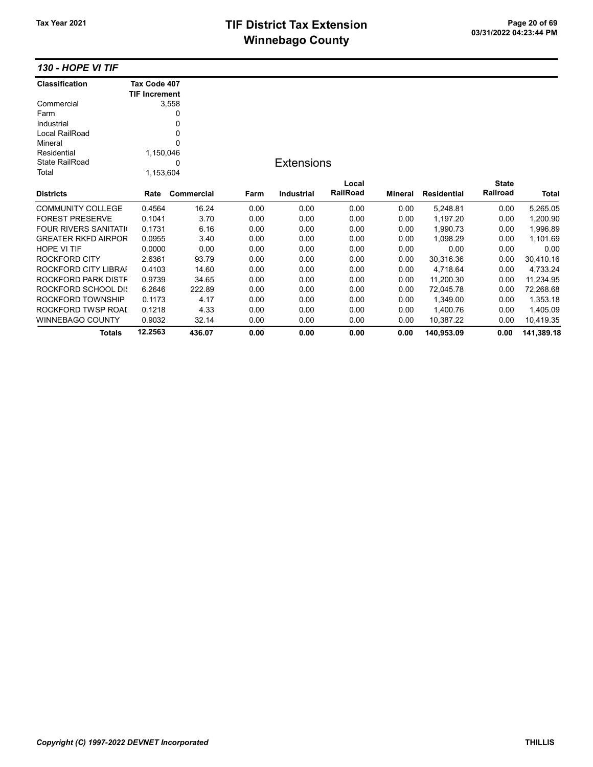# TIF District Tax Extension
# Winnebago County

Tax Year 2021

### *130 - HOPE VI TIF*

| Classification | Tax Code 407 TIF Increment |
|---|---|
| Commercial | 3,558 |
| Farm | 0 |
| Industrial | 0 |
| Local RailRoad | 0 |
| Mineral | 0 |
| Residential | 1,150,046 |
| State RailRoad | 0 |
| Total | 1,153,604 |

**Extensions**

| Districts | Rate | Commercial | Farm | Industrial | Local RailRoad | Mineral | Residential | State Railroad | Total |
|---|---|---|---|---|---|---|---|---|---|
| COMMUNITY COLLEGE | 0.4564 | 16.24 | 0.00 | 0.00 | 0.00 | 0.00 | 5,248.81 | 0.00 | 5,265.05 |
| FOREST PRESERVE | 0.1041 | 3.70 | 0.00 | 0.00 | 0.00 | 0.00 | 1,197.20 | 0.00 | 1,200.90 |
| FOUR RIVERS SANITATI( | 0.1731 | 6.16 | 0.00 | 0.00 | 0.00 | 0.00 | 1,990.73 | 0.00 | 1,996.89 |
| GREATER RKFD AIRPOR | 0.0955 | 3.40 | 0.00 | 0.00 | 0.00 | 0.00 | 1,098.29 | 0.00 | 1,101.69 |
| HOPE VI TIF | 0.0000 | 0.00 | 0.00 | 0.00 | 0.00 | 0.00 | 0.00 | 0.00 | 0.00 |
| ROCKFORD CITY | 2.6361 | 93.79 | 0.00 | 0.00 | 0.00 | 0.00 | 30,316.36 | 0.00 | 30,410.16 |
| ROCKFORD CITY LIBRAI | 0.4103 | 14.60 | 0.00 | 0.00 | 0.00 | 0.00 | 4,718.64 | 0.00 | 4,733.24 |
| ROCKFORD PARK DISTF | 0.9739 | 34.65 | 0.00 | 0.00 | 0.00 | 0.00 | 11,200.30 | 0.00 | 11,234.95 |
| ROCKFORD SCHOOL DI: | 6.2646 | 222.89 | 0.00 | 0.00 | 0.00 | 0.00 | 72,045.78 | 0.00 | 72,268.68 |
| ROCKFORD TOWNSHIP | 0.1173 | 4.17 | 0.00 | 0.00 | 0.00 | 0.00 | 1,349.00 | 0.00 | 1,353.18 |
| ROCKFORD TWSP ROAI | 0.1218 | 4.33 | 0.00 | 0.00 | 0.00 | 0.00 | 1,400.76 | 0.00 | 1,405.09 |
| WINNEBAGO COUNTY | 0.9032 | 32.14 | 0.00 | 0.00 | 0.00 | 0.00 | 10,387.22 | 0.00 | 10,419.35 |
| **Totals** | **12.2563** | **436.07** | **0.00** | **0.00** | **0.00** | **0.00** | **140,953.09** | **0.00** | **141,389.18** |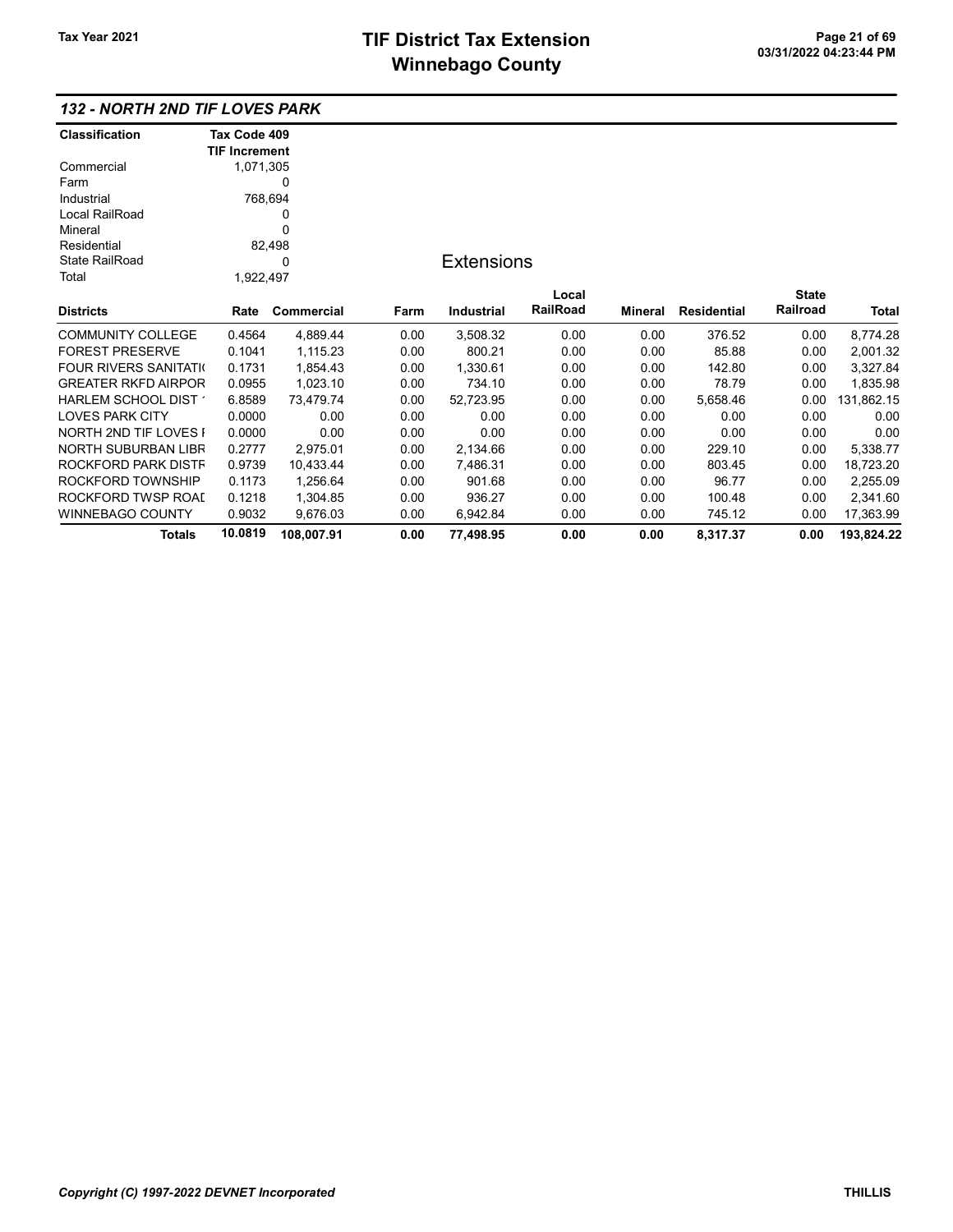# TIF District Tax Extension
# Winnebago County

Tax Year 2021

## 132 - NORTH 2ND TIF LOVES PARK

| Classification | Tax Code 409 TIF Increment |
|---|---|
| Commercial | 1,071,305 |
| Farm | 0 |
| Industrial | 768,694 |
| Local RailRoad | 0 |
| Mineral | 0 |
| Residential | 82,498 |
| State RailRoad | 0 |
| Total | 1,922,497 |

### Extensions

| Districts | Rate | Commercial | Farm | Industrial | Local RailRoad | Mineral | Residential | State Railroad | Total |
|---|---|---|---|---|---|---|---|---|---|
| COMMUNITY COLLEGE | 0.4564 | 4,889.44 | 0.00 | 3,508.32 | 0.00 | 0.00 | 376.52 | 0.00 | 8,774.28 |
| FOREST PRESERVE | 0.1041 | 1,115.23 | 0.00 | 800.21 | 0.00 | 0.00 | 85.88 | 0.00 | 2,001.32 |
| FOUR RIVERS SANITATI( | 0.1731 | 1,854.43 | 0.00 | 1,330.61 | 0.00 | 0.00 | 142.80 | 0.00 | 3,327.84 |
| GREATER RKFD AIRPOR | 0.0955 | 1,023.10 | 0.00 | 734.10 | 0.00 | 0.00 | 78.79 | 0.00 | 1,835.98 |
| HARLEM SCHOOL DIST ' | 6.8589 | 73,479.74 | 0.00 | 52,723.95 | 0.00 | 0.00 | 5,658.46 | 0.00 | 131,862.15 |
| LOVES PARK CITY | 0.0000 | 0.00 | 0.00 | 0.00 | 0.00 | 0.00 | 0.00 | 0.00 | 0.00 |
| NORTH 2ND TIF LOVES I | 0.0000 | 0.00 | 0.00 | 0.00 | 0.00 | 0.00 | 0.00 | 0.00 | 0.00 |
| NORTH SUBURBAN LIBR | 0.2777 | 2,975.01 | 0.00 | 2,134.66 | 0.00 | 0.00 | 229.10 | 0.00 | 5,338.77 |
| ROCKFORD PARK DISTR | 0.9739 | 10,433.44 | 0.00 | 7,486.31 | 0.00 | 0.00 | 803.45 | 0.00 | 18,723.20 |
| ROCKFORD TOWNSHIP | 0.1173 | 1,256.64 | 0.00 | 901.68 | 0.00 | 0.00 | 96.77 | 0.00 | 2,255.09 |
| ROCKFORD TWSP ROAI | 0.1218 | 1,304.85 | 0.00 | 936.27 | 0.00 | 0.00 | 100.48 | 0.00 | 2,341.60 |
| WINNEBAGO COUNTY | 0.9032 | 9,676.03 | 0.00 | 6,942.84 | 0.00 | 0.00 | 745.12 | 0.00 | 17,363.99 |
| **Totals** | **10.0819** | **108,007.91** | **0.00** | **77,498.95** | **0.00** | **0.00** | **8,317.37** | **0.00** | **193,824.22** |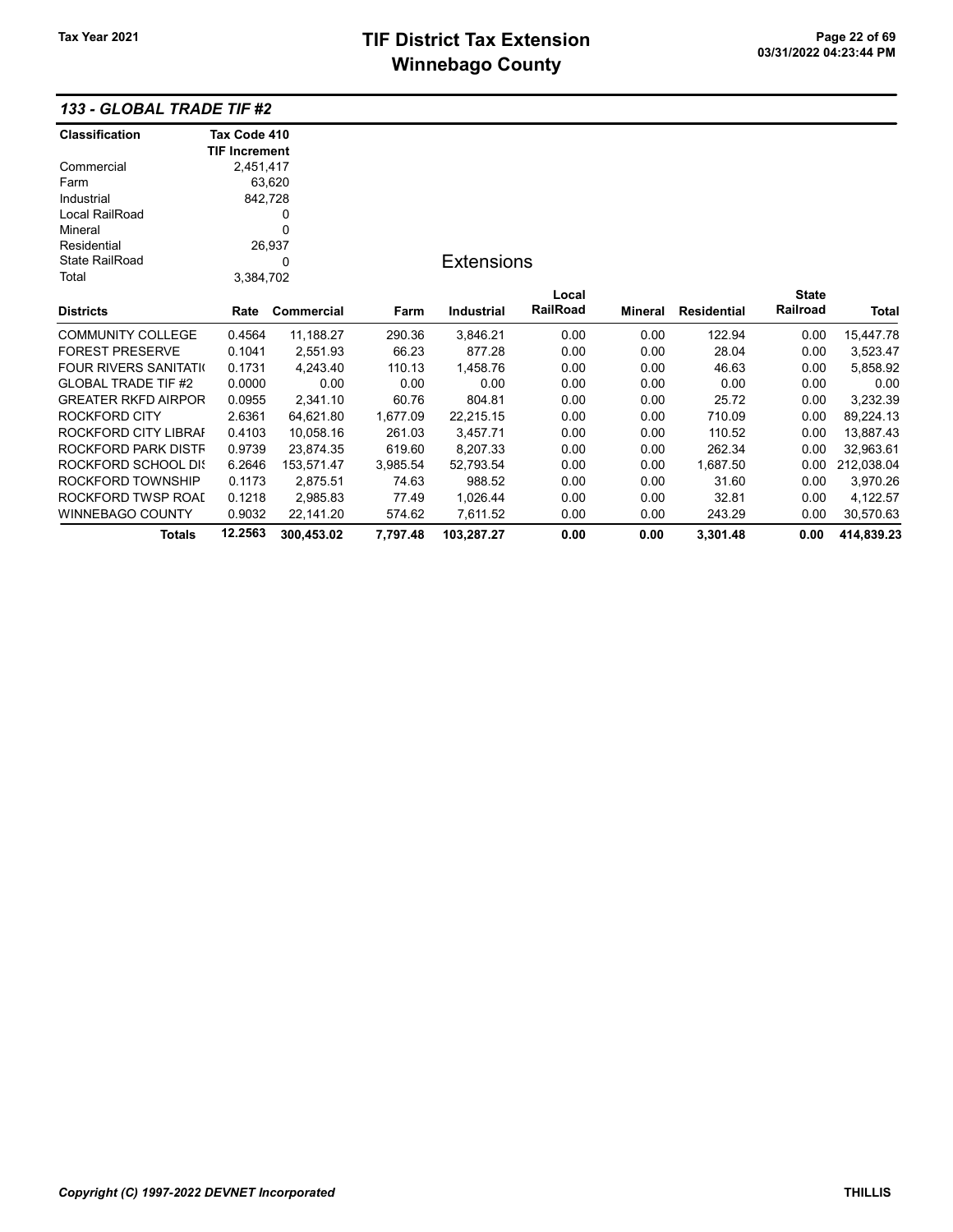# TIF District Tax Extension
# Winnebago County

Tax Year 2021

03/31/2022 04:23:44 PM

## 133 - GLOBAL TRADE TIF #2

| Classification | Tax Code 410 TIF Increment |
|---|---|
| Commercial | 2,451,417 |
| Farm | 63,620 |
| Industrial | 842,728 |
| Local RailRoad | 0 |
| Mineral | 0 |
| Residential | 26,937 |
| State RailRoad | 0 |
| Total | 3,384,702 |

### Extensions

| Districts | Rate | Commercial | Farm | Industrial | Local RailRoad | Mineral | Residential | State Railroad | Total |
|---|---|---|---|---|---|---|---|---|---|
| COMMUNITY COLLEGE | 0.4564 | 11,188.27 | 290.36 | 3,846.21 | 0.00 | 0.00 | 122.94 | 0.00 | 15,447.78 |
| FOREST PRESERVE | 0.1041 | 2,551.93 | 66.23 | 877.28 | 0.00 | 0.00 | 28.04 | 0.00 | 3,523.47 |
| FOUR RIVERS SANITATI( | 0.1731 | 4,243.40 | 110.13 | 1,458.76 | 0.00 | 0.00 | 46.63 | 0.00 | 5,858.92 |
| GLOBAL TRADE TIF #2 | 0.0000 | 0.00 | 0.00 | 0.00 | 0.00 | 0.00 | 0.00 | 0.00 | 0.00 |
| GREATER RKFD AIRPOR | 0.0955 | 2,341.10 | 60.76 | 804.81 | 0.00 | 0.00 | 25.72 | 0.00 | 3,232.39 |
| ROCKFORD CITY | 2.6361 | 64,621.80 | 1,677.09 | 22,215.15 | 0.00 | 0.00 | 710.09 | 0.00 | 89,224.13 |
| ROCKFORD CITY LIBRAI | 0.4103 | 10,058.16 | 261.03 | 3,457.71 | 0.00 | 0.00 | 110.52 | 0.00 | 13,887.43 |
| ROCKFORD PARK DISTF | 0.9739 | 23,874.35 | 619.60 | 8,207.33 | 0.00 | 0.00 | 262.34 | 0.00 | 32,963.61 |
| ROCKFORD SCHOOL DIS | 6.2646 | 153,571.47 | 3,985.54 | 52,793.54 | 0.00 | 0.00 | 1,687.50 | 0.00 | 212,038.04 |
| ROCKFORD TOWNSHIP | 0.1173 | 2,875.51 | 74.63 | 988.52 | 0.00 | 0.00 | 31.60 | 0.00 | 3,970.26 |
| ROCKFORD TWSP ROAI | 0.1218 | 2,985.83 | 77.49 | 1,026.44 | 0.00 | 0.00 | 32.81 | 0.00 | 4,122.57 |
| WINNEBAGO COUNTY | 0.9032 | 22,141.20 | 574.62 | 7,611.52 | 0.00 | 0.00 | 243.29 | 0.00 | 30,570.63 |
| **Totals** | **12.2563** | **300,453.02** | **7,797.48** | **103,287.27** | **0.00** | **0.00** | **3,301.48** | **0.00** | **414,839.23** |

*Copyright (C) 1997-2022 DEVNET Incorporated* THILLIS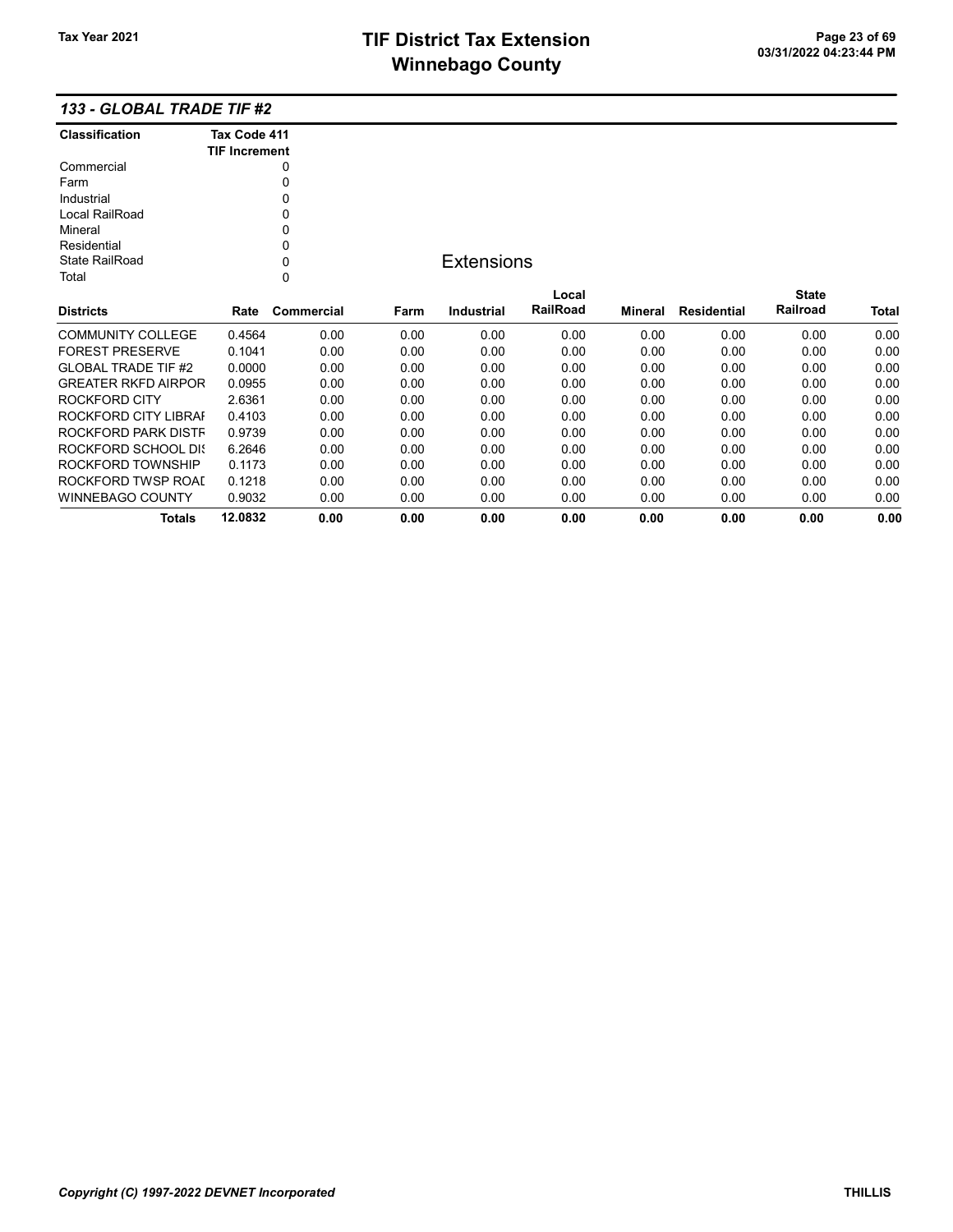## 133 - GLOBAL TRADE TIF #2

| Classification | Tax Code 411 TIF Increment |
|---|---|
| Commercial | 0 |
| Farm | 0 |
| Industrial | 0 |
| Local RailRoad | 0 |
| Mineral | 0 |
| Residential | 0 |
| State RailRoad | 0 |
| Total | 0 |

### Extensions

| Districts | Rate | Commercial | Farm | Industrial | Local RailRoad | Mineral | Residential | State Railroad | Total |
|---|---|---|---|---|---|---|---|---|---|
| COMMUNITY COLLEGE | 0.4564 | 0.00 | 0.00 | 0.00 | 0.00 | 0.00 | 0.00 | 0.00 | 0.00 |
| FOREST PRESERVE | 0.1041 | 0.00 | 0.00 | 0.00 | 0.00 | 0.00 | 0.00 | 0.00 | 0.00 |
| GLOBAL TRADE TIF #2 | 0.0000 | 0.00 | 0.00 | 0.00 | 0.00 | 0.00 | 0.00 | 0.00 | 0.00 |
| GREATER RKFD AIRPOR | 0.0955 | 0.00 | 0.00 | 0.00 | 0.00 | 0.00 | 0.00 | 0.00 | 0.00 |
| ROCKFORD CITY | 2.6361 | 0.00 | 0.00 | 0.00 | 0.00 | 0.00 | 0.00 | 0.00 | 0.00 |
| ROCKFORD CITY LIBRAI | 0.4103 | 0.00 | 0.00 | 0.00 | 0.00 | 0.00 | 0.00 | 0.00 | 0.00 |
| ROCKFORD PARK DISTF | 0.9739 | 0.00 | 0.00 | 0.00 | 0.00 | 0.00 | 0.00 | 0.00 | 0.00 |
| ROCKFORD SCHOOL DI! | 6.2646 | 0.00 | 0.00 | 0.00 | 0.00 | 0.00 | 0.00 | 0.00 | 0.00 |
| ROCKFORD TOWNSHIP | 0.1173 | 0.00 | 0.00 | 0.00 | 0.00 | 0.00 | 0.00 | 0.00 | 0.00 |
| ROCKFORD TWSP ROAD | 0.1218 | 0.00 | 0.00 | 0.00 | 0.00 | 0.00 | 0.00 | 0.00 | 0.00 |
| WINNEBAGO COUNTY | 0.9032 | 0.00 | 0.00 | 0.00 | 0.00 | 0.00 | 0.00 | 0.00 | 0.00 |
| **Totals** | **12.0832** | **0.00** | **0.00** | **0.00** | **0.00** | **0.00** | **0.00** | **0.00** | **0.00** |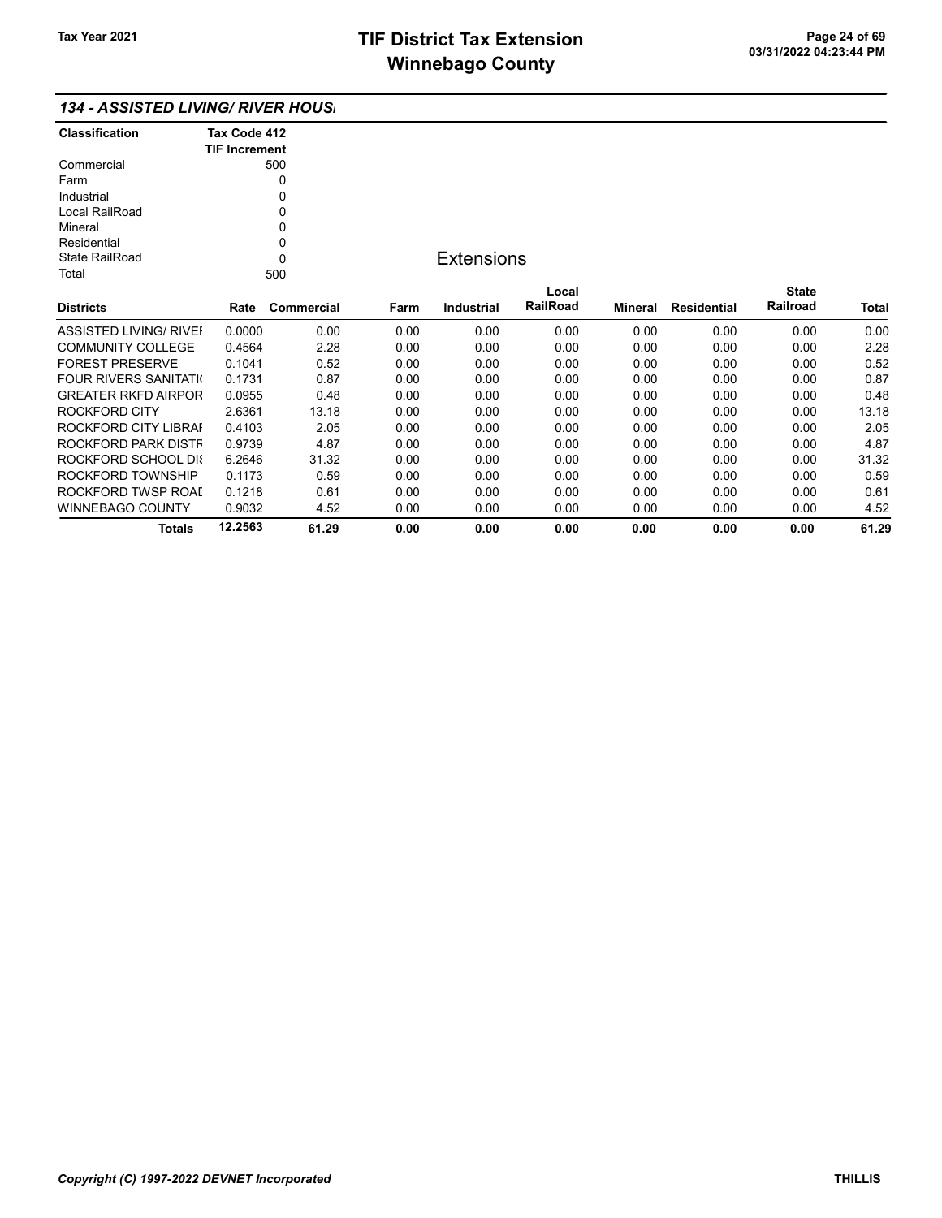# TIF District Tax Extension
# Winnebago County

Tax Year 2021

### 134 - ASSISTED LIVING/ RIVER HOUS

| Classification | Tax Code 412 TIF Increment |
|---|---|
| Commercial | 500 |
| Farm | 0 |
| Industrial | 0 |
| Local RailRoad | 0 |
| Mineral | 0 |
| Residential | 0 |
| State RailRoad | 0 |
| Total | 500 |

## Extensions

| Districts | Rate | Commercial | Farm | Industrial | Local RailRoad | Mineral | Residential | State Railroad | Total |
|---|---|---|---|---|---|---|---|---|---|
| ASSISTED LIVING/ RIVEI | 0.0000 | 0.00 | 0.00 | 0.00 | 0.00 | 0.00 | 0.00 | 0.00 | 0.00 |
| COMMUNITY COLLEGE | 0.4564 | 2.28 | 0.00 | 0.00 | 0.00 | 0.00 | 0.00 | 0.00 | 2.28 |
| FOREST PRESERVE | 0.1041 | 0.52 | 0.00 | 0.00 | 0.00 | 0.00 | 0.00 | 0.00 | 0.52 |
| FOUR RIVERS SANITATI( | 0.1731 | 0.87 | 0.00 | 0.00 | 0.00 | 0.00 | 0.00 | 0.00 | 0.87 |
| GREATER RKFD AIRPOR | 0.0955 | 0.48 | 0.00 | 0.00 | 0.00 | 0.00 | 0.00 | 0.00 | 0.48 |
| ROCKFORD CITY | 2.6361 | 13.18 | 0.00 | 0.00 | 0.00 | 0.00 | 0.00 | 0.00 | 13.18 |
| ROCKFORD CITY LIBRAI | 0.4103 | 2.05 | 0.00 | 0.00 | 0.00 | 0.00 | 0.00 | 0.00 | 2.05 |
| ROCKFORD PARK DISTF | 0.9739 | 4.87 | 0.00 | 0.00 | 0.00 | 0.00 | 0.00 | 0.00 | 4.87 |
| ROCKFORD SCHOOL DI: | 6.2646 | 31.32 | 0.00 | 0.00 | 0.00 | 0.00 | 0.00 | 0.00 | 31.32 |
| ROCKFORD TOWNSHIP | 0.1173 | 0.59 | 0.00 | 0.00 | 0.00 | 0.00 | 0.00 | 0.00 | 0.59 |
| ROCKFORD TWSP ROAI | 0.1218 | 0.61 | 0.00 | 0.00 | 0.00 | 0.00 | 0.00 | 0.00 | 0.61 |
| WINNEBAGO COUNTY | 0.9032 | 4.52 | 0.00 | 0.00 | 0.00 | 0.00 | 0.00 | 0.00 | 4.52 |
| **Totals** | **12.2563** | **61.29** | **0.00** | **0.00** | **0.00** | **0.00** | **0.00** | **0.00** | **61.29** |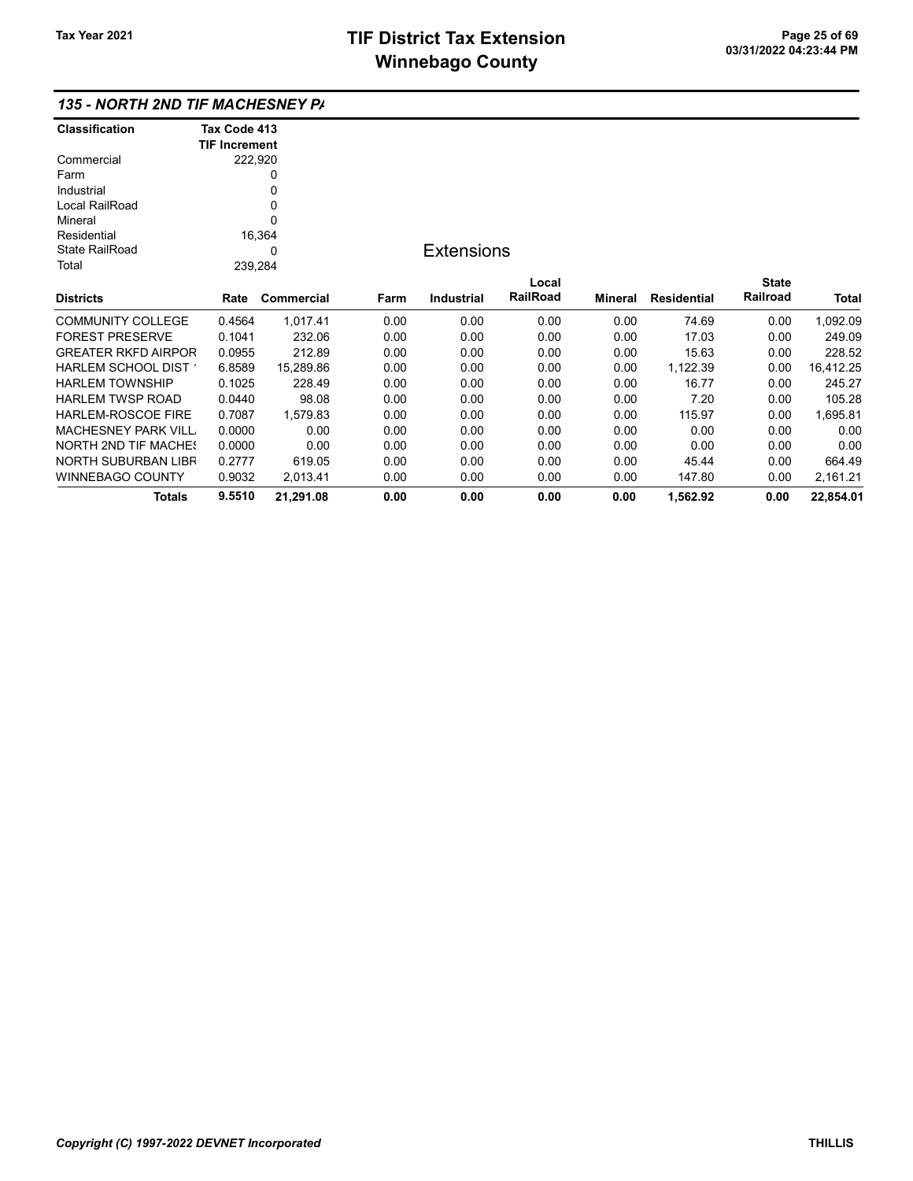# TIF District Tax Extension
# Winnebago County

Tax Year 2021

### *135 - NORTH 2ND TIF MACHESNEY PA*

| Classification | Tax Code 413 TIF Increment |
|---|---|
| Commercial | 222,920 |
| Farm | 0 |
| Industrial | 0 |
| Local RailRoad | 0 |
| Mineral | 0 |
| Residential | 16,364 |
| State RailRoad | 0 |
| Total | 239,284 |

## Extensions

| Districts | Rate | Commercial | Farm | Industrial | Local RailRoad | Mineral | Residential | State Railroad | Total |
|---|---|---|---|---|---|---|---|---|---|
| COMMUNITY COLLEGE | 0.4564 | 1,017.41 | 0.00 | 0.00 | 0.00 | 0.00 | 74.69 | 0.00 | 1,092.09 |
| FOREST PRESERVE | 0.1041 | 232.06 | 0.00 | 0.00 | 0.00 | 0.00 | 17.03 | 0.00 | 249.09 |
| GREATER RKFD AIRPOR | 0.0955 | 212.89 | 0.00 | 0.00 | 0.00 | 0.00 | 15.63 | 0.00 | 228.52 |
| HARLEM SCHOOL DIST 1 | 6.8589 | 15,289.86 | 0.00 | 0.00 | 0.00 | 0.00 | 1,122.39 | 0.00 | 16,412.25 |
| HARLEM TOWNSHIP | 0.1025 | 228.49 | 0.00 | 0.00 | 0.00 | 0.00 | 16.77 | 0.00 | 245.27 |
| HARLEM TWSP ROAD | 0.0440 | 98.08 | 0.00 | 0.00 | 0.00 | 0.00 | 7.20 | 0.00 | 105.28 |
| HARLEM-ROSCOE FIRE | 0.7087 | 1,579.83 | 0.00 | 0.00 | 0.00 | 0.00 | 115.97 | 0.00 | 1,695.81 |
| MACHESNEY PARK VILL | 0.0000 | 0.00 | 0.00 | 0.00 | 0.00 | 0.00 | 0.00 | 0.00 | 0.00 |
| NORTH 2ND TIF MACHES | 0.0000 | 0.00 | 0.00 | 0.00 | 0.00 | 0.00 | 0.00 | 0.00 | 0.00 |
| NORTH SUBURBAN LIBR | 0.2777 | 619.05 | 0.00 | 0.00 | 0.00 | 0.00 | 45.44 | 0.00 | 664.49 |
| WINNEBAGO COUNTY | 0.9032 | 2,013.41 | 0.00 | 0.00 | 0.00 | 0.00 | 147.80 | 0.00 | 2,161.21 |
| **Totals** | **9.5510** | **21,291.08** | **0.00** | **0.00** | **0.00** | **0.00** | **1,562.92** | **0.00** | **22,854.01** |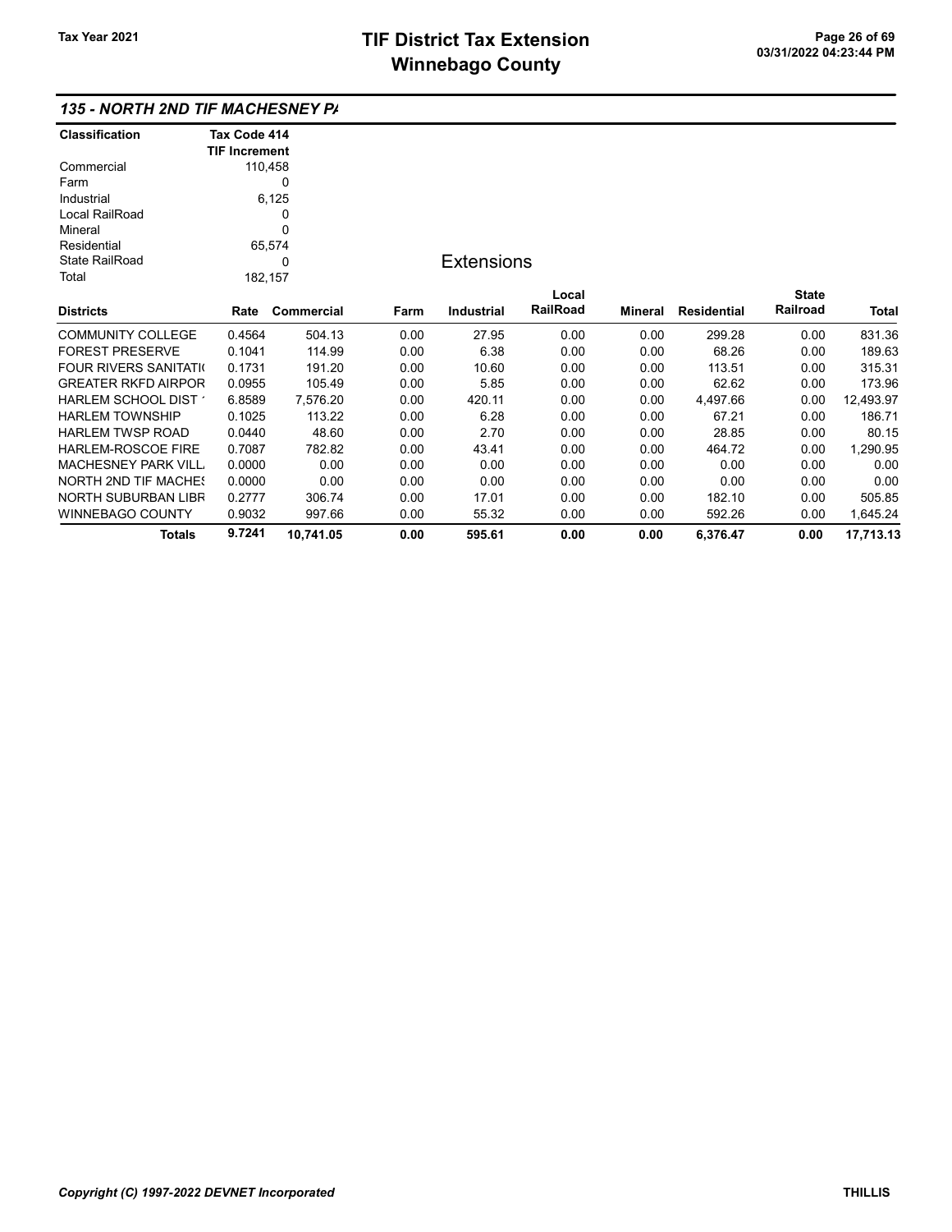# TIF District Tax Extension
# Winnebago County

Tax Year 2021

03/31/2022 04:23:44 PM

## 135 - NORTH 2ND TIF MACHESNEY PA

| Classification | Tax Code 414 TIF Increment |
|---|---|
| Commercial | 110,458 |
| Farm | 0 |
| Industrial | 6,125 |
| Local RailRoad | 0 |
| Mineral | 0 |
| Residential | 65,574 |
| State RailRoad | 0 |
| Total | 182,157 |

### Extensions

| Districts | Rate | Commercial | Farm | Industrial | Local RailRoad | Mineral | Residential | State Railroad | Total |
|---|---|---|---|---|---|---|---|---|---|
| COMMUNITY COLLEGE | 0.4564 | 504.13 | 0.00 | 27.95 | 0.00 | 0.00 | 299.28 | 0.00 | 831.36 |
| FOREST PRESERVE | 0.1041 | 114.99 | 0.00 | 6.38 | 0.00 | 0.00 | 68.26 | 0.00 | 189.63 |
| FOUR RIVERS SANITATI( | 0.1731 | 191.20 | 0.00 | 10.60 | 0.00 | 0.00 | 113.51 | 0.00 | 315.31 |
| GREATER RKFD AIRPOR | 0.0955 | 105.49 | 0.00 | 5.85 | 0.00 | 0.00 | 62.62 | 0.00 | 173.96 |
| HARLEM SCHOOL DIST ' | 6.8589 | 7,576.20 | 0.00 | 420.11 | 0.00 | 0.00 | 4,497.66 | 0.00 | 12,493.97 |
| HARLEM TOWNSHIP | 0.1025 | 113.22 | 0.00 | 6.28 | 0.00 | 0.00 | 67.21 | 0.00 | 186.71 |
| HARLEM TWSP ROAD | 0.0440 | 48.60 | 0.00 | 2.70 | 0.00 | 0.00 | 28.85 | 0.00 | 80.15 |
| HARLEM-ROSCOE FIRE | 0.7087 | 782.82 | 0.00 | 43.41 | 0.00 | 0.00 | 464.72 | 0.00 | 1,290.95 |
| MACHESNEY PARK VILL. | 0.0000 | 0.00 | 0.00 | 0.00 | 0.00 | 0.00 | 0.00 | 0.00 | 0.00 |
| NORTH 2ND TIF MACHES | 0.0000 | 0.00 | 0.00 | 0.00 | 0.00 | 0.00 | 0.00 | 0.00 | 0.00 |
| NORTH SUBURBAN LIBR | 0.2777 | 306.74 | 0.00 | 17.01 | 0.00 | 0.00 | 182.10 | 0.00 | 505.85 |
| WINNEBAGO COUNTY | 0.9032 | 997.66 | 0.00 | 55.32 | 0.00 | 0.00 | 592.26 | 0.00 | 1,645.24 |
| **Totals** | **9.7241** | **10,741.05** | **0.00** | **595.61** | **0.00** | **0.00** | **6,376.47** | **0.00** | **17,713.13** |

*Copyright (C) 1997-2022 DEVNET Incorporated* THILLIS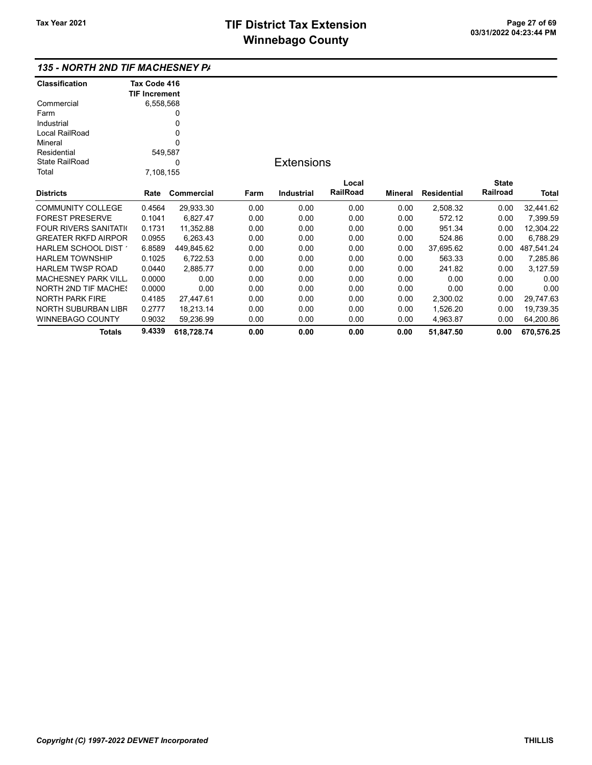# TIF District Tax Extension
# Winnebago County

Tax Year 2021

03/31/2022 04:23:44 PM

## 135 - NORTH 2ND TIF MACHESNEY PA

| Classification | Tax Code 416 TIF Increment |
|---|---|
| Commercial | 6,558,568 |
| Farm | 0 |
| Industrial | 0 |
| Local RailRoad | 0 |
| Mineral | 0 |
| Residential | 549,587 |
| State RailRoad | 0 |
| Total | 7,108,155 |

### Extensions

| Districts | Rate | Commercial | Farm | Industrial | Local RailRoad | Mineral | Residential | State Railroad | Total |
|---|---|---|---|---|---|---|---|---|---|
| COMMUNITY COLLEGE | 0.4564 | 29,933.30 | 0.00 | 0.00 | 0.00 | 0.00 | 2,508.32 | 0.00 | 32,441.62 |
| FOREST PRESERVE | 0.1041 | 6,827.47 | 0.00 | 0.00 | 0.00 | 0.00 | 572.12 | 0.00 | 7,399.59 |
| FOUR RIVERS SANITATI( | 0.1731 | 11,352.88 | 0.00 | 0.00 | 0.00 | 0.00 | 951.34 | 0.00 | 12,304.22 |
| GREATER RKFD AIRPOR | 0.0955 | 6,263.43 | 0.00 | 0.00 | 0.00 | 0.00 | 524.86 | 0.00 | 6,788.29 |
| HARLEM SCHOOL DIST ' | 6.8589 | 449,845.62 | 0.00 | 0.00 | 0.00 | 0.00 | 37,695.62 | 0.00 | 487,541.24 |
| HARLEM TOWNSHIP | 0.1025 | 6,722.53 | 0.00 | 0.00 | 0.00 | 0.00 | 563.33 | 0.00 | 7,285.86 |
| HARLEM TWSP ROAD | 0.0440 | 2,885.77 | 0.00 | 0.00 | 0.00 | 0.00 | 241.82 | 0.00 | 3,127.59 |
| MACHESNEY PARK VILL | 0.0000 | 0.00 | 0.00 | 0.00 | 0.00 | 0.00 | 0.00 | 0.00 | 0.00 |
| NORTH 2ND TIF MACHES | 0.0000 | 0.00 | 0.00 | 0.00 | 0.00 | 0.00 | 0.00 | 0.00 | 0.00 |
| NORTH PARK FIRE | 0.4185 | 27,447.61 | 0.00 | 0.00 | 0.00 | 0.00 | 2,300.02 | 0.00 | 29,747.63 |
| NORTH SUBURBAN LIBR | 0.2777 | 18,213.14 | 0.00 | 0.00 | 0.00 | 0.00 | 1,526.20 | 0.00 | 19,739.35 |
| WINNEBAGO COUNTY | 0.9032 | 59,236.99 | 0.00 | 0.00 | 0.00 | 0.00 | 4,963.87 | 0.00 | 64,200.86 |
| **Totals** | **9.4339** | **618,728.74** | **0.00** | **0.00** | **0.00** | **0.00** | **51,847.50** | **0.00** | **670,576.25** |

*Copyright (C) 1997-2022 DEVNET Incorporated*

THILLIS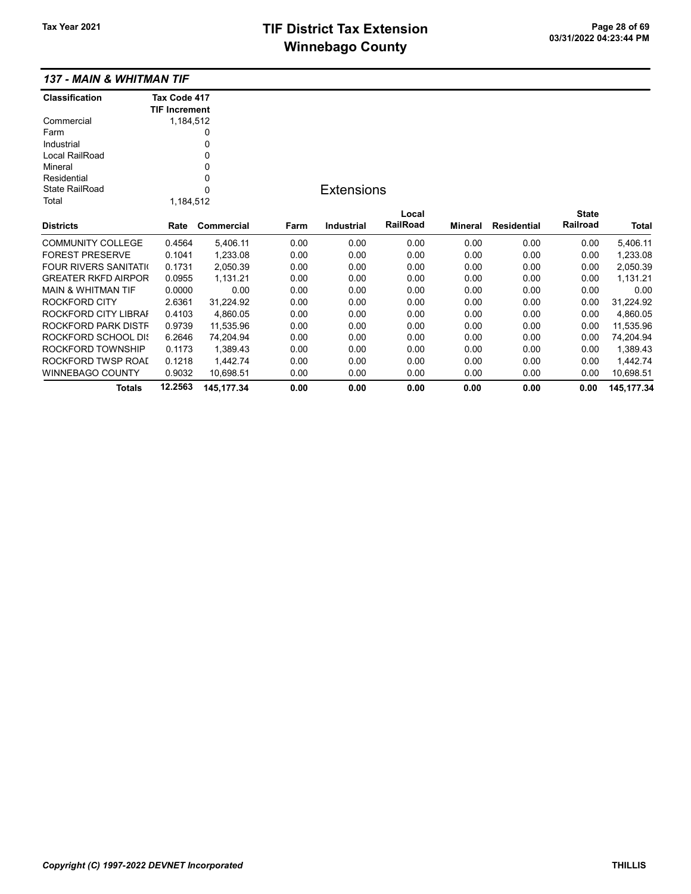# TIF District Tax Extension
# Winnebago County

Tax Year 2021

03/31/2022 04:23:44 PM

## 137 - MAIN & WHITMAN TIF

| Classification | Tax Code 417 TIF Increment |
|---|---|
| Commercial | 1,184,512 |
| Farm | 0 |
| Industrial | 0 |
| Local RailRoad | 0 |
| Mineral | 0 |
| Residential | 0 |
| State RailRoad | 0 |
| Total | 1,184,512 |

### Extensions

| Districts | Rate | Commercial | Farm | Industrial | Local RailRoad | Mineral | Residential | State Railroad | Total |
|---|---|---|---|---|---|---|---|---|---|
| COMMUNITY COLLEGE | 0.4564 | 5,406.11 | 0.00 | 0.00 | 0.00 | 0.00 | 0.00 | 0.00 | 5,406.11 |
| FOREST PRESERVE | 0.1041 | 1,233.08 | 0.00 | 0.00 | 0.00 | 0.00 | 0.00 | 0.00 | 1,233.08 |
| FOUR RIVERS SANITATI( | 0.1731 | 2,050.39 | 0.00 | 0.00 | 0.00 | 0.00 | 0.00 | 0.00 | 2,050.39 |
| GREATER RKFD AIRPOR | 0.0955 | 1,131.21 | 0.00 | 0.00 | 0.00 | 0.00 | 0.00 | 0.00 | 1,131.21 |
| MAIN & WHITMAN TIF | 0.0000 | 0.00 | 0.00 | 0.00 | 0.00 | 0.00 | 0.00 | 0.00 | 0.00 |
| ROCKFORD CITY | 2.6361 | 31,224.92 | 0.00 | 0.00 | 0.00 | 0.00 | 0.00 | 0.00 | 31,224.92 |
| ROCKFORD CITY LIBRAI | 0.4103 | 4,860.05 | 0.00 | 0.00 | 0.00 | 0.00 | 0.00 | 0.00 | 4,860.05 |
| ROCKFORD PARK DISTF | 0.9739 | 11,535.96 | 0.00 | 0.00 | 0.00 | 0.00 | 0.00 | 0.00 | 11,535.96 |
| ROCKFORD SCHOOL DI: | 6.2646 | 74,204.94 | 0.00 | 0.00 | 0.00 | 0.00 | 0.00 | 0.00 | 74,204.94 |
| ROCKFORD TOWNSHIP | 0.1173 | 1,389.43 | 0.00 | 0.00 | 0.00 | 0.00 | 0.00 | 0.00 | 1,389.43 |
| ROCKFORD TWSP ROAI | 0.1218 | 1,442.74 | 0.00 | 0.00 | 0.00 | 0.00 | 0.00 | 0.00 | 1,442.74 |
| WINNEBAGO COUNTY | 0.9032 | 10,698.51 | 0.00 | 0.00 | 0.00 | 0.00 | 0.00 | 0.00 | 10,698.51 |
| **Totals** | **12.2563** | **145,177.34** | **0.00** | **0.00** | **0.00** | **0.00** | **0.00** | **0.00** | **145,177.34** |

*Copyright (C) 1997-2022 DEVNET Incorporated*

THILLIS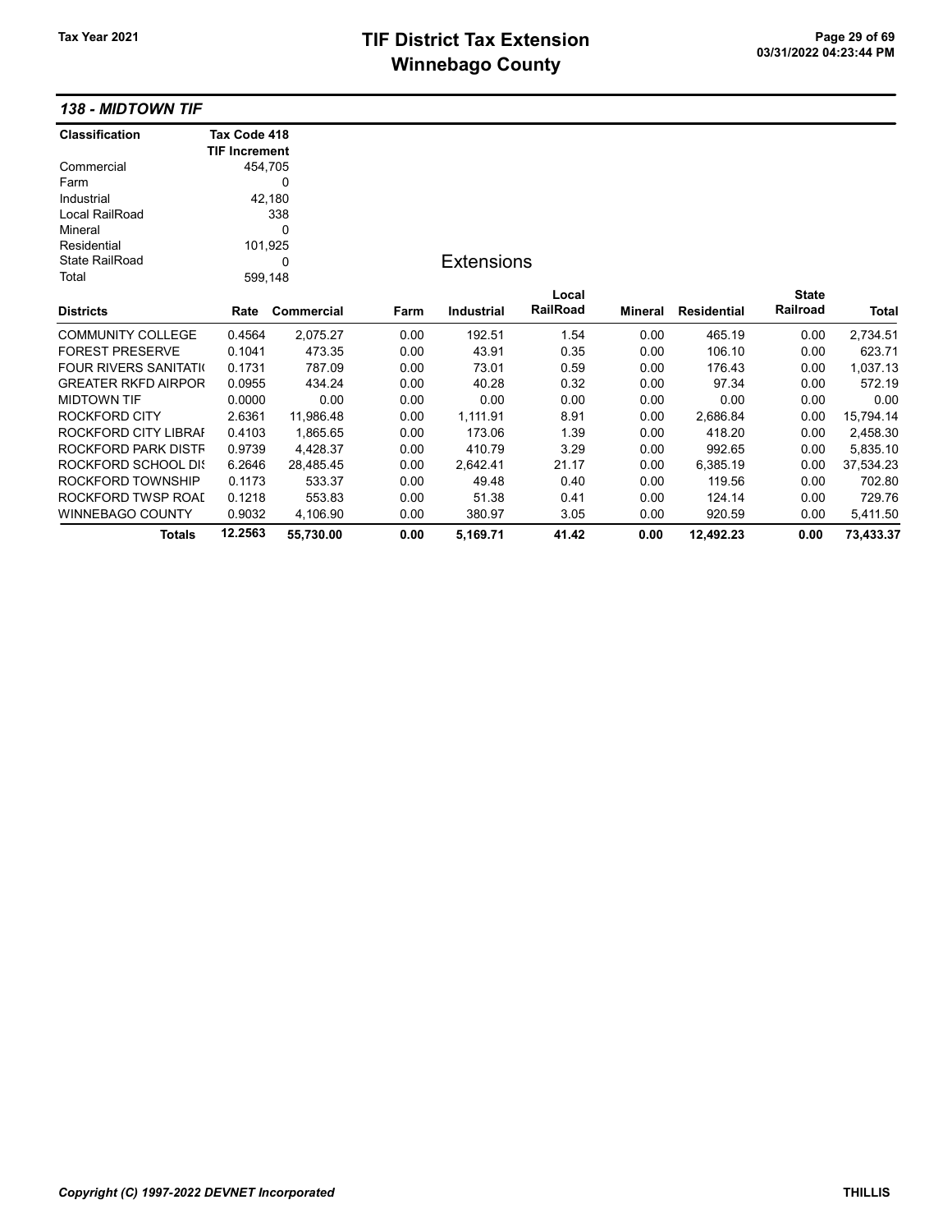# TIF District Tax Extension
# Winnebago County

Tax Year 2021

## 138 - MIDTOWN TIF

| Classification | Tax Code 418 TIF Increment |
|---|---|
| Commercial | 454,705 |
| Farm | 0 |
| Industrial | 42,180 |
| Local RailRoad | 338 |
| Mineral | 0 |
| Residential | 101,925 |
| State RailRoad | 0 |
| Total | 599,148 |

### Extensions

| Districts | Rate | Commercial | Farm | Industrial | Local RailRoad | Mineral | Residential | State Railroad | Total |
|---|---|---|---|---|---|---|---|---|---|
| COMMUNITY COLLEGE | 0.4564 | 2,075.27 | 0.00 | 192.51 | 1.54 | 0.00 | 465.19 | 0.00 | 2,734.51 |
| FOREST PRESERVE | 0.1041 | 473.35 | 0.00 | 43.91 | 0.35 | 0.00 | 106.10 | 0.00 | 623.71 |
| FOUR RIVERS SANITATI( | 0.1731 | 787.09 | 0.00 | 73.01 | 0.59 | 0.00 | 176.43 | 0.00 | 1,037.13 |
| GREATER RKFD AIRPOR | 0.0955 | 434.24 | 0.00 | 40.28 | 0.32 | 0.00 | 97.34 | 0.00 | 572.19 |
| MIDTOWN TIF | 0.0000 | 0.00 | 0.00 | 0.00 | 0.00 | 0.00 | 0.00 | 0.00 | 0.00 |
| ROCKFORD CITY | 2.6361 | 11,986.48 | 0.00 | 1,111.91 | 8.91 | 0.00 | 2,686.84 | 0.00 | 15,794.14 |
| ROCKFORD CITY LIBRAI | 0.4103 | 1,865.65 | 0.00 | 173.06 | 1.39 | 0.00 | 418.20 | 0.00 | 2,458.30 |
| ROCKFORD PARK DISTF | 0.9739 | 4,428.37 | 0.00 | 410.79 | 3.29 | 0.00 | 992.65 | 0.00 | 5,835.10 |
| ROCKFORD SCHOOL DIS | 6.2646 | 28,485.45 | 0.00 | 2,642.41 | 21.17 | 0.00 | 6,385.19 | 0.00 | 37,534.23 |
| ROCKFORD TOWNSHIP | 0.1173 | 533.37 | 0.00 | 49.48 | 0.40 | 0.00 | 119.56 | 0.00 | 702.80 |
| ROCKFORD TWSP ROAI | 0.1218 | 553.83 | 0.00 | 51.38 | 0.41 | 0.00 | 124.14 | 0.00 | 729.76 |
| WINNEBAGO COUNTY | 0.9032 | 4,106.90 | 0.00 | 380.97 | 3.05 | 0.00 | 920.59 | 0.00 | 5,411.50 |
| **Totals** | **12.2563** | **55,730.00** | **0.00** | **5,169.71** | **41.42** | **0.00** | **12,492.23** | **0.00** | **73,433.37** |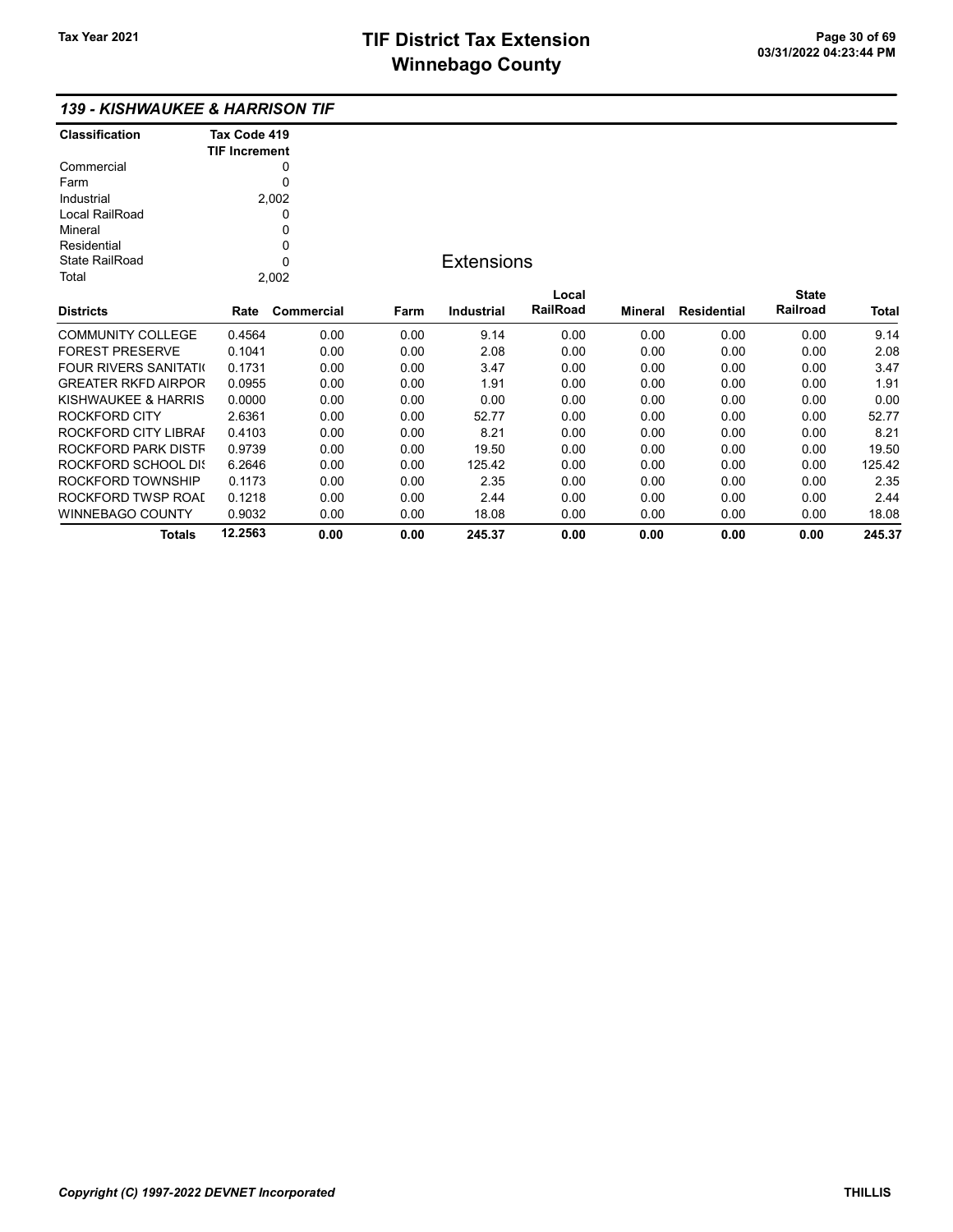## 139 - KISHWAUKEE & HARRISON TIF

| Classification | Tax Code 419 TIF Increment |
|---|---|
| Commercial | 0 |
| Farm | 0 |
| Industrial | 2,002 |
| Local RailRoad | 0 |
| Mineral | 0 |
| Residential | 0 |
| State RailRoad | 0 |
| Total | 2,002 |

### Extensions

| Districts | Rate | Commercial | Farm | Industrial | Local RailRoad | Mineral | Residential | State Railroad | Total |
|---|---|---|---|---|---|---|---|---|---|
| COMMUNITY COLLEGE | 0.4564 | 0.00 | 0.00 | 9.14 | 0.00 | 0.00 | 0.00 | 0.00 | 9.14 |
| FOREST PRESERVE | 0.1041 | 0.00 | 0.00 | 2.08 | 0.00 | 0.00 | 0.00 | 0.00 | 2.08 |
| FOUR RIVERS SANITATI( | 0.1731 | 0.00 | 0.00 | 3.47 | 0.00 | 0.00 | 0.00 | 0.00 | 3.47 |
| GREATER RKFD AIRPOR | 0.0955 | 0.00 | 0.00 | 1.91 | 0.00 | 0.00 | 0.00 | 0.00 | 1.91 |
| KISHWAUKEE & HARRIS | 0.0000 | 0.00 | 0.00 | 0.00 | 0.00 | 0.00 | 0.00 | 0.00 | 0.00 |
| ROCKFORD CITY | 2.6361 | 0.00 | 0.00 | 52.77 | 0.00 | 0.00 | 0.00 | 0.00 | 52.77 |
| ROCKFORD CITY LIBRAI | 0.4103 | 0.00 | 0.00 | 8.21 | 0.00 | 0.00 | 0.00 | 0.00 | 8.21 |
| ROCKFORD PARK DISTF | 0.9739 | 0.00 | 0.00 | 19.50 | 0.00 | 0.00 | 0.00 | 0.00 | 19.50 |
| ROCKFORD SCHOOL DI: | 6.2646 | 0.00 | 0.00 | 125.42 | 0.00 | 0.00 | 0.00 | 0.00 | 125.42 |
| ROCKFORD TOWNSHIP | 0.1173 | 0.00 | 0.00 | 2.35 | 0.00 | 0.00 | 0.00 | 0.00 | 2.35 |
| ROCKFORD TWSP ROAI | 0.1218 | 0.00 | 0.00 | 2.44 | 0.00 | 0.00 | 0.00 | 0.00 | 2.44 |
| WINNEBAGO COUNTY | 0.9032 | 0.00 | 0.00 | 18.08 | 0.00 | 0.00 | 0.00 | 0.00 | 18.08 |
| **Totals** | **12.2563** | **0.00** | **0.00** | **245.37** | **0.00** | **0.00** | **0.00** | **0.00** | **245.37** |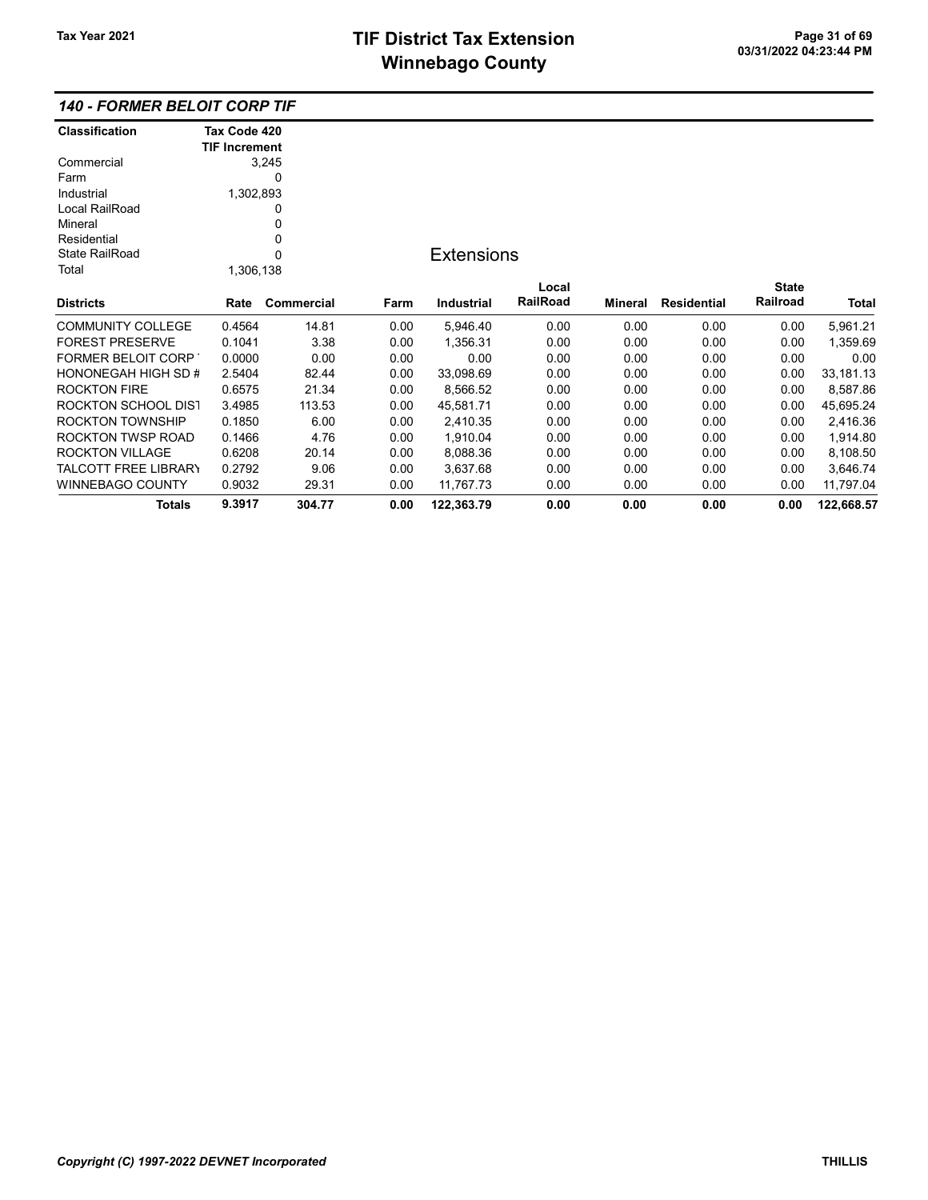## 140 - FORMER BELOIT CORP TIF

| Classification | Tax Code 420 TIF Increment |
|---|---|
| Commercial | 3,245 |
| Farm | 0 |
| Industrial | 1,302,893 |
| Local RailRoad | 0 |
| Mineral | 0 |
| Residential | 0 |
| State RailRoad | 0 |
| Total | 1,306,138 |

### Extensions

| Districts | Rate | Commercial | Farm | Industrial | Local RailRoad | Mineral | Residential | State Railroad | Total |
|---|---|---|---|---|---|---|---|---|---|
| COMMUNITY COLLEGE | 0.4564 | 14.81 | 0.00 | 5,946.40 | 0.00 | 0.00 | 0.00 | 0.00 | 5,961.21 |
| FOREST PRESERVE | 0.1041 | 3.38 | 0.00 | 1,356.31 | 0.00 | 0.00 | 0.00 | 0.00 | 1,359.69 |
| FORMER BELOIT CORP | 0.0000 | 0.00 | 0.00 | 0.00 | 0.00 | 0.00 | 0.00 | 0.00 | 0.00 |
| HONONEGAH HIGH SD # | 2.5404 | 82.44 | 0.00 | 33,098.69 | 0.00 | 0.00 | 0.00 | 0.00 | 33,181.13 |
| ROCKTON FIRE | 0.6575 | 21.34 | 0.00 | 8,566.52 | 0.00 | 0.00 | 0.00 | 0.00 | 8,587.86 |
| ROCKTON SCHOOL DIST | 3.4985 | 113.53 | 0.00 | 45,581.71 | 0.00 | 0.00 | 0.00 | 0.00 | 45,695.24 |
| ROCKTON TOWNSHIP | 0.1850 | 6.00 | 0.00 | 2,410.35 | 0.00 | 0.00 | 0.00 | 0.00 | 2,416.36 |
| ROCKTON TWSP ROAD | 0.1466 | 4.76 | 0.00 | 1,910.04 | 0.00 | 0.00 | 0.00 | 0.00 | 1,914.80 |
| ROCKTON VILLAGE | 0.6208 | 20.14 | 0.00 | 8,088.36 | 0.00 | 0.00 | 0.00 | 0.00 | 8,108.50 |
| TALCOTT FREE LIBRARY | 0.2792 | 9.06 | 0.00 | 3,637.68 | 0.00 | 0.00 | 0.00 | 0.00 | 3,646.74 |
| WINNEBAGO COUNTY | 0.9032 | 29.31 | 0.00 | 11,767.73 | 0.00 | 0.00 | 0.00 | 0.00 | 11,797.04 |
| **Totals** | **9.3917** | **304.77** | **0.00** | **122,363.79** | **0.00** | **0.00** | **0.00** | **0.00** | **122,668.57** |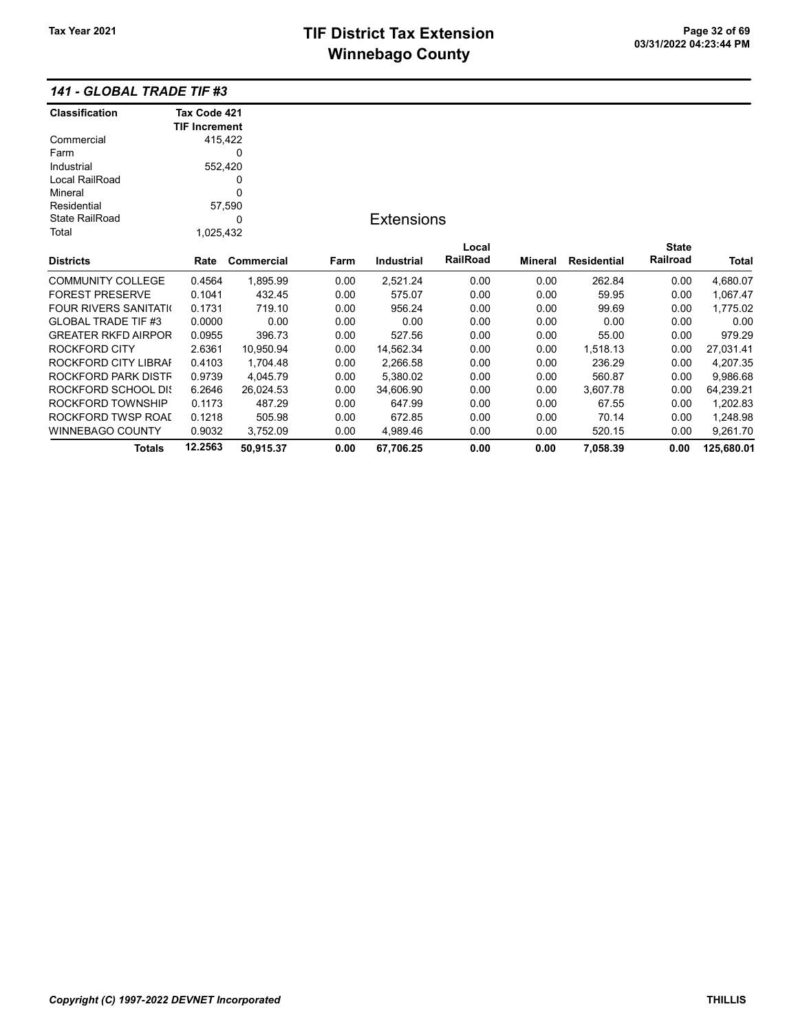## 141 - GLOBAL TRADE TIF #3

| Classification | Tax Code 421 TIF Increment |
|---|---|
| Commercial | 415,422 |
| Farm | 0 |
| Industrial | 552,420 |
| Local RailRoad | 0 |
| Mineral | 0 |
| Residential | 57,590 |
| State RailRoad | 0 |
| Total | 1,025,432 |

### Extensions

| Districts | Rate | Commercial | Farm | Industrial | Local RailRoad | Mineral | Residential | State Railroad | Total |
|---|---|---|---|---|---|---|---|---|---|
| COMMUNITY COLLEGE | 0.4564 | 1,895.99 | 0.00 | 2,521.24 | 0.00 | 0.00 | 262.84 | 0.00 | 4,680.07 |
| FOREST PRESERVE | 0.1041 | 432.45 | 0.00 | 575.07 | 0.00 | 0.00 | 59.95 | 0.00 | 1,067.47 |
| FOUR RIVERS SANITATI( | 0.1731 | 719.10 | 0.00 | 956.24 | 0.00 | 0.00 | 99.69 | 0.00 | 1,775.02 |
| GLOBAL TRADE TIF #3 | 0.0000 | 0.00 | 0.00 | 0.00 | 0.00 | 0.00 | 0.00 | 0.00 | 0.00 |
| GREATER RKFD AIRPOR | 0.0955 | 396.73 | 0.00 | 527.56 | 0.00 | 0.00 | 55.00 | 0.00 | 979.29 |
| ROCKFORD CITY | 2.6361 | 10,950.94 | 0.00 | 14,562.34 | 0.00 | 0.00 | 1,518.13 | 0.00 | 27,031.41 |
| ROCKFORD CITY LIBRAI | 0.4103 | 1,704.48 | 0.00 | 2,266.58 | 0.00 | 0.00 | 236.29 | 0.00 | 4,207.35 |
| ROCKFORD PARK DISTF | 0.9739 | 4,045.79 | 0.00 | 5,380.02 | 0.00 | 0.00 | 560.87 | 0.00 | 9,986.68 |
| ROCKFORD SCHOOL DI: | 6.2646 | 26,024.53 | 0.00 | 34,606.90 | 0.00 | 0.00 | 3,607.78 | 0.00 | 64,239.21 |
| ROCKFORD TOWNSHIP | 0.1173 | 487.29 | 0.00 | 647.99 | 0.00 | 0.00 | 67.55 | 0.00 | 1,202.83 |
| ROCKFORD TWSP ROAI | 0.1218 | 505.98 | 0.00 | 672.85 | 0.00 | 0.00 | 70.14 | 0.00 | 1,248.98 |
| WINNEBAGO COUNTY | 0.9032 | 3,752.09 | 0.00 | 4,989.46 | 0.00 | 0.00 | 520.15 | 0.00 | 9,261.70 |
| **Totals** | **12.2563** | **50,915.37** | **0.00** | **67,706.25** | **0.00** | **0.00** | **7,058.39** | **0.00** | **125,680.01** |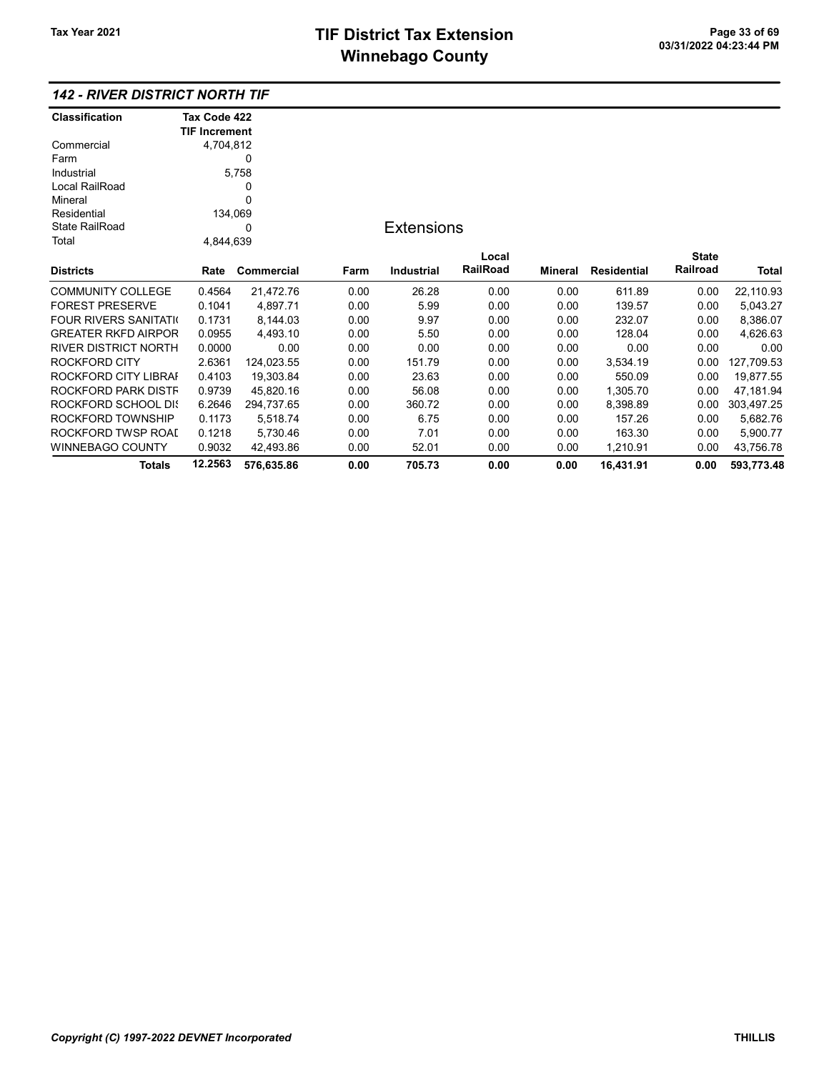# TIF District Tax Extension
# Winnebago County

Tax Year 2021

03/31/2022 04:23:44 PM

## 142 - RIVER DISTRICT NORTH TIF

| Classification | Tax Code 422 TIF Increment |
|---|---|
| Commercial | 4,704,812 |
| Farm | 0 |
| Industrial | 5,758 |
| Local RailRoad | 0 |
| Mineral | 0 |
| Residential | 134,069 |
| State RailRoad | 0 |
| Total | 4,844,639 |

### Extensions

| Districts | Rate | Commercial | Farm | Industrial | Local RailRoad | Mineral | Residential | State Railroad | Total |
|---|---|---|---|---|---|---|---|---|---|
| COMMUNITY COLLEGE | 0.4564 | 21,472.76 | 0.00 | 26.28 | 0.00 | 0.00 | 611.89 | 0.00 | 22,110.93 |
| FOREST PRESERVE | 0.1041 | 4,897.71 | 0.00 | 5.99 | 0.00 | 0.00 | 139.57 | 0.00 | 5,043.27 |
| FOUR RIVERS SANITATI( | 0.1731 | 8,144.03 | 0.00 | 9.97 | 0.00 | 0.00 | 232.07 | 0.00 | 8,386.07 |
| GREATER RKFD AIRPOR | 0.0955 | 4,493.10 | 0.00 | 5.50 | 0.00 | 0.00 | 128.04 | 0.00 | 4,626.63 |
| RIVER DISTRICT NORTH | 0.0000 | 0.00 | 0.00 | 0.00 | 0.00 | 0.00 | 0.00 | 0.00 | 0.00 |
| ROCKFORD CITY | 2.6361 | 124,023.55 | 0.00 | 151.79 | 0.00 | 0.00 | 3,534.19 | 0.00 | 127,709.53 |
| ROCKFORD CITY LIBRAI | 0.4103 | 19,303.84 | 0.00 | 23.63 | 0.00 | 0.00 | 550.09 | 0.00 | 19,877.55 |
| ROCKFORD PARK DISTF | 0.9739 | 45,820.16 | 0.00 | 56.08 | 0.00 | 0.00 | 1,305.70 | 0.00 | 47,181.94 |
| ROCKFORD SCHOOL DI! | 6.2646 | 294,737.65 | 0.00 | 360.72 | 0.00 | 0.00 | 8,398.89 | 0.00 | 303,497.25 |
| ROCKFORD TOWNSHIP | 0.1173 | 5,518.74 | 0.00 | 6.75 | 0.00 | 0.00 | 157.26 | 0.00 | 5,682.76 |
| ROCKFORD TWSP ROAI | 0.1218 | 5,730.46 | 0.00 | 7.01 | 0.00 | 0.00 | 163.30 | 0.00 | 5,900.77 |
| WINNEBAGO COUNTY | 0.9032 | 42,493.86 | 0.00 | 52.01 | 0.00 | 0.00 | 1,210.91 | 0.00 | 43,756.78 |
| **Totals** | **12.2563** | **576,635.86** | **0.00** | **705.73** | **0.00** | **0.00** | **16,431.91** | **0.00** | **593,773.48** |

*Copyright (C) 1997-2022 DEVNET Incorporated* THILLIS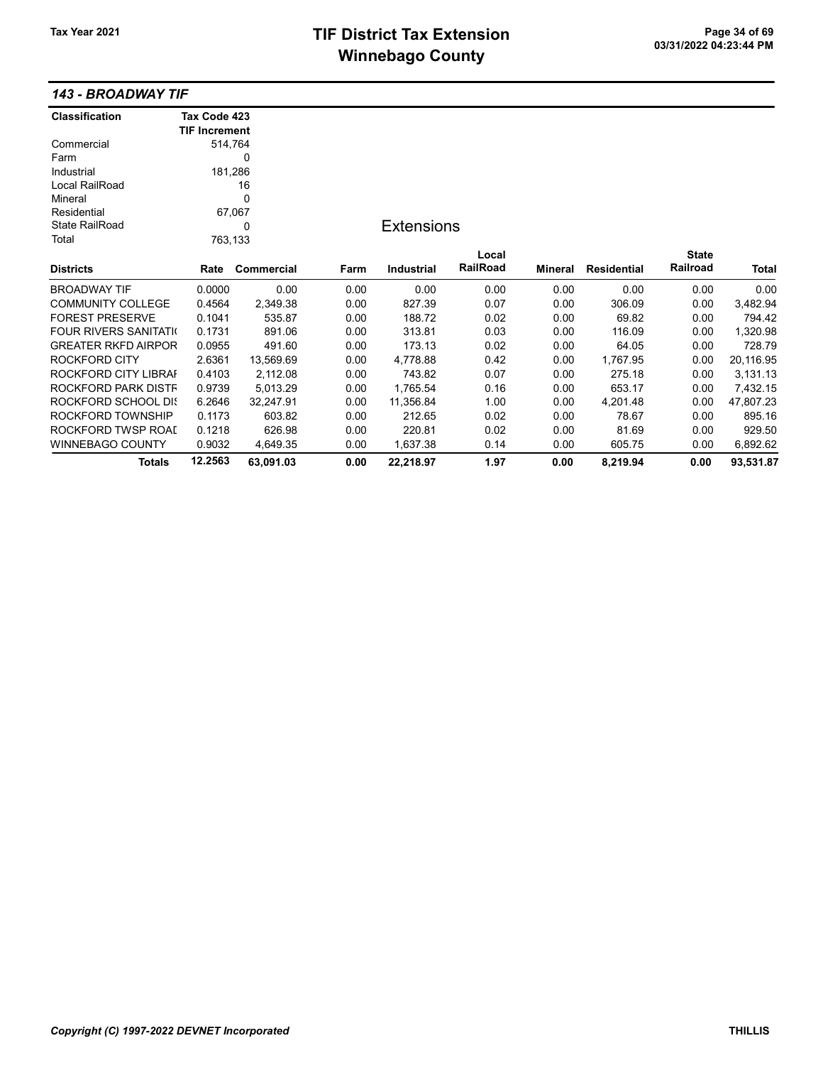# TIF District Tax Extension
# Winnebago County

Tax Year 2021

## *143 - BROADWAY TIF*

| Classification | Tax Code 423 TIF Increment |
|---|---|
| Commercial | 514,764 |
| Farm | 0 |
| Industrial | 181,286 |
| Local RailRoad | 16 |
| Mineral | 0 |
| Residential | 67,067 |
| State RailRoad | 0 |
| Total | 763,133 |

### Extensions

| Districts | Rate | Commercial | Farm | Industrial | Local RailRoad | Mineral | Residential | State Railroad | Total |
|---|---|---|---|---|---|---|---|---|---|
| BROADWAY TIF | 0.0000 | 0.00 | 0.00 | 0.00 | 0.00 | 0.00 | 0.00 | 0.00 | 0.00 |
| COMMUNITY COLLEGE | 0.4564 | 2,349.38 | 0.00 | 827.39 | 0.07 | 0.00 | 306.09 | 0.00 | 3,482.94 |
| FOREST PRESERVE | 0.1041 | 535.87 | 0.00 | 188.72 | 0.02 | 0.00 | 69.82 | 0.00 | 794.42 |
| FOUR RIVERS SANITATI( | 0.1731 | 891.06 | 0.00 | 313.81 | 0.03 | 0.00 | 116.09 | 0.00 | 1,320.98 |
| GREATER RKFD AIRPOR | 0.0955 | 491.60 | 0.00 | 173.13 | 0.02 | 0.00 | 64.05 | 0.00 | 728.79 |
| ROCKFORD CITY | 2.6361 | 13,569.69 | 0.00 | 4,778.88 | 0.42 | 0.00 | 1,767.95 | 0.00 | 20,116.95 |
| ROCKFORD CITY LIBRAI | 0.4103 | 2,112.08 | 0.00 | 743.82 | 0.07 | 0.00 | 275.18 | 0.00 | 3,131.13 |
| ROCKFORD PARK DISTF | 0.9739 | 5,013.29 | 0.00 | 1,765.54 | 0.16 | 0.00 | 653.17 | 0.00 | 7,432.15 |
| ROCKFORD SCHOOL DI: | 6.2646 | 32,247.91 | 0.00 | 11,356.84 | 1.00 | 0.00 | 4,201.48 | 0.00 | 47,807.23 |
| ROCKFORD TOWNSHIP | 0.1173 | 603.82 | 0.00 | 212.65 | 0.02 | 0.00 | 78.67 | 0.00 | 895.16 |
| ROCKFORD TWSP ROAI | 0.1218 | 626.98 | 0.00 | 220.81 | 0.02 | 0.00 | 81.69 | 0.00 | 929.50 |
| WINNEBAGO COUNTY | 0.9032 | 4,649.35 | 0.00 | 1,637.38 | 0.14 | 0.00 | 605.75 | 0.00 | 6,892.62 |
| **Totals** | **12.2563** | **63,091.03** | **0.00** | **22,218.97** | **1.97** | **0.00** | **8,219.94** | **0.00** | **93,531.87** |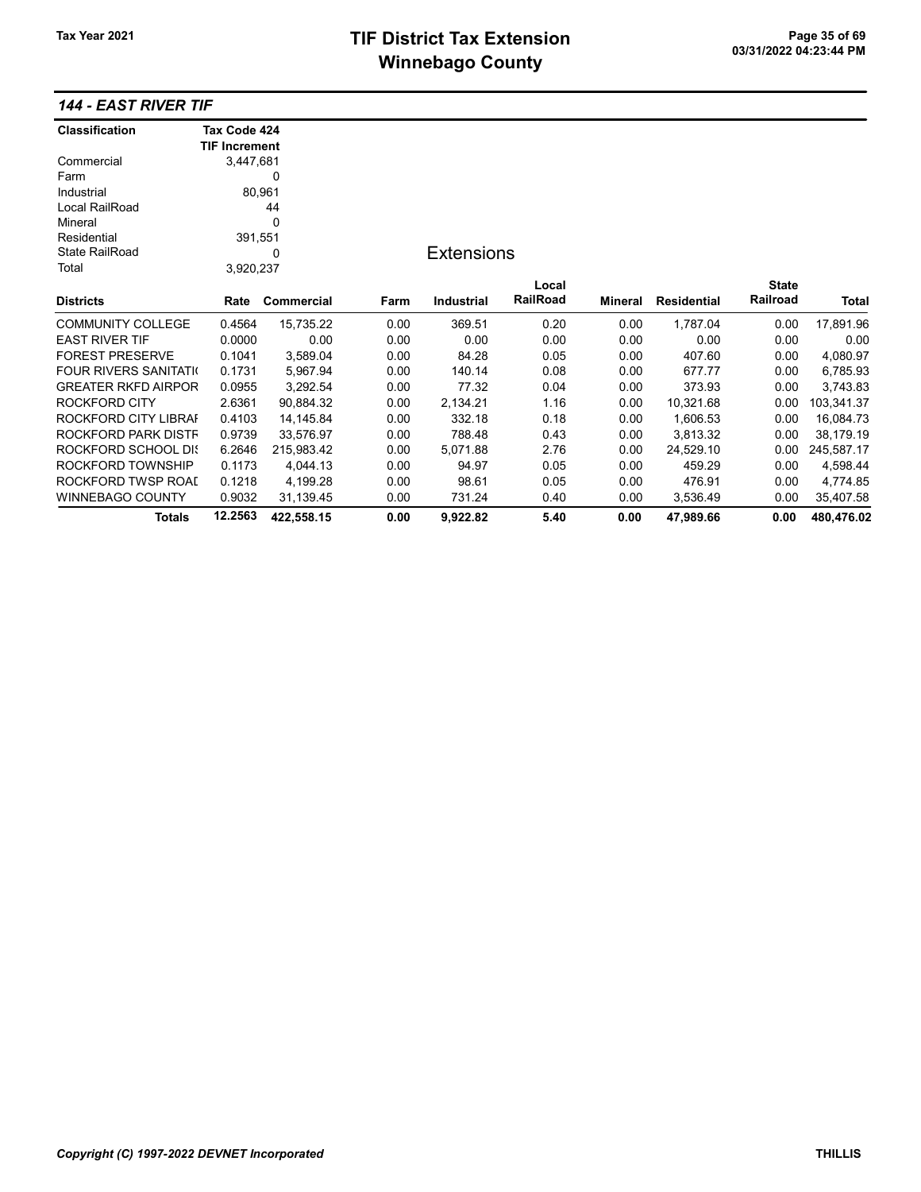# TIF District Tax Extension
# Winnebago County

Tax Year 2021

## 144 - EAST RIVER TIF

| Classification | Tax Code 424 TIF Increment |
|---|---|
| Commercial | 3,447,681 |
| Farm | 0 |
| Industrial | 80,961 |
| Local RailRoad | 44 |
| Mineral | 0 |
| Residential | 391,551 |
| State RailRoad | 0 |
| Total | 3,920,237 |

### Extensions

| Districts | Rate | Commercial | Farm | Industrial | Local RailRoad | Mineral | Residential | State Railroad | Total |
|---|---|---|---|---|---|---|---|---|---|
| COMMUNITY COLLEGE | 0.4564 | 15,735.22 | 0.00 | 369.51 | 0.20 | 0.00 | 1,787.04 | 0.00 | 17,891.96 |
| EAST RIVER TIF | 0.0000 | 0.00 | 0.00 | 0.00 | 0.00 | 0.00 | 0.00 | 0.00 | 0.00 |
| FOREST PRESERVE | 0.1041 | 3,589.04 | 0.00 | 84.28 | 0.05 | 0.00 | 407.60 | 0.00 | 4,080.97 |
| FOUR RIVERS SANITATI( | 0.1731 | 5,967.94 | 0.00 | 140.14 | 0.08 | 0.00 | 677.77 | 0.00 | 6,785.93 |
| GREATER RKFD AIRPOR | 0.0955 | 3,292.54 | 0.00 | 77.32 | 0.04 | 0.00 | 373.93 | 0.00 | 3,743.83 |
| ROCKFORD CITY | 2.6361 | 90,884.32 | 0.00 | 2,134.21 | 1.16 | 0.00 | 10,321.68 | 0.00 | 103,341.37 |
| ROCKFORD CITY LIBRAI | 0.4103 | 14,145.84 | 0.00 | 332.18 | 0.18 | 0.00 | 1,606.53 | 0.00 | 16,084.73 |
| ROCKFORD PARK DISTF | 0.9739 | 33,576.97 | 0.00 | 788.48 | 0.43 | 0.00 | 3,813.32 | 0.00 | 38,179.19 |
| ROCKFORD SCHOOL DI: | 6.2646 | 215,983.42 | 0.00 | 5,071.88 | 2.76 | 0.00 | 24,529.10 | 0.00 | 245,587.17 |
| ROCKFORD TOWNSHIP | 0.1173 | 4,044.13 | 0.00 | 94.97 | 0.05 | 0.00 | 459.29 | 0.00 | 4,598.44 |
| ROCKFORD TWSP ROAI | 0.1218 | 4,199.28 | 0.00 | 98.61 | 0.05 | 0.00 | 476.91 | 0.00 | 4,774.85 |
| WINNEBAGO COUNTY | 0.9032 | 31,139.45 | 0.00 | 731.24 | 0.40 | 0.00 | 3,536.49 | 0.00 | 35,407.58 |
| **Totals** | **12.2563** | **422,558.15** | **0.00** | **9,922.82** | **5.40** | **0.00** | **47,989.66** | **0.00** | **480,476.02** |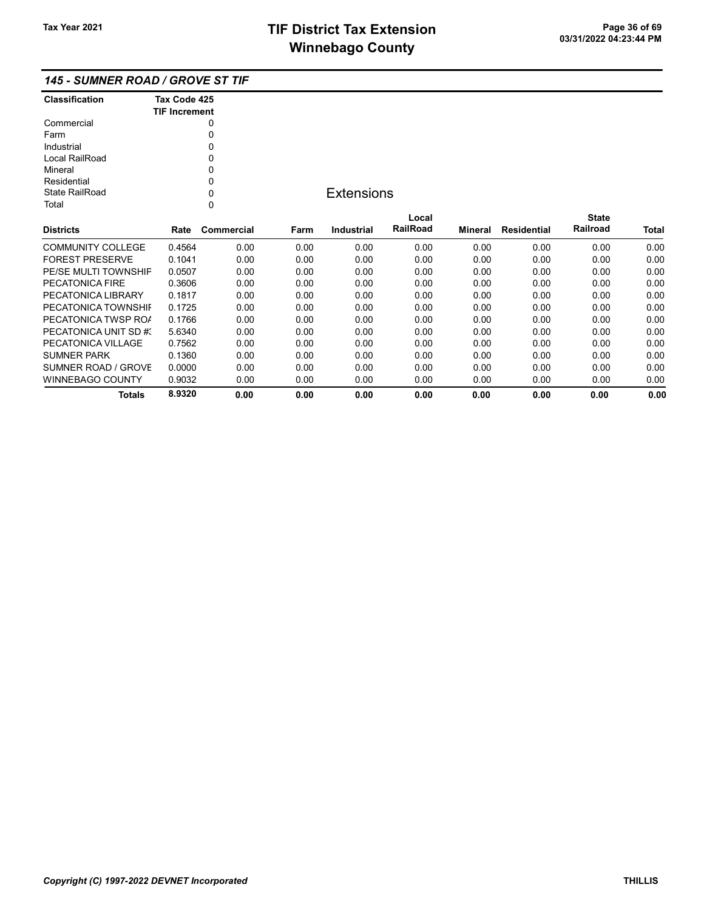## *145 - SUMNER ROAD / GROVE ST TIF*

| Classification | Tax Code 425 TIF Increment |
|---|---|
| Commercial | 0 |
| Farm | 0 |
| Industrial | 0 |
| Local RailRoad | 0 |
| Mineral | 0 |
| Residential | 0 |
| State RailRoad | 0 |
| Total | 0 |

### Extensions

| Districts | Rate | Commercial | Farm | Industrial | Local RailRoad | Mineral | Residential | State Railroad | Total |
|---|---|---|---|---|---|---|---|---|---|
| COMMUNITY COLLEGE | 0.4564 | 0.00 | 0.00 | 0.00 | 0.00 | 0.00 | 0.00 | 0.00 | 0.00 |
| FOREST PRESERVE | 0.1041 | 0.00 | 0.00 | 0.00 | 0.00 | 0.00 | 0.00 | 0.00 | 0.00 |
| PE/SE MULTI TOWNSHIF | 0.0507 | 0.00 | 0.00 | 0.00 | 0.00 | 0.00 | 0.00 | 0.00 | 0.00 |
| PECATONICA FIRE | 0.3606 | 0.00 | 0.00 | 0.00 | 0.00 | 0.00 | 0.00 | 0.00 | 0.00 |
| PECATONICA LIBRARY | 0.1817 | 0.00 | 0.00 | 0.00 | 0.00 | 0.00 | 0.00 | 0.00 | 0.00 |
| PECATONICA TOWNSHIF | 0.1725 | 0.00 | 0.00 | 0.00 | 0.00 | 0.00 | 0.00 | 0.00 | 0.00 |
| PECATONICA TWSP ROA | 0.1766 | 0.00 | 0.00 | 0.00 | 0.00 | 0.00 | 0.00 | 0.00 | 0.00 |
| PECATONICA UNIT SD #3 | 5.6340 | 0.00 | 0.00 | 0.00 | 0.00 | 0.00 | 0.00 | 0.00 | 0.00 |
| PECATONICA VILLAGE | 0.7562 | 0.00 | 0.00 | 0.00 | 0.00 | 0.00 | 0.00 | 0.00 | 0.00 |
| SUMNER PARK | 0.1360 | 0.00 | 0.00 | 0.00 | 0.00 | 0.00 | 0.00 | 0.00 | 0.00 |
| SUMNER ROAD / GROVE | 0.0000 | 0.00 | 0.00 | 0.00 | 0.00 | 0.00 | 0.00 | 0.00 | 0.00 |
| WINNEBAGO COUNTY | 0.9032 | 0.00 | 0.00 | 0.00 | 0.00 | 0.00 | 0.00 | 0.00 | 0.00 |
| **Totals** | **8.9320** | **0.00** | **0.00** | **0.00** | **0.00** | **0.00** | **0.00** | **0.00** | **0.00** |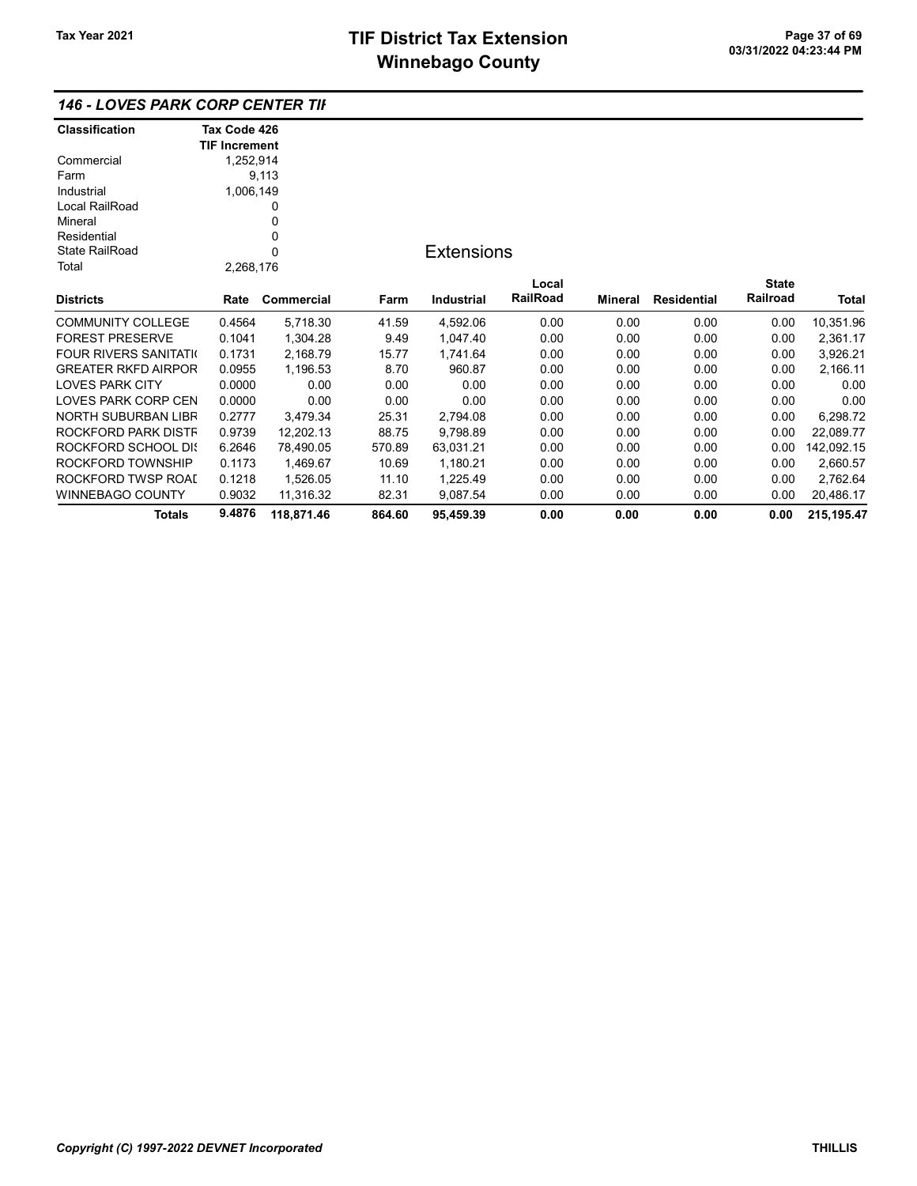## 146 - LOVES PARK CORP CENTER TIF

| Classification | Tax Code 426 |
|---|---|
| | TIF Increment |
| Commercial | 1,252,914 |
| Farm | 9,113 |
| Industrial | 1,006,149 |
| Local RailRoad | 0 |
| Mineral | 0 |
| Residential | 0 |
| State RailRoad | 0 |
| Total | 2,268,176 |

### Extensions

| Districts | Rate | Commercial | Farm | Industrial | Local RailRoad | Mineral | Residential | State Railroad | Total |
|---|---|---|---|---|---|---|---|---|---|
| COMMUNITY COLLEGE | 0.4564 | 5,718.30 | 41.59 | 4,592.06 | 0.00 | 0.00 | 0.00 | 0.00 | 10,351.96 |
| FOREST PRESERVE | 0.1041 | 1,304.28 | 9.49 | 1,047.40 | 0.00 | 0.00 | 0.00 | 0.00 | 2,361.17 |
| FOUR RIVERS SANITATI( | 0.1731 | 2,168.79 | 15.77 | 1,741.64 | 0.00 | 0.00 | 0.00 | 0.00 | 3,926.21 |
| GREATER RKFD AIRPOR | 0.0955 | 1,196.53 | 8.70 | 960.87 | 0.00 | 0.00 | 0.00 | 0.00 | 2,166.11 |
| LOVES PARK CITY | 0.0000 | 0.00 | 0.00 | 0.00 | 0.00 | 0.00 | 0.00 | 0.00 | 0.00 |
| LOVES PARK CORP CEN | 0.0000 | 0.00 | 0.00 | 0.00 | 0.00 | 0.00 | 0.00 | 0.00 | 0.00 |
| NORTH SUBURBAN LIBR | 0.2777 | 3,479.34 | 25.31 | 2,794.08 | 0.00 | 0.00 | 0.00 | 0.00 | 6,298.72 |
| ROCKFORD PARK DISTF | 0.9739 | 12,202.13 | 88.75 | 9,798.89 | 0.00 | 0.00 | 0.00 | 0.00 | 22,089.77 |
| ROCKFORD SCHOOL DI: | 6.2646 | 78,490.05 | 570.89 | 63,031.21 | 0.00 | 0.00 | 0.00 | 0.00 | 142,092.15 |
| ROCKFORD TOWNSHIP | 0.1173 | 1,469.67 | 10.69 | 1,180.21 | 0.00 | 0.00 | 0.00 | 0.00 | 2,660.57 |
| ROCKFORD TWSP ROAI | 0.1218 | 1,526.05 | 11.10 | 1,225.49 | 0.00 | 0.00 | 0.00 | 0.00 | 2,762.64 |
| WINNEBAGO COUNTY | 0.9032 | 11,316.32 | 82.31 | 9,087.54 | 0.00 | 0.00 | 0.00 | 0.00 | 20,486.17 |
| **Totals** | **9.4876** | **118,871.46** | **864.60** | **95,459.39** | **0.00** | **0.00** | **0.00** | **0.00** | **215,195.47** |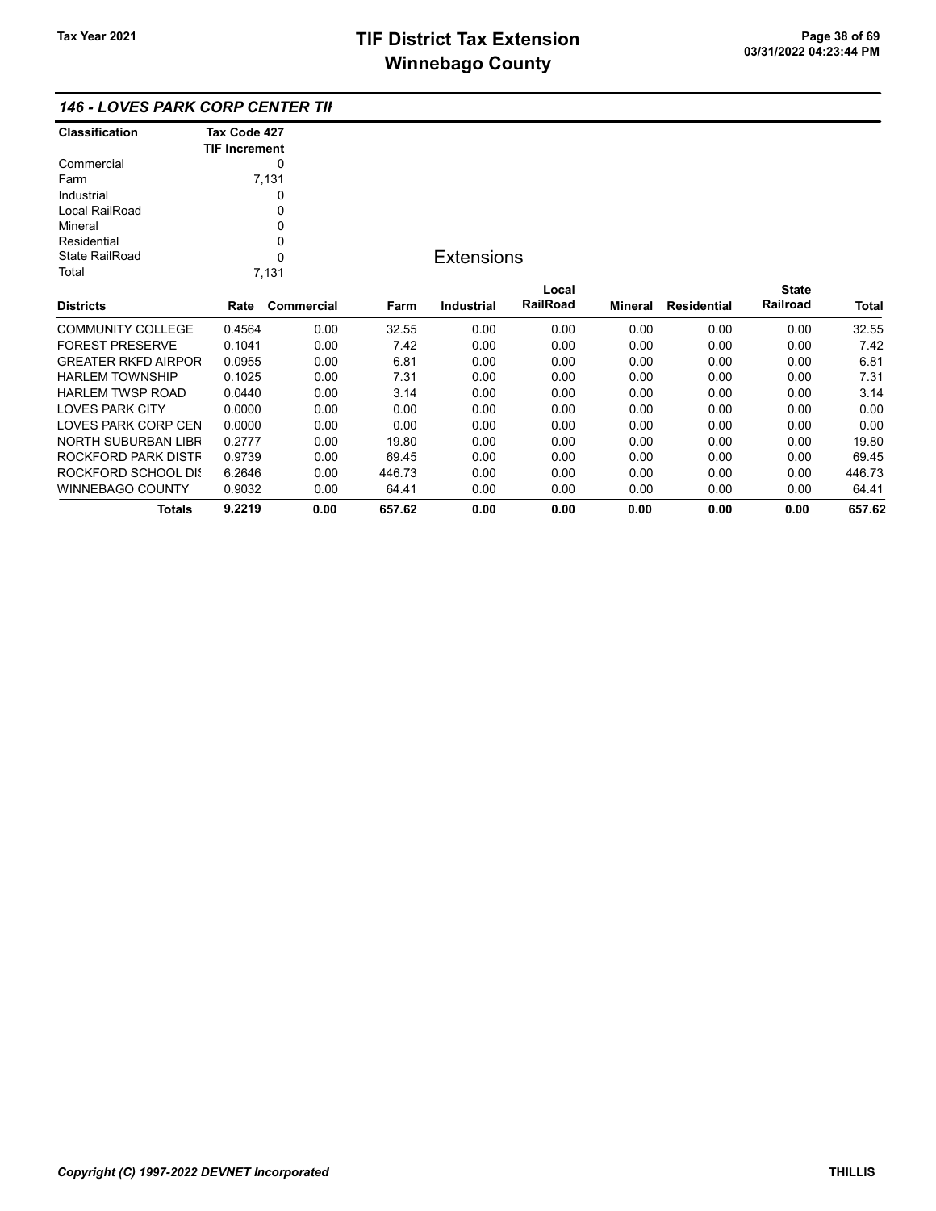# TIF District Tax Extension
# Winnebago County

Tax Year 2021

03/31/2022 04:23:44 PM

## *146 - LOVES PARK CORP CENTER TIF*

| Classification | Tax Code 427 TIF Increment |
|---|---|
| Commercial | 0 |
| Farm | 7,131 |
| Industrial | 0 |
| Local RailRoad | 0 |
| Mineral | 0 |
| Residential | 0 |
| State RailRoad | 0 |
| Total | 7,131 |

### Extensions

| Districts | Rate | Commercial | Farm | Industrial | Local RailRoad | Mineral | Residential | State Railroad | Total |
|---|---|---|---|---|---|---|---|---|---|
| COMMUNITY COLLEGE | 0.4564 | 0.00 | 32.55 | 0.00 | 0.00 | 0.00 | 0.00 | 0.00 | 32.55 |
| FOREST PRESERVE | 0.1041 | 0.00 | 7.42 | 0.00 | 0.00 | 0.00 | 0.00 | 0.00 | 7.42 |
| GREATER RKFD AIRPOR | 0.0955 | 0.00 | 6.81 | 0.00 | 0.00 | 0.00 | 0.00 | 0.00 | 6.81 |
| HARLEM TOWNSHIP | 0.1025 | 0.00 | 7.31 | 0.00 | 0.00 | 0.00 | 0.00 | 0.00 | 7.31 |
| HARLEM TWSP ROAD | 0.0440 | 0.00 | 3.14 | 0.00 | 0.00 | 0.00 | 0.00 | 0.00 | 3.14 |
| LOVES PARK CITY | 0.0000 | 0.00 | 0.00 | 0.00 | 0.00 | 0.00 | 0.00 | 0.00 | 0.00 |
| LOVES PARK CORP CEN | 0.0000 | 0.00 | 0.00 | 0.00 | 0.00 | 0.00 | 0.00 | 0.00 | 0.00 |
| NORTH SUBURBAN LIBR | 0.2777 | 0.00 | 19.80 | 0.00 | 0.00 | 0.00 | 0.00 | 0.00 | 19.80 |
| ROCKFORD PARK DISTR | 0.9739 | 0.00 | 69.45 | 0.00 | 0.00 | 0.00 | 0.00 | 0.00 | 69.45 |
| ROCKFORD SCHOOL DIS | 6.2646 | 0.00 | 446.73 | 0.00 | 0.00 | 0.00 | 0.00 | 0.00 | 446.73 |
| WINNEBAGO COUNTY | 0.9032 | 0.00 | 64.41 | 0.00 | 0.00 | 0.00 | 0.00 | 0.00 | 64.41 |
| **Totals** | **9.2219** | **0.00** | **657.62** | **0.00** | **0.00** | **0.00** | **0.00** | **0.00** | **657.62** |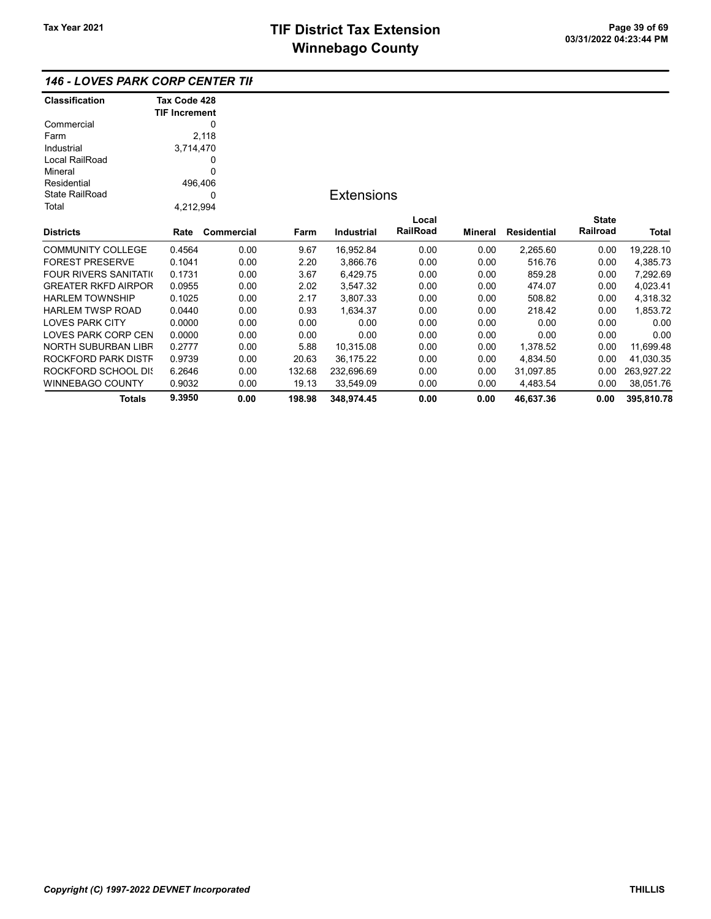# TIF District Tax Extension
# Winnebago County

Tax Year 2021

03/31/2022 04:23:44 PM

## 146 - LOVES PARK CORP CENTER TII

| Classification | Tax Code 428 TIF Increment |
|---|---|
| Commercial | 0 |
| Farm | 2,118 |
| Industrial | 3,714,470 |
| Local RailRoad | 0 |
| Mineral | 0 |
| Residential | 496,406 |
| State RailRoad | 0 |
| Total | 4,212,994 |

### Extensions

| Districts | Rate | Commercial | Farm | Industrial | Local RailRoad | Mineral | Residential | State Railroad | Total |
|---|---|---|---|---|---|---|---|---|---|
| COMMUNITY COLLEGE | 0.4564 | 0.00 | 9.67 | 16,952.84 | 0.00 | 0.00 | 2,265.60 | 0.00 | 19,228.10 |
| FOREST PRESERVE | 0.1041 | 0.00 | 2.20 | 3,866.76 | 0.00 | 0.00 | 516.76 | 0.00 | 4,385.73 |
| FOUR RIVERS SANITATI( | 0.1731 | 0.00 | 3.67 | 6,429.75 | 0.00 | 0.00 | 859.28 | 0.00 | 7,292.69 |
| GREATER RKFD AIRPOR | 0.0955 | 0.00 | 2.02 | 3,547.32 | 0.00 | 0.00 | 474.07 | 0.00 | 4,023.41 |
| HARLEM TOWNSHIP | 0.1025 | 0.00 | 2.17 | 3,807.33 | 0.00 | 0.00 | 508.82 | 0.00 | 4,318.32 |
| HARLEM TWSP ROAD | 0.0440 | 0.00 | 0.93 | 1,634.37 | 0.00 | 0.00 | 218.42 | 0.00 | 1,853.72 |
| LOVES PARK CITY | 0.0000 | 0.00 | 0.00 | 0.00 | 0.00 | 0.00 | 0.00 | 0.00 | 0.00 |
| LOVES PARK CORP CEN | 0.0000 | 0.00 | 0.00 | 0.00 | 0.00 | 0.00 | 0.00 | 0.00 | 0.00 |
| NORTH SUBURBAN LIBR | 0.2777 | 0.00 | 5.88 | 10,315.08 | 0.00 | 0.00 | 1,378.52 | 0.00 | 11,699.48 |
| ROCKFORD PARK DISTR | 0.9739 | 0.00 | 20.63 | 36,175.22 | 0.00 | 0.00 | 4,834.50 | 0.00 | 41,030.35 |
| ROCKFORD SCHOOL DI: | 6.2646 | 0.00 | 132.68 | 232,696.69 | 0.00 | 0.00 | 31,097.85 | 0.00 | 263,927.22 |
| WINNEBAGO COUNTY | 0.9032 | 0.00 | 19.13 | 33,549.09 | 0.00 | 0.00 | 4,483.54 | 0.00 | 38,051.76 |
| **Totals** | **9.3950** | **0.00** | **198.98** | **348,974.45** | **0.00** | **0.00** | **46,637.36** | **0.00** | **395,810.78** |

*Copyright (C) 1997-2022 DEVNET Incorporated* THILLIS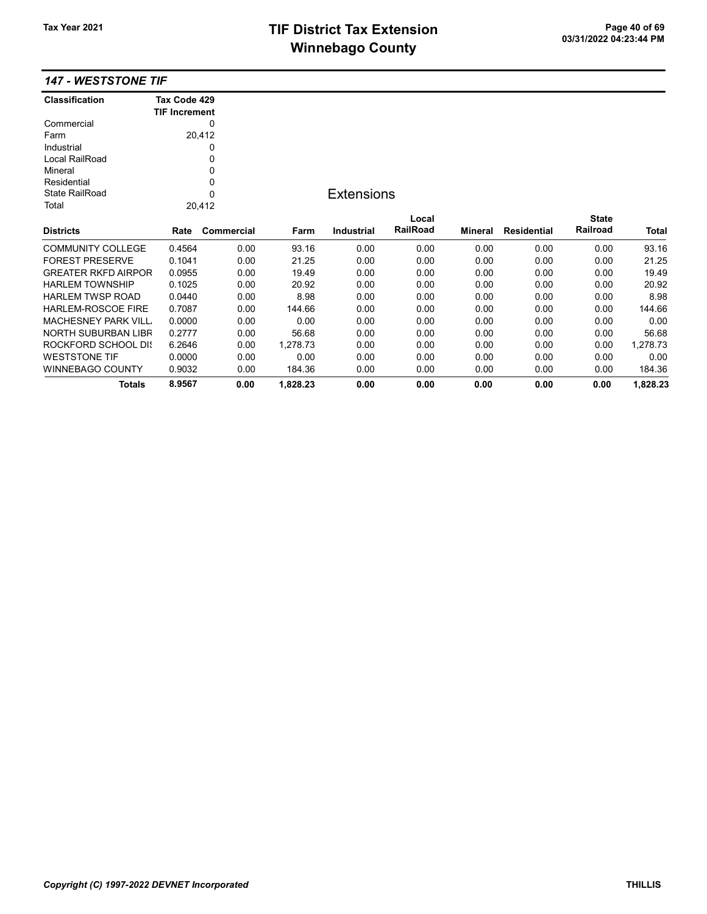## 147 - WESTSTONE TIF

| Classification | Tax Code 429 TIF Increment |
|---|---|
| Commercial | 0 |
| Farm | 20,412 |
| Industrial | 0 |
| Local RailRoad | 0 |
| Mineral | 0 |
| Residential | 0 |
| State RailRoad | 0 |
| Total | 20,412 |

### Extensions

| Districts | Rate | Commercial | Farm | Industrial | Local RailRoad | Mineral | Residential | State Railroad | Total |
|---|---|---|---|---|---|---|---|---|---|
| COMMUNITY COLLEGE | 0.4564 | 0.00 | 93.16 | 0.00 | 0.00 | 0.00 | 0.00 | 0.00 | 93.16 |
| FOREST PRESERVE | 0.1041 | 0.00 | 21.25 | 0.00 | 0.00 | 0.00 | 0.00 | 0.00 | 21.25 |
| GREATER RKFD AIRPOR | 0.0955 | 0.00 | 19.49 | 0.00 | 0.00 | 0.00 | 0.00 | 0.00 | 19.49 |
| HARLEM TOWNSHIP | 0.1025 | 0.00 | 20.92 | 0.00 | 0.00 | 0.00 | 0.00 | 0.00 | 20.92 |
| HARLEM TWSP ROAD | 0.0440 | 0.00 | 8.98 | 0.00 | 0.00 | 0.00 | 0.00 | 0.00 | 8.98 |
| HARLEM-ROSCOE FIRE | 0.7087 | 0.00 | 144.66 | 0.00 | 0.00 | 0.00 | 0.00 | 0.00 | 144.66 |
| MACHESNEY PARK VILL | 0.0000 | 0.00 | 0.00 | 0.00 | 0.00 | 0.00 | 0.00 | 0.00 | 0.00 |
| NORTH SUBURBAN LIBR | 0.2777 | 0.00 | 56.68 | 0.00 | 0.00 | 0.00 | 0.00 | 0.00 | 56.68 |
| ROCKFORD SCHOOL DIS | 6.2646 | 0.00 | 1,278.73 | 0.00 | 0.00 | 0.00 | 0.00 | 0.00 | 1,278.73 |
| WESTSTONE TIF | 0.0000 | 0.00 | 0.00 | 0.00 | 0.00 | 0.00 | 0.00 | 0.00 | 0.00 |
| WINNEBAGO COUNTY | 0.9032 | 0.00 | 184.36 | 0.00 | 0.00 | 0.00 | 0.00 | 0.00 | 184.36 |
| **Totals** | **8.9567** | **0.00** | **1,828.23** | **0.00** | **0.00** | **0.00** | **0.00** | **0.00** | **1,828.23** |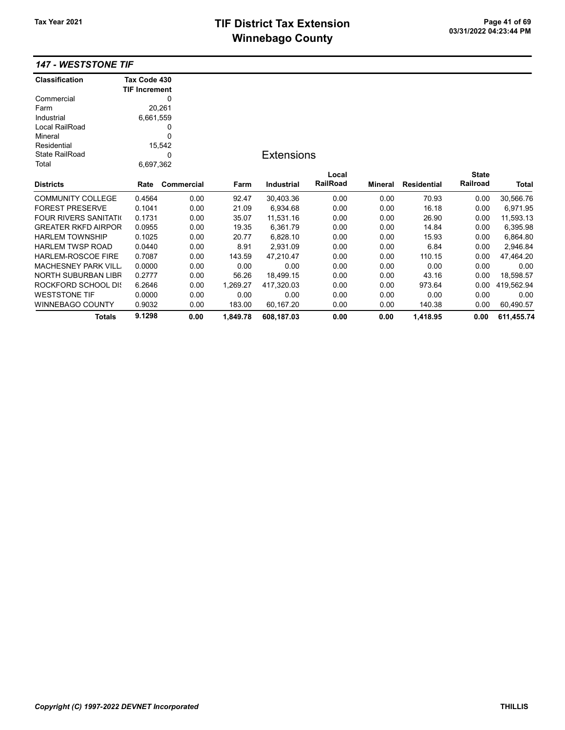# TIF District Tax Extension
# Winnebago County

Tax Year 2021

## 147 - WESTSTONE TIF

| Classification | Tax Code 430 TIF Increment |
|---|---|
| Commercial | 0 |
| Farm | 20,261 |
| Industrial | 6,661,559 |
| Local RailRoad | 0 |
| Mineral | 0 |
| Residential | 15,542 |
| State RailRoad | 0 |
| Total | 6,697,362 |

### Extensions

| Districts | Rate | Commercial | Farm | Industrial | Local RailRoad | Mineral | Residential | State Railroad | Total |
|---|---|---|---|---|---|---|---|---|---|
| COMMUNITY COLLEGE | 0.4564 | 0.00 | 92.47 | 30,403.36 | 0.00 | 0.00 | 70.93 | 0.00 | 30,566.76 |
| FOREST PRESERVE | 0.1041 | 0.00 | 21.09 | 6,934.68 | 0.00 | 0.00 | 16.18 | 0.00 | 6,971.95 |
| FOUR RIVERS SANITATI( | 0.1731 | 0.00 | 35.07 | 11,531.16 | 0.00 | 0.00 | 26.90 | 0.00 | 11,593.13 |
| GREATER RKFD AIRPOR | 0.0955 | 0.00 | 19.35 | 6,361.79 | 0.00 | 0.00 | 14.84 | 0.00 | 6,395.98 |
| HARLEM TOWNSHIP | 0.1025 | 0.00 | 20.77 | 6,828.10 | 0.00 | 0.00 | 15.93 | 0.00 | 6,864.80 |
| HARLEM TWSP ROAD | 0.0440 | 0.00 | 8.91 | 2,931.09 | 0.00 | 0.00 | 6.84 | 0.00 | 2,946.84 |
| HARLEM-ROSCOE FIRE | 0.7087 | 0.00 | 143.59 | 47,210.47 | 0.00 | 0.00 | 110.15 | 0.00 | 47,464.20 |
| MACHESNEY PARK VILL. | 0.0000 | 0.00 | 0.00 | 0.00 | 0.00 | 0.00 | 0.00 | 0.00 | 0.00 |
| NORTH SUBURBAN LIBR | 0.2777 | 0.00 | 56.26 | 18,499.15 | 0.00 | 0.00 | 43.16 | 0.00 | 18,598.57 |
| ROCKFORD SCHOOL DI! | 6.2646 | 0.00 | 1,269.27 | 417,320.03 | 0.00 | 0.00 | 973.64 | 0.00 | 419,562.94 |
| WESTSTONE TIF | 0.0000 | 0.00 | 0.00 | 0.00 | 0.00 | 0.00 | 0.00 | 0.00 | 0.00 |
| WINNEBAGO COUNTY | 0.9032 | 0.00 | 183.00 | 60,167.20 | 0.00 | 0.00 | 140.38 | 0.00 | 60,490.57 |
| **Totals** | **9.1298** | **0.00** | **1,849.78** | **608,187.03** | **0.00** | **0.00** | **1,418.95** | **0.00** | **611,455.74** |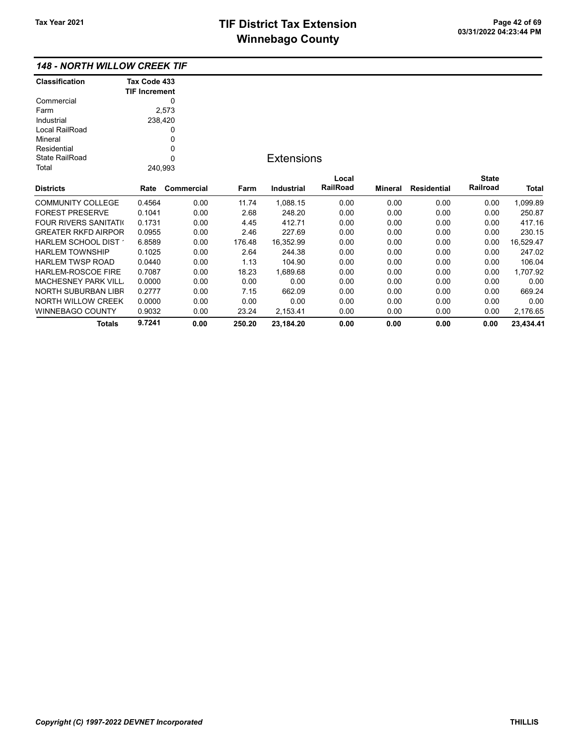## 148 - NORTH WILLOW CREEK TIF

| Classification | Tax Code 433 TIF Increment |
|---|---|
| Commercial | 0 |
| Farm | 2,573 |
| Industrial | 238,420 |
| Local RailRoad | 0 |
| Mineral | 0 |
| Residential | 0 |
| State RailRoad | 0 |
| Total | 240,993 |

### Extensions

| Districts | Rate | Commercial | Farm | Industrial | Local RailRoad | Mineral | Residential | State Railroad | Total |
|---|---|---|---|---|---|---|---|---|---|
| COMMUNITY COLLEGE | 0.4564 | 0.00 | 11.74 | 1,088.15 | 0.00 | 0.00 | 0.00 | 0.00 | 1,099.89 |
| FOREST PRESERVE | 0.1041 | 0.00 | 2.68 | 248.20 | 0.00 | 0.00 | 0.00 | 0.00 | 250.87 |
| FOUR RIVERS SANITATI( | 0.1731 | 0.00 | 4.45 | 412.71 | 0.00 | 0.00 | 0.00 | 0.00 | 417.16 |
| GREATER RKFD AIRPOR | 0.0955 | 0.00 | 2.46 | 227.69 | 0.00 | 0.00 | 0.00 | 0.00 | 230.15 |
| HARLEM SCHOOL DIST ' | 6.8589 | 0.00 | 176.48 | 16,352.99 | 0.00 | 0.00 | 0.00 | 0.00 | 16,529.47 |
| HARLEM TOWNSHIP | 0.1025 | 0.00 | 2.64 | 244.38 | 0.00 | 0.00 | 0.00 | 0.00 | 247.02 |
| HARLEM TWSP ROAD | 0.0440 | 0.00 | 1.13 | 104.90 | 0.00 | 0.00 | 0.00 | 0.00 | 106.04 |
| HARLEM-ROSCOE FIRE | 0.7087 | 0.00 | 18.23 | 1,689.68 | 0.00 | 0.00 | 0.00 | 0.00 | 1,707.92 |
| MACHESNEY PARK VILL | 0.0000 | 0.00 | 0.00 | 0.00 | 0.00 | 0.00 | 0.00 | 0.00 | 0.00 |
| NORTH SUBURBAN LIBR | 0.2777 | 0.00 | 7.15 | 662.09 | 0.00 | 0.00 | 0.00 | 0.00 | 669.24 |
| NORTH WILLOW CREEK | 0.0000 | 0.00 | 0.00 | 0.00 | 0.00 | 0.00 | 0.00 | 0.00 | 0.00 |
| WINNEBAGO COUNTY | 0.9032 | 0.00 | 23.24 | 2,153.41 | 0.00 | 0.00 | 0.00 | 0.00 | 2,176.65 |
| **Totals** | **9.7241** | **0.00** | **250.20** | **23,184.20** | **0.00** | **0.00** | **0.00** | **0.00** | **23,434.41** |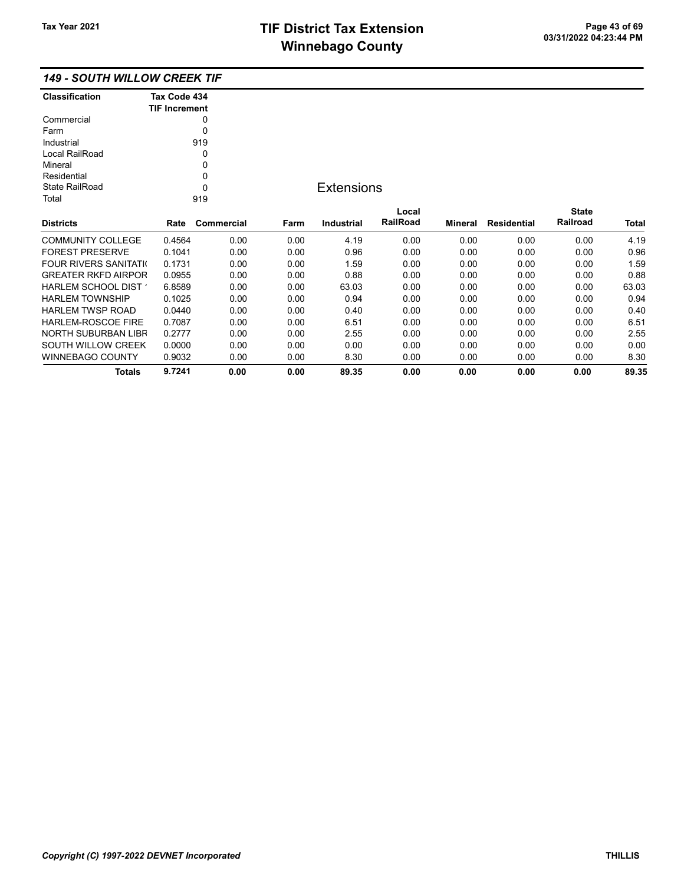## 149 - SOUTH WILLOW CREEK TIF

| Classification | Tax Code 434 TIF Increment |
|---|---|
| Commercial | 0 |
| Farm | 0 |
| Industrial | 919 |
| Local RailRoad | 0 |
| Mineral | 0 |
| Residential | 0 |
| State RailRoad | 0 |
| Total | 919 |

### Extensions

| Districts | Rate | Commercial | Farm | Industrial | Local RailRoad | Mineral | Residential | State Railroad | Total |
|---|---|---|---|---|---|---|---|---|---|
| COMMUNITY COLLEGE | 0.4564 | 0.00 | 0.00 | 4.19 | 0.00 | 0.00 | 0.00 | 0.00 | 4.19 |
| FOREST PRESERVE | 0.1041 | 0.00 | 0.00 | 0.96 | 0.00 | 0.00 | 0.00 | 0.00 | 0.96 |
| FOUR RIVERS SANITATI( | 0.1731 | 0.00 | 0.00 | 1.59 | 0.00 | 0.00 | 0.00 | 0.00 | 1.59 |
| GREATER RKFD AIRPOR | 0.0955 | 0.00 | 0.00 | 0.88 | 0.00 | 0.00 | 0.00 | 0.00 | 0.88 |
| HARLEM SCHOOL DIST ' | 6.8589 | 0.00 | 0.00 | 63.03 | 0.00 | 0.00 | 0.00 | 0.00 | 63.03 |
| HARLEM TOWNSHIP | 0.1025 | 0.00 | 0.00 | 0.94 | 0.00 | 0.00 | 0.00 | 0.00 | 0.94 |
| HARLEM TWSP ROAD | 0.0440 | 0.00 | 0.00 | 0.40 | 0.00 | 0.00 | 0.00 | 0.00 | 0.40 |
| HARLEM-ROSCOE FIRE | 0.7087 | 0.00 | 0.00 | 6.51 | 0.00 | 0.00 | 0.00 | 0.00 | 6.51 |
| NORTH SUBURBAN LIBR | 0.2777 | 0.00 | 0.00 | 2.55 | 0.00 | 0.00 | 0.00 | 0.00 | 2.55 |
| SOUTH WILLOW CREEK | 0.0000 | 0.00 | 0.00 | 0.00 | 0.00 | 0.00 | 0.00 | 0.00 | 0.00 |
| WINNEBAGO COUNTY | 0.9032 | 0.00 | 0.00 | 8.30 | 0.00 | 0.00 | 0.00 | 0.00 | 8.30 |
| **Totals** | **9.7241** | **0.00** | **0.00** | **89.35** | **0.00** | **0.00** | **0.00** | **0.00** | **89.35** |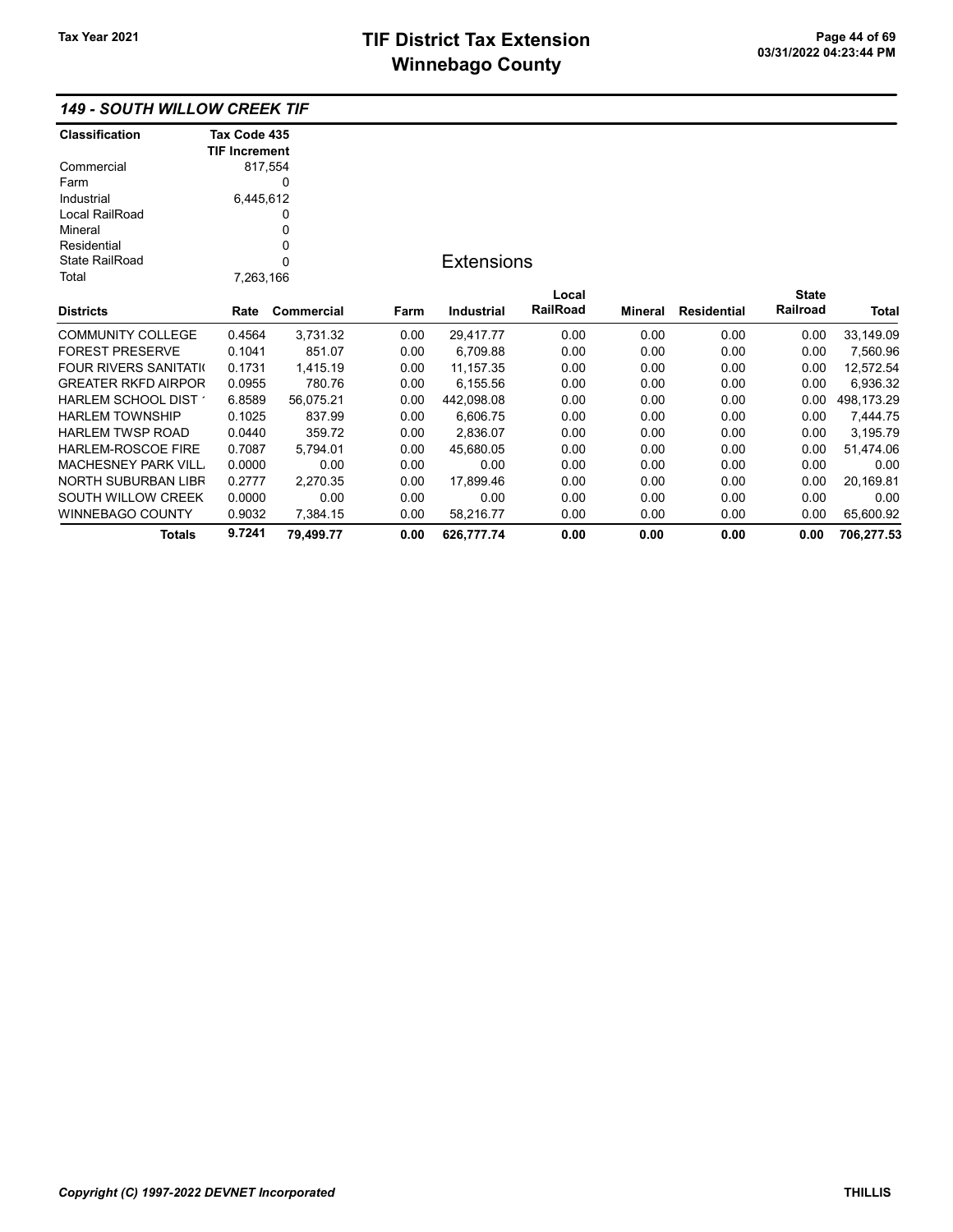## 149 - SOUTH WILLOW CREEK TIF

| Classification | Tax Code 435 TIF Increment |
|---|---|
| Commercial | 817,554 |
| Farm | 0 |
| Industrial | 6,445,612 |
| Local RailRoad | 0 |
| Mineral | 0 |
| Residential | 0 |
| State RailRoad | 0 |
| Total | 7,263,166 |

### Extensions

| Districts | Rate | Commercial | Farm | Industrial | Local RailRoad | Mineral | Residential | State Railroad | Total |
|---|---|---|---|---|---|---|---|---|---|
| COMMUNITY COLLEGE | 0.4564 | 3,731.32 | 0.00 | 29,417.77 | 0.00 | 0.00 | 0.00 | 0.00 | 33,149.09 |
| FOREST PRESERVE | 0.1041 | 851.07 | 0.00 | 6,709.88 | 0.00 | 0.00 | 0.00 | 0.00 | 7,560.96 |
| FOUR RIVERS SANITATI( | 0.1731 | 1,415.19 | 0.00 | 11,157.35 | 0.00 | 0.00 | 0.00 | 0.00 | 12,572.54 |
| GREATER RKFD AIRPOR | 0.0955 | 780.76 | 0.00 | 6,155.56 | 0.00 | 0.00 | 0.00 | 0.00 | 6,936.32 |
| HARLEM SCHOOL DIST ' | 6.8589 | 56,075.21 | 0.00 | 442,098.08 | 0.00 | 0.00 | 0.00 | 0.00 | 498,173.29 |
| HARLEM TOWNSHIP | 0.1025 | 837.99 | 0.00 | 6,606.75 | 0.00 | 0.00 | 0.00 | 0.00 | 7,444.75 |
| HARLEM TWSP ROAD | 0.0440 | 359.72 | 0.00 | 2,836.07 | 0.00 | 0.00 | 0.00 | 0.00 | 3,195.79 |
| HARLEM-ROSCOE FIRE | 0.7087 | 5,794.01 | 0.00 | 45,680.05 | 0.00 | 0.00 | 0.00 | 0.00 | 51,474.06 |
| MACHESNEY PARK VILL | 0.0000 | 0.00 | 0.00 | 0.00 | 0.00 | 0.00 | 0.00 | 0.00 | 0.00 |
| NORTH SUBURBAN LIBR | 0.2777 | 2,270.35 | 0.00 | 17,899.46 | 0.00 | 0.00 | 0.00 | 0.00 | 20,169.81 |
| SOUTH WILLOW CREEK | 0.0000 | 0.00 | 0.00 | 0.00 | 0.00 | 0.00 | 0.00 | 0.00 | 0.00 |
| WINNEBAGO COUNTY | 0.9032 | 7,384.15 | 0.00 | 58,216.77 | 0.00 | 0.00 | 0.00 | 0.00 | 65,600.92 |
| **Totals** | **9.7241** | **79,499.77** | **0.00** | **626,777.74** | **0.00** | **0.00** | **0.00** | **0.00** | **706,277.53** |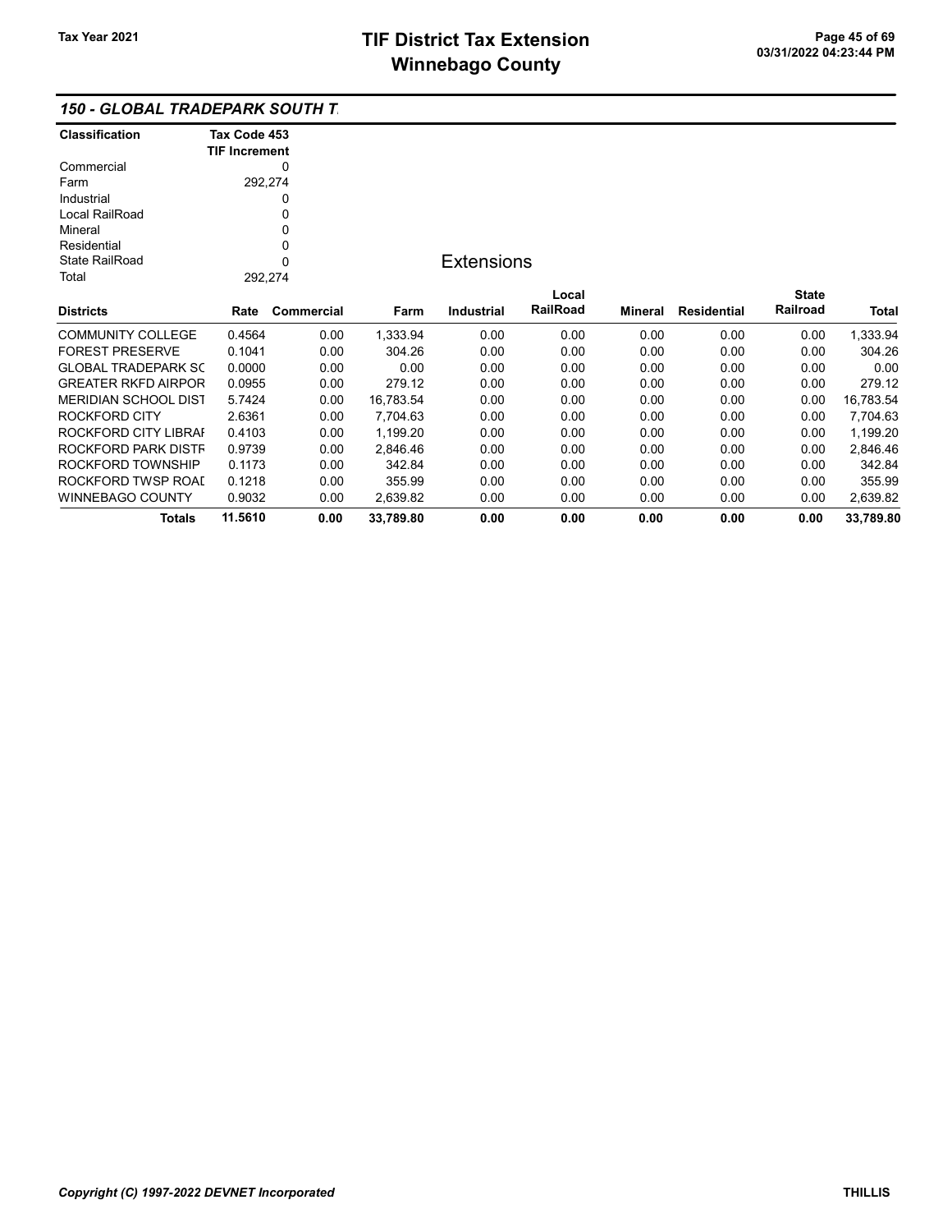# TIF District Tax Extension
# Winnebago County

Tax Year 2021

03/31/2022 04:23:44 PM

## 150 - GLOBAL TRADEPARK SOUTH T.

| Classification | Tax Code 453 TIF Increment |
|---|---|
| Commercial | 0 |
| Farm | 292,274 |
| Industrial | 0 |
| Local RailRoad | 0 |
| Mineral | 0 |
| Residential | 0 |
| State RailRoad | 0 |
| Total | 292,274 |

### Extensions

| Districts | Rate | Commercial | Farm | Industrial | Local RailRoad | Mineral | Residential | State Railroad | Total |
|---|---|---|---|---|---|---|---|---|---|
| COMMUNITY COLLEGE | 0.4564 | 0.00 | 1,333.94 | 0.00 | 0.00 | 0.00 | 0.00 | 0.00 | 1,333.94 |
| FOREST PRESERVE | 0.1041 | 0.00 | 304.26 | 0.00 | 0.00 | 0.00 | 0.00 | 0.00 | 304.26 |
| GLOBAL TRADEPARK SC | 0.0000 | 0.00 | 0.00 | 0.00 | 0.00 | 0.00 | 0.00 | 0.00 | 0.00 |
| GREATER RKFD AIRPOR | 0.0955 | 0.00 | 279.12 | 0.00 | 0.00 | 0.00 | 0.00 | 0.00 | 279.12 |
| MERIDIAN SCHOOL DIST | 5.7424 | 0.00 | 16,783.54 | 0.00 | 0.00 | 0.00 | 0.00 | 0.00 | 16,783.54 |
| ROCKFORD CITY | 2.6361 | 0.00 | 7,704.63 | 0.00 | 0.00 | 0.00 | 0.00 | 0.00 | 7,704.63 |
| ROCKFORD CITY LIBRAI | 0.4103 | 0.00 | 1,199.20 | 0.00 | 0.00 | 0.00 | 0.00 | 0.00 | 1,199.20 |
| ROCKFORD PARK DISTF | 0.9739 | 0.00 | 2,846.46 | 0.00 | 0.00 | 0.00 | 0.00 | 0.00 | 2,846.46 |
| ROCKFORD TOWNSHIP | 0.1173 | 0.00 | 342.84 | 0.00 | 0.00 | 0.00 | 0.00 | 0.00 | 342.84 |
| ROCKFORD TWSP ROAI | 0.1218 | 0.00 | 355.99 | 0.00 | 0.00 | 0.00 | 0.00 | 0.00 | 355.99 |
| WINNEBAGO COUNTY | 0.9032 | 0.00 | 2,639.82 | 0.00 | 0.00 | 0.00 | 0.00 | 0.00 | 2,639.82 |
| **Totals** | **11.5610** | **0.00** | **33,789.80** | **0.00** | **0.00** | **0.00** | **0.00** | **0.00** | **33,789.80** |

*Copyright (C) 1997-2022 DEVNET Incorporated*

THILLIS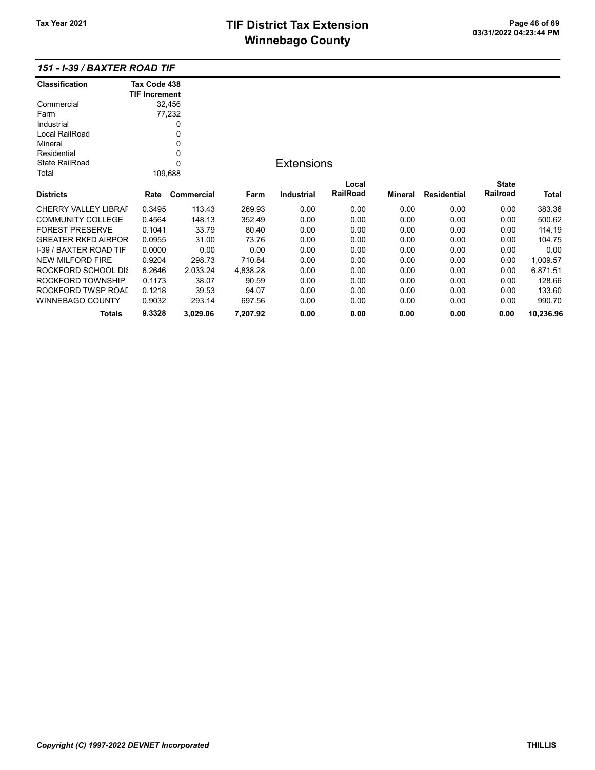# TIF District Tax Extension
# Winnebago County

Tax Year 2021

03/31/2022 04:23:44 PM

## *151 - I-39 / BAXTER ROAD TIF*

| Classification | Tax Code 438 TIF Increment |
|---|---|
| Commercial | 32,456 |
| Farm | 77,232 |
| Industrial | 0 |
| Local RailRoad | 0 |
| Mineral | 0 |
| Residential | 0 |
| State RailRoad | 0 |
| Total | 109,688 |

### Extensions

| Districts | Rate | Commercial | Farm | Industrial | Local RailRoad | Mineral | Residential | State Railroad | Total |
|---|---|---|---|---|---|---|---|---|---|
| CHERRY VALLEY LIBRAI | 0.3495 | 113.43 | 269.93 | 0.00 | 0.00 | 0.00 | 0.00 | 0.00 | 383.36 |
| COMMUNITY COLLEGE | 0.4564 | 148.13 | 352.49 | 0.00 | 0.00 | 0.00 | 0.00 | 0.00 | 500.62 |
| FOREST PRESERVE | 0.1041 | 33.79 | 80.40 | 0.00 | 0.00 | 0.00 | 0.00 | 0.00 | 114.19 |
| GREATER RKFD AIRPOR | 0.0955 | 31.00 | 73.76 | 0.00 | 0.00 | 0.00 | 0.00 | 0.00 | 104.75 |
| I-39 / BAXTER ROAD TIF | 0.0000 | 0.00 | 0.00 | 0.00 | 0.00 | 0.00 | 0.00 | 0.00 | 0.00 |
| NEW MILFORD FIRE | 0.9204 | 298.73 | 710.84 | 0.00 | 0.00 | 0.00 | 0.00 | 0.00 | 1,009.57 |
| ROCKFORD SCHOOL DI! | 6.2646 | 2,033.24 | 4,838.28 | 0.00 | 0.00 | 0.00 | 0.00 | 0.00 | 6,871.51 |
| ROCKFORD TOWNSHIP | 0.1173 | 38.07 | 90.59 | 0.00 | 0.00 | 0.00 | 0.00 | 0.00 | 128.66 |
| ROCKFORD TWSP ROAI | 0.1218 | 39.53 | 94.07 | 0.00 | 0.00 | 0.00 | 0.00 | 0.00 | 133.60 |
| WINNEBAGO COUNTY | 0.9032 | 293.14 | 697.56 | 0.00 | 0.00 | 0.00 | 0.00 | 0.00 | 990.70 |
| **Totals** | **9.3328** | **3,029.06** | **7,207.92** | **0.00** | **0.00** | **0.00** | **0.00** | **0.00** | **10,236.96** |

*Copyright (C) 1997-2022 DEVNET Incorporated* THILLIS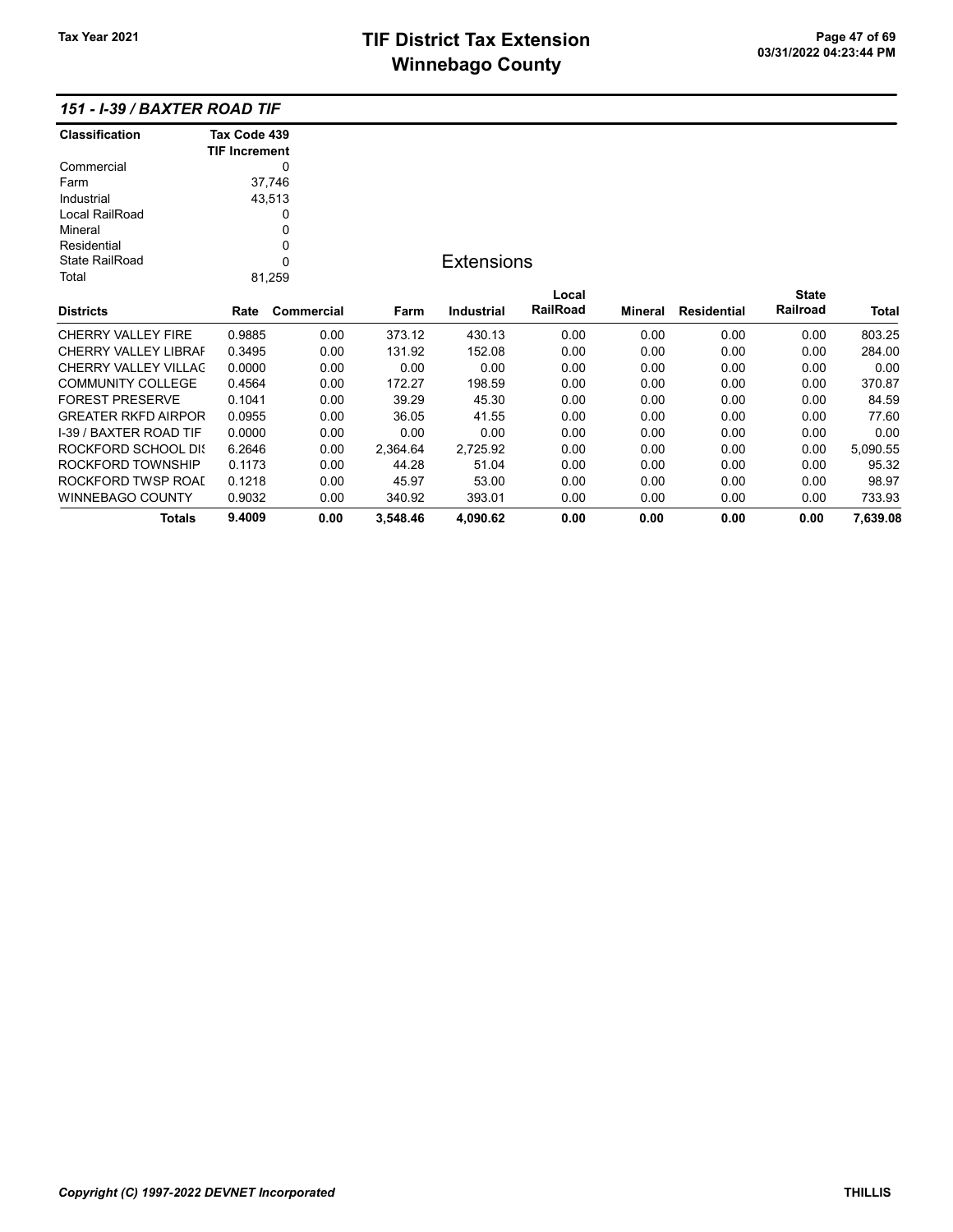### 151 - I-39 / BAXTER ROAD TIF

| Classification | Tax Code 439 TIF Increment |
|---|---|
| Commercial | 0 |
| Farm | 37,746 |
| Industrial | 43,513 |
| Local RailRoad | 0 |
| Mineral | 0 |
| Residential | 0 |
| State RailRoad | 0 |
| Total | 81,259 |

## Extensions

| Districts | Rate | Commercial | Farm | Industrial | Local RailRoad | Mineral | Residential | State Railroad | Total |
|---|---|---|---|---|---|---|---|---|---|
| CHERRY VALLEY FIRE | 0.9885 | 0.00 | 373.12 | 430.13 | 0.00 | 0.00 | 0.00 | 0.00 | 803.25 |
| CHERRY VALLEY LIBRAI | 0.3495 | 0.00 | 131.92 | 152.08 | 0.00 | 0.00 | 0.00 | 0.00 | 284.00 |
| CHERRY VALLEY VILLAG | 0.0000 | 0.00 | 0.00 | 0.00 | 0.00 | 0.00 | 0.00 | 0.00 | 0.00 |
| COMMUNITY COLLEGE | 0.4564 | 0.00 | 172.27 | 198.59 | 0.00 | 0.00 | 0.00 | 0.00 | 370.87 |
| FOREST PRESERVE | 0.1041 | 0.00 | 39.29 | 45.30 | 0.00 | 0.00 | 0.00 | 0.00 | 84.59 |
| GREATER RKFD AIRPOR | 0.0955 | 0.00 | 36.05 | 41.55 | 0.00 | 0.00 | 0.00 | 0.00 | 77.60 |
| I-39 / BAXTER ROAD TIF | 0.0000 | 0.00 | 0.00 | 0.00 | 0.00 | 0.00 | 0.00 | 0.00 | 0.00 |
| ROCKFORD SCHOOL DIS | 6.2646 | 0.00 | 2,364.64 | 2,725.92 | 0.00 | 0.00 | 0.00 | 0.00 | 5,090.55 |
| ROCKFORD TOWNSHIP | 0.1173 | 0.00 | 44.28 | 51.04 | 0.00 | 0.00 | 0.00 | 0.00 | 95.32 |
| ROCKFORD TWSP ROAD | 0.1218 | 0.00 | 45.97 | 53.00 | 0.00 | 0.00 | 0.00 | 0.00 | 98.97 |
| WINNEBAGO COUNTY | 0.9032 | 0.00 | 340.92 | 393.01 | 0.00 | 0.00 | 0.00 | 0.00 | 733.93 |
| **Totals** | **9.4009** | **0.00** | **3,548.46** | **4,090.62** | **0.00** | **0.00** | **0.00** | **0.00** | **7,639.08** |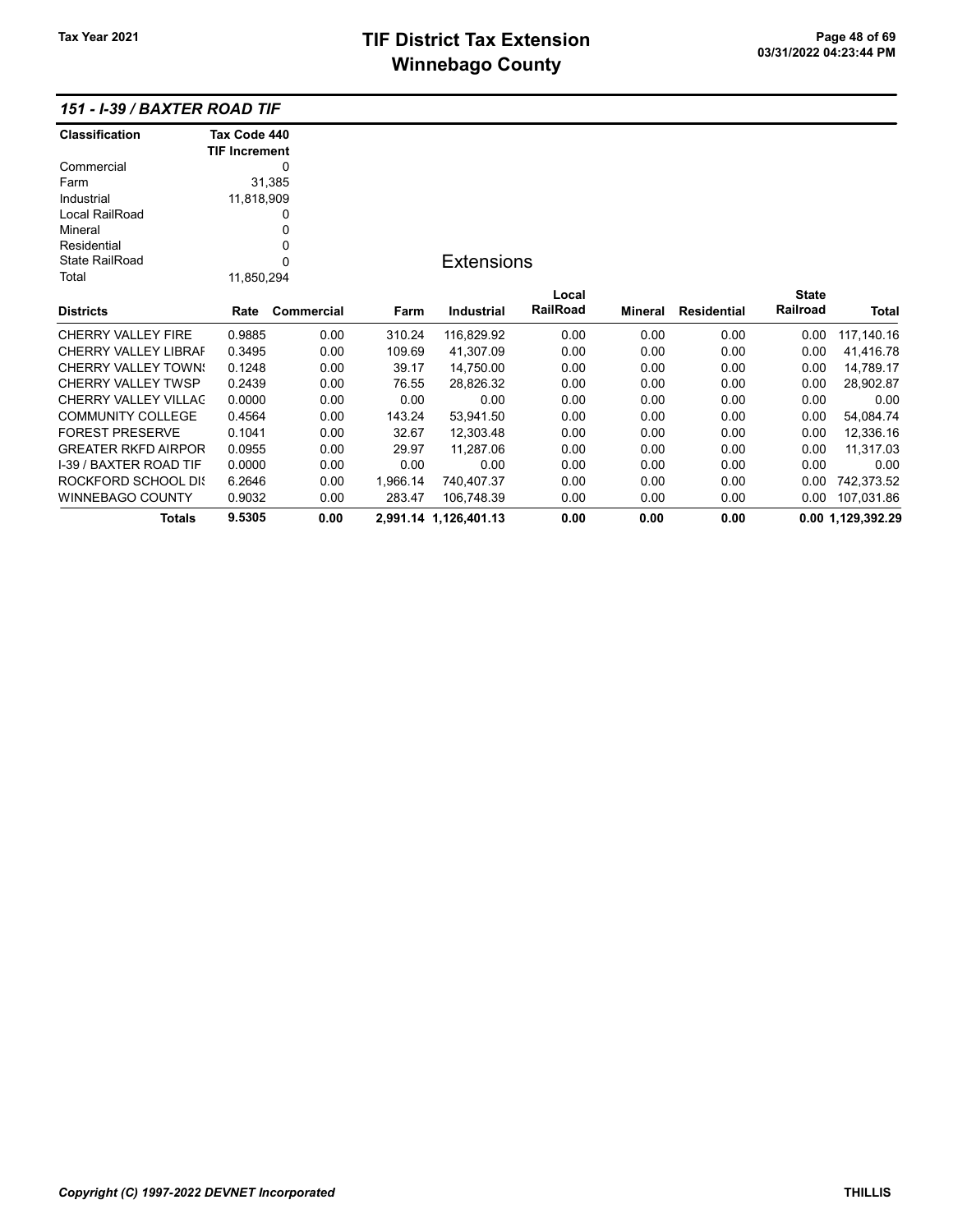## 151 - I-39 / BAXTER ROAD TIF

| Classification | Tax Code 440 TIF Increment |
|---|---|
| Commercial | 0 |
| Farm | 31,385 |
| Industrial | 11,818,909 |
| Local RailRoad | 0 |
| Mineral | 0 |
| Residential | 0 |
| State RailRoad | 0 |
| Total | 11,850,294 |

### Extensions

| Districts | Rate | Commercial | Farm | Industrial | Local RailRoad | Mineral | Residential | State Railroad | Total |
|---|---|---|---|---|---|---|---|---|---|
| CHERRY VALLEY FIRE | 0.9885 | 0.00 | 310.24 | 116,829.92 | 0.00 | 0.00 | 0.00 | 0.00 | 117,140.16 |
| CHERRY VALLEY LIBRAF | 0.3495 | 0.00 | 109.69 | 41,307.09 | 0.00 | 0.00 | 0.00 | 0.00 | 41,416.78 |
| CHERRY VALLEY TOWN! | 0.1248 | 0.00 | 39.17 | 14,750.00 | 0.00 | 0.00 | 0.00 | 0.00 | 14,789.17 |
| CHERRY VALLEY TWSP | 0.2439 | 0.00 | 76.55 | 28,826.32 | 0.00 | 0.00 | 0.00 | 0.00 | 28,902.87 |
| CHERRY VALLEY VILLAG | 0.0000 | 0.00 | 0.00 | 0.00 | 0.00 | 0.00 | 0.00 | 0.00 | 0.00 |
| COMMUNITY COLLEGE | 0.4564 | 0.00 | 143.24 | 53,941.50 | 0.00 | 0.00 | 0.00 | 0.00 | 54,084.74 |
| FOREST PRESERVE | 0.1041 | 0.00 | 32.67 | 12,303.48 | 0.00 | 0.00 | 0.00 | 0.00 | 12,336.16 |
| GREATER RKFD AIRPOR | 0.0955 | 0.00 | 29.97 | 11,287.06 | 0.00 | 0.00 | 0.00 | 0.00 | 11,317.03 |
| I-39 / BAXTER ROAD TIF | 0.0000 | 0.00 | 0.00 | 0.00 | 0.00 | 0.00 | 0.00 | 0.00 | 0.00 |
| ROCKFORD SCHOOL DI! | 6.2646 | 0.00 | 1,966.14 | 740,407.37 | 0.00 | 0.00 | 0.00 | 0.00 | 742,373.52 |
| WINNEBAGO COUNTY | 0.9032 | 0.00 | 283.47 | 106,748.39 | 0.00 | 0.00 | 0.00 | 0.00 | 107,031.86 |
| **Totals** | **9.5305** | **0.00** | **2,991.14** | **1,126,401.13** | **0.00** | **0.00** | **0.00** | **0.00** | **1,129,392.29** |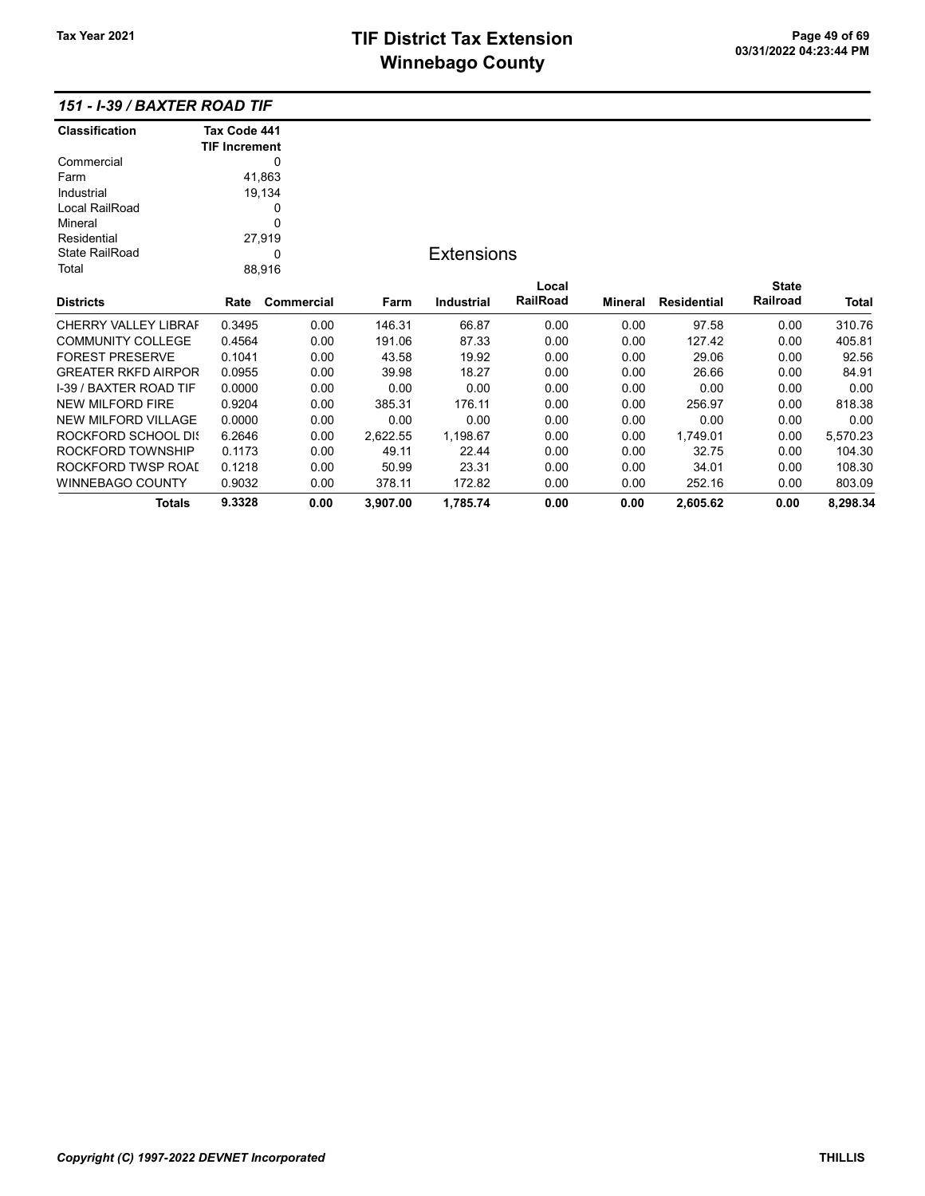# TIF District Tax Extension
# Winnebago County

Tax Year 2021

## 151 - I-39 / BAXTER ROAD TIF

| Classification | Tax Code 441 TIF Increment |
|---|---|
| Commercial | 0 |
| Farm | 41,863 |
| Industrial | 19,134 |
| Local RailRoad | 0 |
| Mineral | 0 |
| Residential | 27,919 |
| State RailRoad | 0 |
| Total | 88,916 |

### Extensions

| Districts | Rate | Commercial | Farm | Industrial | Local RailRoad | Mineral | Residential | State Railroad | Total |
|---|---|---|---|---|---|---|---|---|---|
| CHERRY VALLEY LIBRAI | 0.3495 | 0.00 | 146.31 | 66.87 | 0.00 | 0.00 | 97.58 | 0.00 | 310.76 |
| COMMUNITY COLLEGE | 0.4564 | 0.00 | 191.06 | 87.33 | 0.00 | 0.00 | 127.42 | 0.00 | 405.81 |
| FOREST PRESERVE | 0.1041 | 0.00 | 43.58 | 19.92 | 0.00 | 0.00 | 29.06 | 0.00 | 92.56 |
| GREATER RKFD AIRPOR | 0.0955 | 0.00 | 39.98 | 18.27 | 0.00 | 0.00 | 26.66 | 0.00 | 84.91 |
| I-39 / BAXTER ROAD TIF | 0.0000 | 0.00 | 0.00 | 0.00 | 0.00 | 0.00 | 0.00 | 0.00 | 0.00 |
| NEW MILFORD FIRE | 0.9204 | 0.00 | 385.31 | 176.11 | 0.00 | 0.00 | 256.97 | 0.00 | 818.38 |
| NEW MILFORD VILLAGE | 0.0000 | 0.00 | 0.00 | 0.00 | 0.00 | 0.00 | 0.00 | 0.00 | 0.00 |
| ROCKFORD SCHOOL DI: | 6.2646 | 0.00 | 2,622.55 | 1,198.67 | 0.00 | 0.00 | 1,749.01 | 0.00 | 5,570.23 |
| ROCKFORD TOWNSHIP | 0.1173 | 0.00 | 49.11 | 22.44 | 0.00 | 0.00 | 32.75 | 0.00 | 104.30 |
| ROCKFORD TWSP ROAI | 0.1218 | 0.00 | 50.99 | 23.31 | 0.00 | 0.00 | 34.01 | 0.00 | 108.30 |
| WINNEBAGO COUNTY | 0.9032 | 0.00 | 378.11 | 172.82 | 0.00 | 0.00 | 252.16 | 0.00 | 803.09 |
| **Totals** | **9.3328** | **0.00** | **3,907.00** | **1,785.74** | **0.00** | **0.00** | **2,605.62** | **0.00** | **8,298.34** |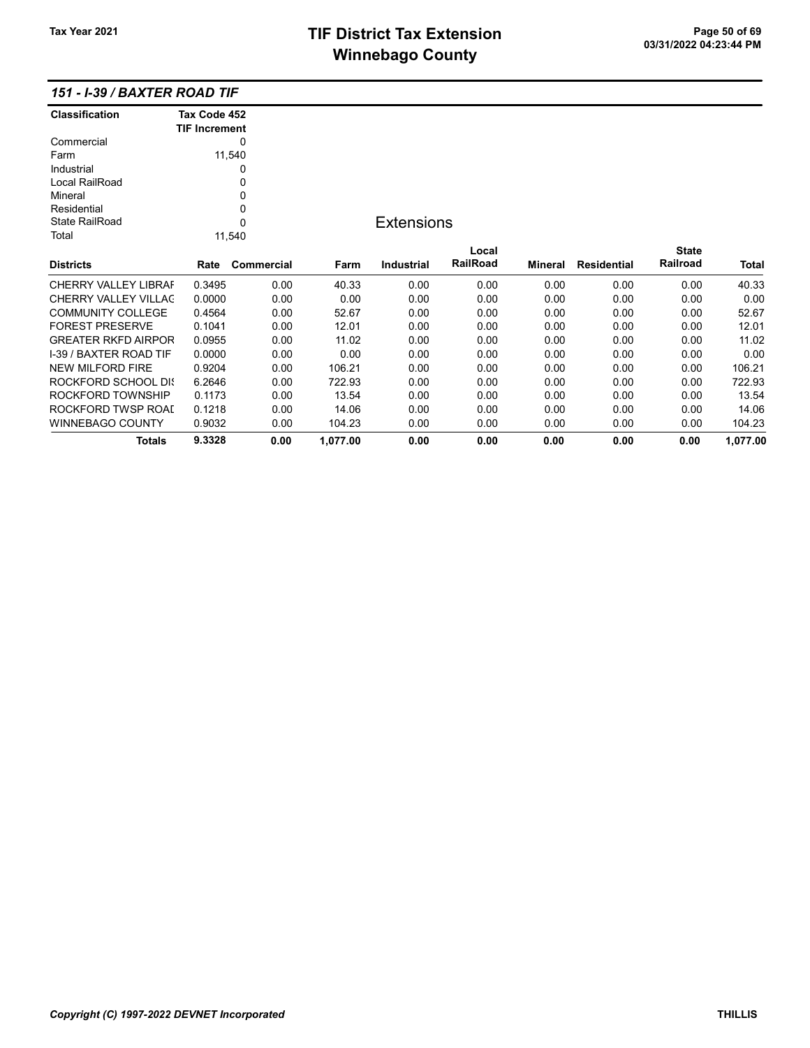# TIF District Tax Extension
# Winnebago County

Tax Year 2021

03/31/2022 04:23:44 PM

## 151 - I-39 / BAXTER ROAD TIF

| Classification | Tax Code 452 TIF Increment |
|---|---|
| Commercial | 0 |
| Farm | 11,540 |
| Industrial | 0 |
| Local RailRoad | 0 |
| Mineral | 0 |
| Residential | 0 |
| State RailRoad | 0 |
| Total | 11,540 |

### Extensions

| Districts | Rate | Commercial | Farm | Industrial | Local RailRoad | Mineral | Residential | State Railroad | Total |
|---|---|---|---|---|---|---|---|---|---|
| CHERRY VALLEY LIBRAF | 0.3495 | 0.00 | 40.33 | 0.00 | 0.00 | 0.00 | 0.00 | 0.00 | 40.33 |
| CHERRY VALLEY VILLAG | 0.0000 | 0.00 | 0.00 | 0.00 | 0.00 | 0.00 | 0.00 | 0.00 | 0.00 |
| COMMUNITY COLLEGE | 0.4564 | 0.00 | 52.67 | 0.00 | 0.00 | 0.00 | 0.00 | 0.00 | 52.67 |
| FOREST PRESERVE | 0.1041 | 0.00 | 12.01 | 0.00 | 0.00 | 0.00 | 0.00 | 0.00 | 12.01 |
| GREATER RKFD AIRPOR | 0.0955 | 0.00 | 11.02 | 0.00 | 0.00 | 0.00 | 0.00 | 0.00 | 11.02 |
| I-39 / BAXTER ROAD TIF | 0.0000 | 0.00 | 0.00 | 0.00 | 0.00 | 0.00 | 0.00 | 0.00 | 0.00 |
| NEW MILFORD FIRE | 0.9204 | 0.00 | 106.21 | 0.00 | 0.00 | 0.00 | 0.00 | 0.00 | 106.21 |
| ROCKFORD SCHOOL DI! | 6.2646 | 0.00 | 722.93 | 0.00 | 0.00 | 0.00 | 0.00 | 0.00 | 722.93 |
| ROCKFORD TOWNSHIP | 0.1173 | 0.00 | 13.54 | 0.00 | 0.00 | 0.00 | 0.00 | 0.00 | 13.54 |
| ROCKFORD TWSP ROAI | 0.1218 | 0.00 | 14.06 | 0.00 | 0.00 | 0.00 | 0.00 | 0.00 | 14.06 |
| WINNEBAGO COUNTY | 0.9032 | 0.00 | 104.23 | 0.00 | 0.00 | 0.00 | 0.00 | 0.00 | 104.23 |
| **Totals** | **9.3328** | **0.00** | **1,077.00** | **0.00** | **0.00** | **0.00** | **0.00** | **0.00** | **1,077.00** |

*Copyright (C) 1997-2022 DEVNET Incorporated* THILLIS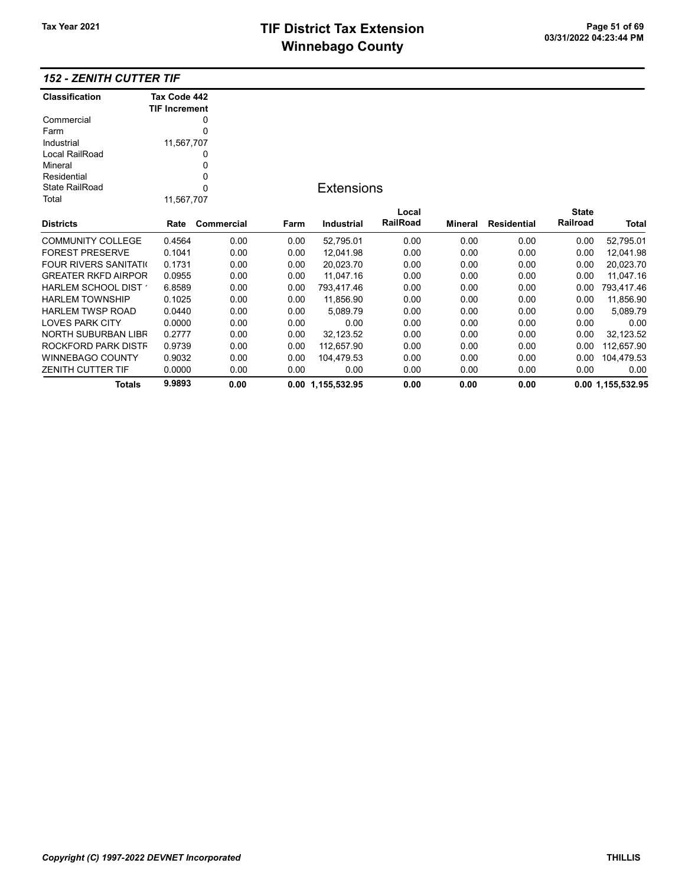### 152 - ZENITH CUTTER TIF

| Classification | Tax Code 442 TIF Increment |
|---|---|
| Commercial | 0 |
| Farm | 0 |
| Industrial | 11,567,707 |
| Local RailRoad | 0 |
| Mineral | 0 |
| Residential | 0 |
| State RailRoad | 0 |
| Total | 11,567,707 |

## Extensions

| Districts | Rate | Commercial | Farm | Industrial | Local RailRoad | Mineral | Residential | State Railroad | Total |
|---|---|---|---|---|---|---|---|---|---|
| COMMUNITY COLLEGE | 0.4564 | 0.00 | 0.00 | 52,795.01 | 0.00 | 0.00 | 0.00 | 0.00 | 52,795.01 |
| FOREST PRESERVE | 0.1041 | 0.00 | 0.00 | 12,041.98 | 0.00 | 0.00 | 0.00 | 0.00 | 12,041.98 |
| FOUR RIVERS SANITATI( | 0.1731 | 0.00 | 0.00 | 20,023.70 | 0.00 | 0.00 | 0.00 | 0.00 | 20,023.70 |
| GREATER RKFD AIRPOR | 0.0955 | 0.00 | 0.00 | 11,047.16 | 0.00 | 0.00 | 0.00 | 0.00 | 11,047.16 |
| HARLEM SCHOOL DIST ' | 6.8589 | 0.00 | 0.00 | 793,417.46 | 0.00 | 0.00 | 0.00 | 0.00 | 793,417.46 |
| HARLEM TOWNSHIP | 0.1025 | 0.00 | 0.00 | 11,856.90 | 0.00 | 0.00 | 0.00 | 0.00 | 11,856.90 |
| HARLEM TWSP ROAD | 0.0440 | 0.00 | 0.00 | 5,089.79 | 0.00 | 0.00 | 0.00 | 0.00 | 5,089.79 |
| LOVES PARK CITY | 0.0000 | 0.00 | 0.00 | 0.00 | 0.00 | 0.00 | 0.00 | 0.00 | 0.00 |
| NORTH SUBURBAN LIBR | 0.2777 | 0.00 | 0.00 | 32,123.52 | 0.00 | 0.00 | 0.00 | 0.00 | 32,123.52 |
| ROCKFORD PARK DISTR | 0.9739 | 0.00 | 0.00 | 112,657.90 | 0.00 | 0.00 | 0.00 | 0.00 | 112,657.90 |
| WINNEBAGO COUNTY | 0.9032 | 0.00 | 0.00 | 104,479.53 | 0.00 | 0.00 | 0.00 | 0.00 | 104,479.53 |
| ZENITH CUTTER TIF | 0.0000 | 0.00 | 0.00 | 0.00 | 0.00 | 0.00 | 0.00 | 0.00 | 0.00 |
| **Totals** | **9.9893** | **0.00** | **0.00** | **1,155,532.95** | **0.00** | **0.00** | **0.00** | **0.00** | **1,155,532.95** |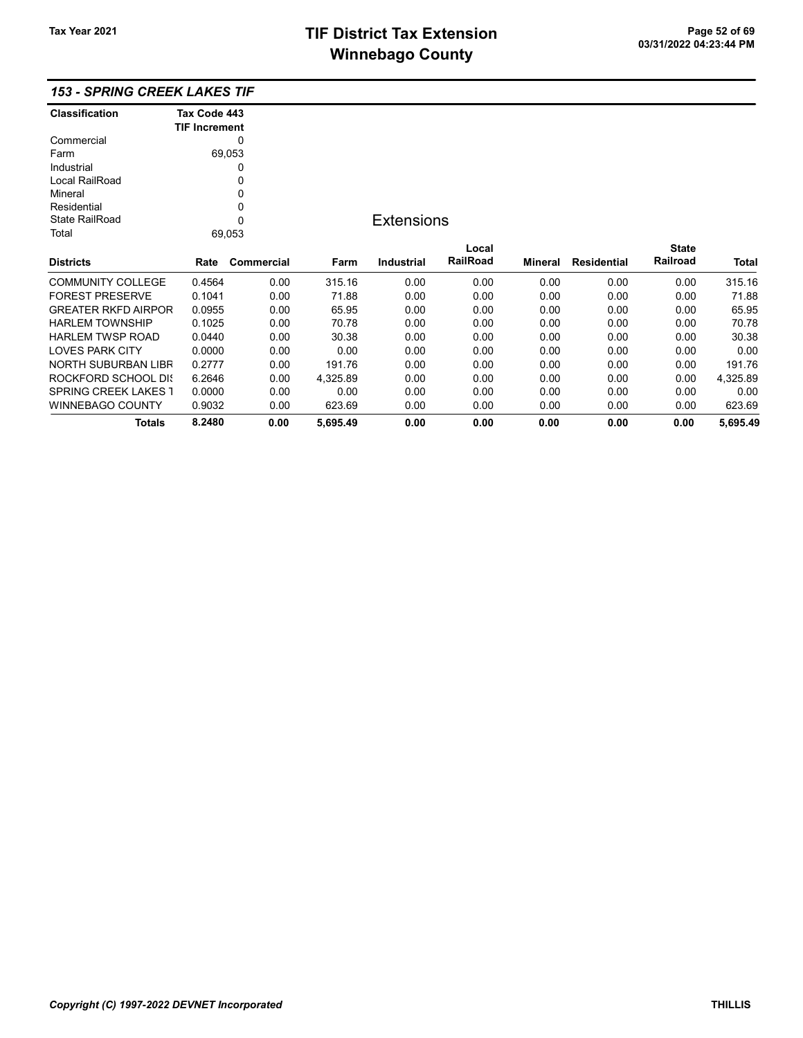# TIF District Tax Extension
# Winnebago County

Tax Year 2021

03/31/2022 04:23:44 PM

## *153 - SPRING CREEK LAKES TIF*

| Classification | Tax Code 443 TIF Increment |
|---|---|
| Commercial | 0 |
| Farm | 69,053 |
| Industrial | 0 |
| Local RailRoad | 0 |
| Mineral | 0 |
| Residential | 0 |
| State RailRoad | 0 |
| Total | 69,053 |

### Extensions

| Districts | Rate | Commercial | Farm | Industrial | Local RailRoad | Mineral | Residential | State Railroad | Total |
|---|---|---|---|---|---|---|---|---|---|
| COMMUNITY COLLEGE | 0.4564 | 0.00 | 315.16 | 0.00 | 0.00 | 0.00 | 0.00 | 0.00 | 315.16 |
| FOREST PRESERVE | 0.1041 | 0.00 | 71.88 | 0.00 | 0.00 | 0.00 | 0.00 | 0.00 | 71.88 |
| GREATER RKFD AIRPOR | 0.0955 | 0.00 | 65.95 | 0.00 | 0.00 | 0.00 | 0.00 | 0.00 | 65.95 |
| HARLEM TOWNSHIP | 0.1025 | 0.00 | 70.78 | 0.00 | 0.00 | 0.00 | 0.00 | 0.00 | 70.78 |
| HARLEM TWSP ROAD | 0.0440 | 0.00 | 30.38 | 0.00 | 0.00 | 0.00 | 0.00 | 0.00 | 30.38 |
| LOVES PARK CITY | 0.0000 | 0.00 | 0.00 | 0.00 | 0.00 | 0.00 | 0.00 | 0.00 | 0.00 |
| NORTH SUBURBAN LIBR | 0.2777 | 0.00 | 191.76 | 0.00 | 0.00 | 0.00 | 0.00 | 0.00 | 191.76 |
| ROCKFORD SCHOOL DIS | 6.2646 | 0.00 | 4,325.89 | 0.00 | 0.00 | 0.00 | 0.00 | 0.00 | 4,325.89 |
| SPRING CREEK LAKES T | 0.0000 | 0.00 | 0.00 | 0.00 | 0.00 | 0.00 | 0.00 | 0.00 | 0.00 |
| WINNEBAGO COUNTY | 0.9032 | 0.00 | 623.69 | 0.00 | 0.00 | 0.00 | 0.00 | 0.00 | 623.69 |
| **Totals** | **8.2480** | **0.00** | **5,695.49** | **0.00** | **0.00** | **0.00** | **0.00** | **0.00** | **5,695.49** |

*Copyright (C) 1997-2022 DEVNET Incorporated* — THILLIS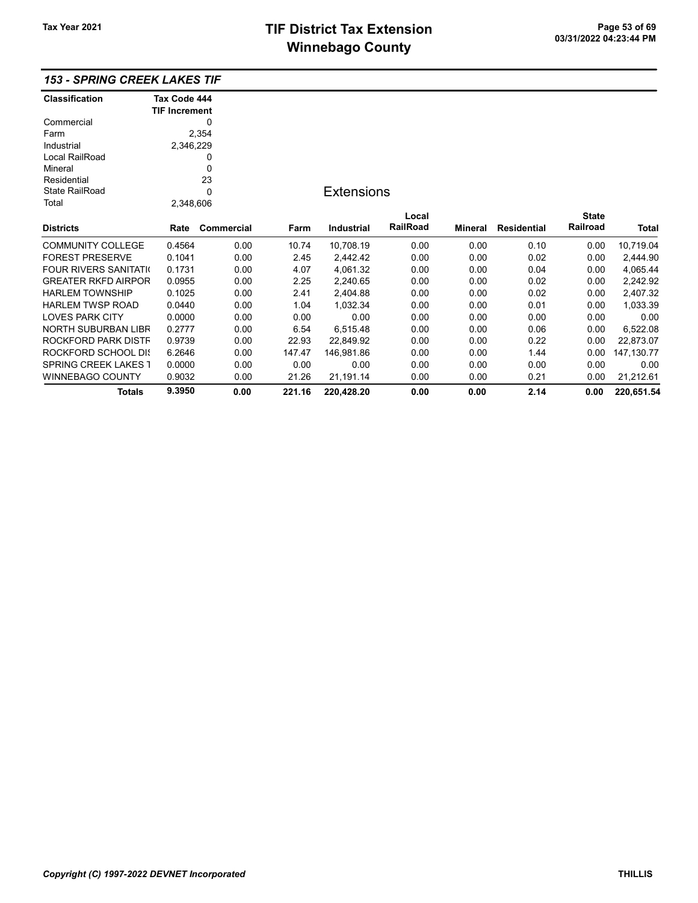### 153 - SPRING CREEK LAKES TIF

| Classification | Tax Code 444 TIF Increment |
|---|---|
| Commercial | 0 |
| Farm | 2,354 |
| Industrial | 2,346,229 |
| Local RailRoad | 0 |
| Mineral | 0 |
| Residential | 23 |
| State RailRoad | 0 |
| Total | 2,348,606 |

## Extensions

| Districts | Rate | Commercial | Farm | Industrial | Local RailRoad | Mineral | Residential | State Railroad | Total |
|---|---|---|---|---|---|---|---|---|---|
| COMMUNITY COLLEGE | 0.4564 | 0.00 | 10.74 | 10,708.19 | 0.00 | 0.00 | 0.10 | 0.00 | 10,719.04 |
| FOREST PRESERVE | 0.1041 | 0.00 | 2.45 | 2,442.42 | 0.00 | 0.00 | 0.02 | 0.00 | 2,444.90 |
| FOUR RIVERS SANITATI( | 0.1731 | 0.00 | 4.07 | 4,061.32 | 0.00 | 0.00 | 0.04 | 0.00 | 4,065.44 |
| GREATER RKFD AIRPOR | 0.0955 | 0.00 | 2.25 | 2,240.65 | 0.00 | 0.00 | 0.02 | 0.00 | 2,242.92 |
| HARLEM TOWNSHIP | 0.1025 | 0.00 | 2.41 | 2,404.88 | 0.00 | 0.00 | 0.02 | 0.00 | 2,407.32 |
| HARLEM TWSP ROAD | 0.0440 | 0.00 | 1.04 | 1,032.34 | 0.00 | 0.00 | 0.01 | 0.00 | 1,033.39 |
| LOVES PARK CITY | 0.0000 | 0.00 | 0.00 | 0.00 | 0.00 | 0.00 | 0.00 | 0.00 | 0.00 |
| NORTH SUBURBAN LIBR | 0.2777 | 0.00 | 6.54 | 6,515.48 | 0.00 | 0.00 | 0.06 | 0.00 | 6,522.08 |
| ROCKFORD PARK DISTF | 0.9739 | 0.00 | 22.93 | 22,849.92 | 0.00 | 0.00 | 0.22 | 0.00 | 22,873.07 |
| ROCKFORD SCHOOL DIS | 6.2646 | 0.00 | 147.47 | 146,981.86 | 0.00 | 0.00 | 1.44 | 0.00 | 147,130.77 |
| SPRING CREEK LAKES T | 0.0000 | 0.00 | 0.00 | 0.00 | 0.00 | 0.00 | 0.00 | 0.00 | 0.00 |
| WINNEBAGO COUNTY | 0.9032 | 0.00 | 21.26 | 21,191.14 | 0.00 | 0.00 | 0.21 | 0.00 | 21,212.61 |
| **Totals** | **9.3950** | **0.00** | **221.16** | **220,428.20** | **0.00** | **0.00** | **2.14** | **0.00** | **220,651.54** |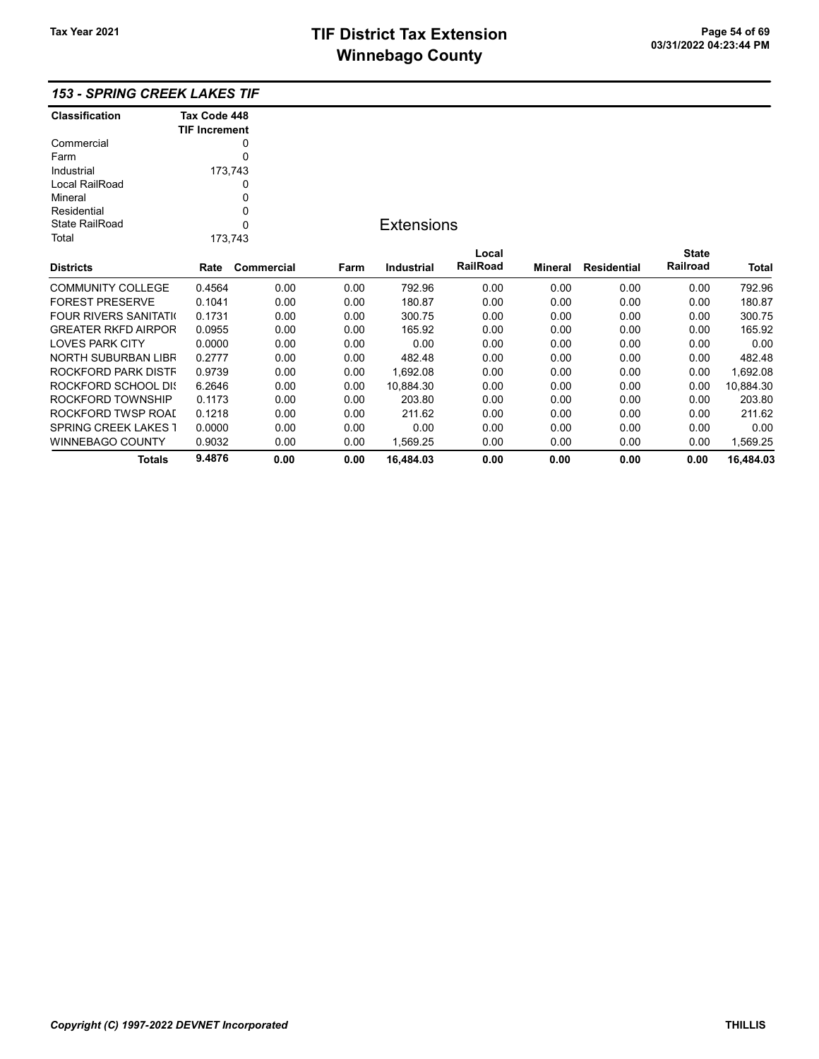## 153 - SPRING CREEK LAKES TIF

| Classification | Tax Code 448 TIF Increment |
|---|---|
| Commercial | 0 |
| Farm | 0 |
| Industrial | 173,743 |
| Local RailRoad | 0 |
| Mineral | 0 |
| Residential | 0 |
| State RailRoad | 0 |
| Total | 173,743 |

### Extensions

| Districts | Rate | Commercial | Farm | Industrial | Local RailRoad | Mineral | Residential | State Railroad | Total |
|---|---|---|---|---|---|---|---|---|---|
| COMMUNITY COLLEGE | 0.4564 | 0.00 | 0.00 | 792.96 | 0.00 | 0.00 | 0.00 | 0.00 | 792.96 |
| FOREST PRESERVE | 0.1041 | 0.00 | 0.00 | 180.87 | 0.00 | 0.00 | 0.00 | 0.00 | 180.87 |
| FOUR RIVERS SANITATI( | 0.1731 | 0.00 | 0.00 | 300.75 | 0.00 | 0.00 | 0.00 | 0.00 | 300.75 |
| GREATER RKFD AIRPOR | 0.0955 | 0.00 | 0.00 | 165.92 | 0.00 | 0.00 | 0.00 | 0.00 | 165.92 |
| LOVES PARK CITY | 0.0000 | 0.00 | 0.00 | 0.00 | 0.00 | 0.00 | 0.00 | 0.00 | 0.00 |
| NORTH SUBURBAN LIBR | 0.2777 | 0.00 | 0.00 | 482.48 | 0.00 | 0.00 | 0.00 | 0.00 | 482.48 |
| ROCKFORD PARK DISTF | 0.9739 | 0.00 | 0.00 | 1,692.08 | 0.00 | 0.00 | 0.00 | 0.00 | 1,692.08 |
| ROCKFORD SCHOOL DI | 6.2646 | 0.00 | 0.00 | 10,884.30 | 0.00 | 0.00 | 0.00 | 0.00 | 10,884.30 |
| ROCKFORD TOWNSHIP | 0.1173 | 0.00 | 0.00 | 203.80 | 0.00 | 0.00 | 0.00 | 0.00 | 203.80 |
| ROCKFORD TWSP ROAI | 0.1218 | 0.00 | 0.00 | 211.62 | 0.00 | 0.00 | 0.00 | 0.00 | 211.62 |
| SPRING CREEK LAKES T | 0.0000 | 0.00 | 0.00 | 0.00 | 0.00 | 0.00 | 0.00 | 0.00 | 0.00 |
| WINNEBAGO COUNTY | 0.9032 | 0.00 | 0.00 | 1,569.25 | 0.00 | 0.00 | 0.00 | 0.00 | 1,569.25 |
| **Totals** | **9.4876** | **0.00** | **0.00** | **16,484.03** | **0.00** | **0.00** | **0.00** | **0.00** | **16,484.03** |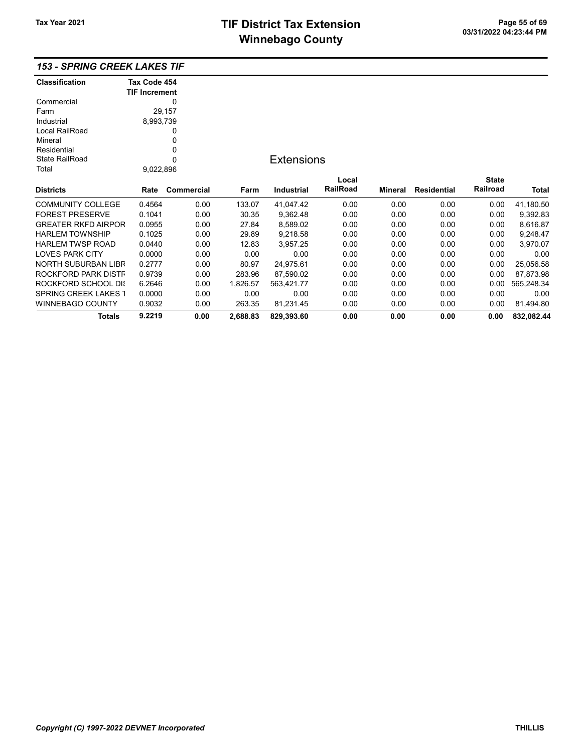## 153 - SPRING CREEK LAKES TIF

| Classification | Tax Code 454 TIF Increment |
|---|---|
| Commercial | 0 |
| Farm | 29,157 |
| Industrial | 8,993,739 |
| Local RailRoad | 0 |
| Mineral | 0 |
| Residential | 0 |
| State RailRoad | 0 |
| Total | 9,022,896 |

### Extensions

| Districts | Rate | Commercial | Farm | Industrial | Local RailRoad | Mineral | Residential | State Railroad | Total |
|---|---|---|---|---|---|---|---|---|---|
| COMMUNITY COLLEGE | 0.4564 | 0.00 | 133.07 | 41,047.42 | 0.00 | 0.00 | 0.00 | 0.00 | 41,180.50 |
| FOREST PRESERVE | 0.1041 | 0.00 | 30.35 | 9,362.48 | 0.00 | 0.00 | 0.00 | 0.00 | 9,392.83 |
| GREATER RKFD AIRPOR | 0.0955 | 0.00 | 27.84 | 8,589.02 | 0.00 | 0.00 | 0.00 | 0.00 | 8,616.87 |
| HARLEM TOWNSHIP | 0.1025 | 0.00 | 29.89 | 9,218.58 | 0.00 | 0.00 | 0.00 | 0.00 | 9,248.47 |
| HARLEM TWSP ROAD | 0.0440 | 0.00 | 12.83 | 3,957.25 | 0.00 | 0.00 | 0.00 | 0.00 | 3,970.07 |
| LOVES PARK CITY | 0.0000 | 0.00 | 0.00 | 0.00 | 0.00 | 0.00 | 0.00 | 0.00 | 0.00 |
| NORTH SUBURBAN LIBR | 0.2777 | 0.00 | 80.97 | 24,975.61 | 0.00 | 0.00 | 0.00 | 0.00 | 25,056.58 |
| ROCKFORD PARK DISTR | 0.9739 | 0.00 | 283.96 | 87,590.02 | 0.00 | 0.00 | 0.00 | 0.00 | 87,873.98 |
| ROCKFORD SCHOOL DIS | 6.2646 | 0.00 | 1,826.57 | 563,421.77 | 0.00 | 0.00 | 0.00 | 0.00 | 565,248.34 |
| SPRING CREEK LAKES T | 0.0000 | 0.00 | 0.00 | 0.00 | 0.00 | 0.00 | 0.00 | 0.00 | 0.00 |
| WINNEBAGO COUNTY | 0.9032 | 0.00 | 263.35 | 81,231.45 | 0.00 | 0.00 | 0.00 | 0.00 | 81,494.80 |
| **Totals** | **9.2219** | **0.00** | **2,688.83** | **829,393.60** | **0.00** | **0.00** | **0.00** | **0.00** | **832,082.44** |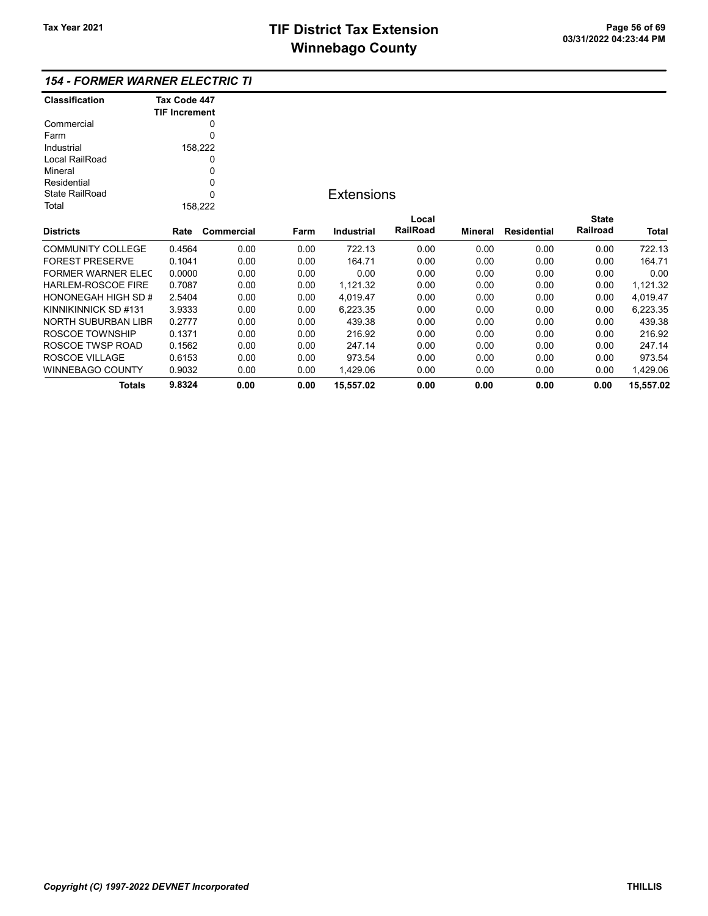## 154 - FORMER WARNER ELECTRIC TI

| Classification | Tax Code 447 TIF Increment |
|---|---|
| Commercial | 0 |
| Farm | 0 |
| Industrial | 158,222 |
| Local RailRoad | 0 |
| Mineral | 0 |
| Residential | 0 |
| State RailRoad | 0 |
| Total | 158,222 |

### Extensions

| Districts | Rate | Commercial | Farm | Industrial | Local RailRoad | Mineral | Residential | State Railroad | Total |
|---|---|---|---|---|---|---|---|---|---|
| COMMUNITY COLLEGE | 0.4564 | 0.00 | 0.00 | 722.13 | 0.00 | 0.00 | 0.00 | 0.00 | 722.13 |
| FOREST PRESERVE | 0.1041 | 0.00 | 0.00 | 164.71 | 0.00 | 0.00 | 0.00 | 0.00 | 164.71 |
| FORMER WARNER ELEC | 0.0000 | 0.00 | 0.00 | 0.00 | 0.00 | 0.00 | 0.00 | 0.00 | 0.00 |
| HARLEM-ROSCOE FIRE | 0.7087 | 0.00 | 0.00 | 1,121.32 | 0.00 | 0.00 | 0.00 | 0.00 | 1,121.32 |
| HONONEGAH HIGH SD # | 2.5404 | 0.00 | 0.00 | 4,019.47 | 0.00 | 0.00 | 0.00 | 0.00 | 4,019.47 |
| KINNIKINNICK SD #131 | 3.9333 | 0.00 | 0.00 | 6,223.35 | 0.00 | 0.00 | 0.00 | 0.00 | 6,223.35 |
| NORTH SUBURBAN LIBR | 0.2777 | 0.00 | 0.00 | 439.38 | 0.00 | 0.00 | 0.00 | 0.00 | 439.38 |
| ROSCOE TOWNSHIP | 0.1371 | 0.00 | 0.00 | 216.92 | 0.00 | 0.00 | 0.00 | 0.00 | 216.92 |
| ROSCOE TWSP ROAD | 0.1562 | 0.00 | 0.00 | 247.14 | 0.00 | 0.00 | 0.00 | 0.00 | 247.14 |
| ROSCOE VILLAGE | 0.6153 | 0.00 | 0.00 | 973.54 | 0.00 | 0.00 | 0.00 | 0.00 | 973.54 |
| WINNEBAGO COUNTY | 0.9032 | 0.00 | 0.00 | 1,429.06 | 0.00 | 0.00 | 0.00 | 0.00 | 1,429.06 |
| **Totals** | **9.8324** | **0.00** | **0.00** | **15,557.02** | **0.00** | **0.00** | **0.00** | **0.00** | **15,557.02** |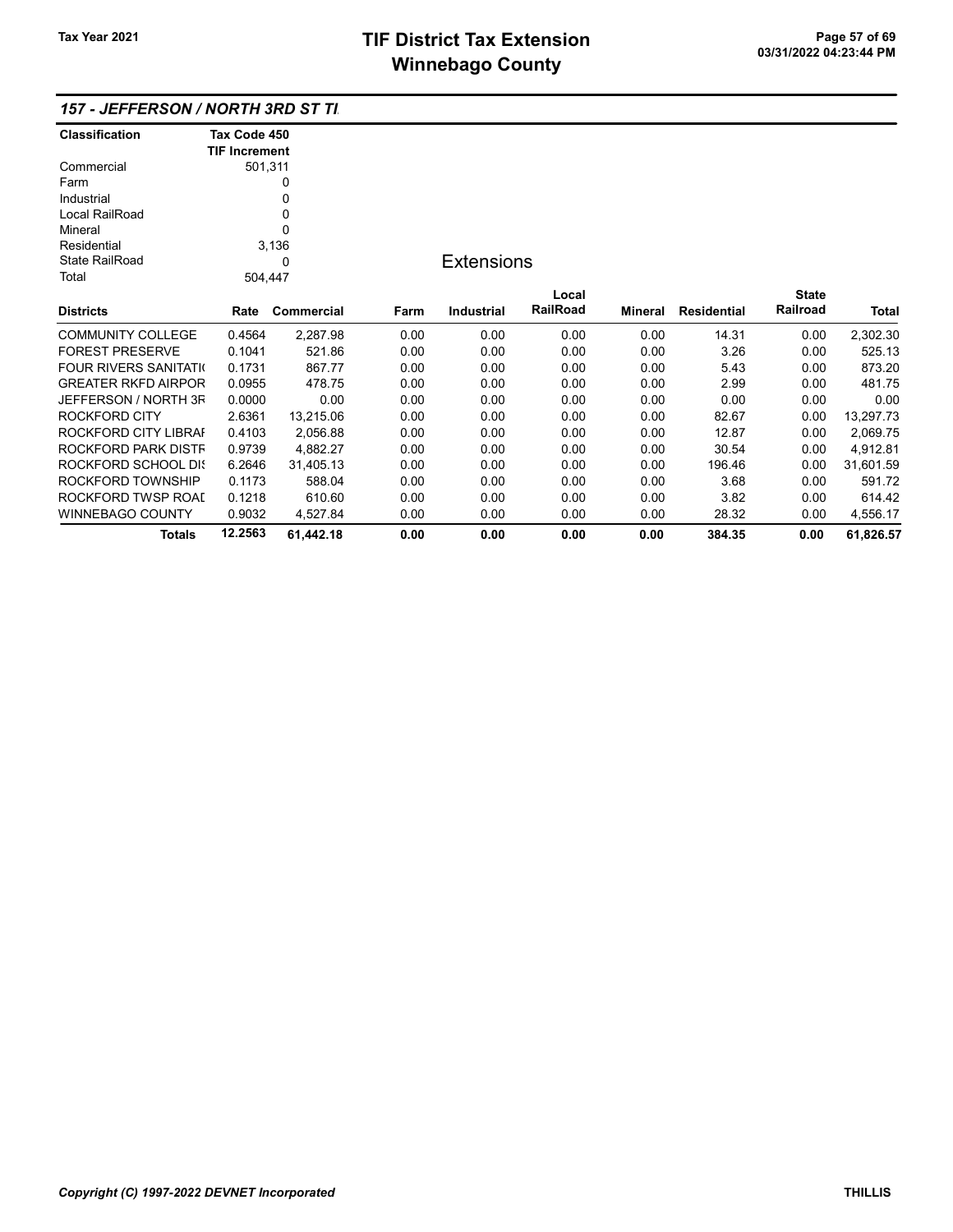## 157 - JEFFERSON / NORTH 3RD ST TI

| Classification | Tax Code 450 TIF Increment |
|---|---|
| Commercial | 501,311 |
| Farm | 0 |
| Industrial | 0 |
| Local RailRoad | 0 |
| Mineral | 0 |
| Residential | 3,136 |
| State RailRoad | 0 |
| Total | 504,447 |

### Extensions

| Districts | Rate | Commercial | Farm | Industrial | Local RailRoad | Mineral | Residential | State Railroad | Total |
|---|---|---|---|---|---|---|---|---|---|
| COMMUNITY COLLEGE | 0.4564 | 2,287.98 | 0.00 | 0.00 | 0.00 | 0.00 | 14.31 | 0.00 | 2,302.30 |
| FOREST PRESERVE | 0.1041 | 521.86 | 0.00 | 0.00 | 0.00 | 0.00 | 3.26 | 0.00 | 525.13 |
| FOUR RIVERS SANITATI( | 0.1731 | 867.77 | 0.00 | 0.00 | 0.00 | 0.00 | 5.43 | 0.00 | 873.20 |
| GREATER RKFD AIRPOR | 0.0955 | 478.75 | 0.00 | 0.00 | 0.00 | 0.00 | 2.99 | 0.00 | 481.75 |
| JEFFERSON / NORTH 3R | 0.0000 | 0.00 | 0.00 | 0.00 | 0.00 | 0.00 | 0.00 | 0.00 | 0.00 |
| ROCKFORD CITY | 2.6361 | 13,215.06 | 0.00 | 0.00 | 0.00 | 0.00 | 82.67 | 0.00 | 13,297.73 |
| ROCKFORD CITY LIBRAI | 0.4103 | 2,056.88 | 0.00 | 0.00 | 0.00 | 0.00 | 12.87 | 0.00 | 2,069.75 |
| ROCKFORD PARK DISTF | 0.9739 | 4,882.27 | 0.00 | 0.00 | 0.00 | 0.00 | 30.54 | 0.00 | 4,912.81 |
| ROCKFORD SCHOOL DI: | 6.2646 | 31,405.13 | 0.00 | 0.00 | 0.00 | 0.00 | 196.46 | 0.00 | 31,601.59 |
| ROCKFORD TOWNSHIP | 0.1173 | 588.04 | 0.00 | 0.00 | 0.00 | 0.00 | 3.68 | 0.00 | 591.72 |
| ROCKFORD TWSP ROAI | 0.1218 | 610.60 | 0.00 | 0.00 | 0.00 | 0.00 | 3.82 | 0.00 | 614.42 |
| WINNEBAGO COUNTY | 0.9032 | 4,527.84 | 0.00 | 0.00 | 0.00 | 0.00 | 28.32 | 0.00 | 4,556.17 |
| **Totals** | **12.2563** | **61,442.18** | **0.00** | **0.00** | **0.00** | **0.00** | **384.35** | **0.00** | **61,826.57** |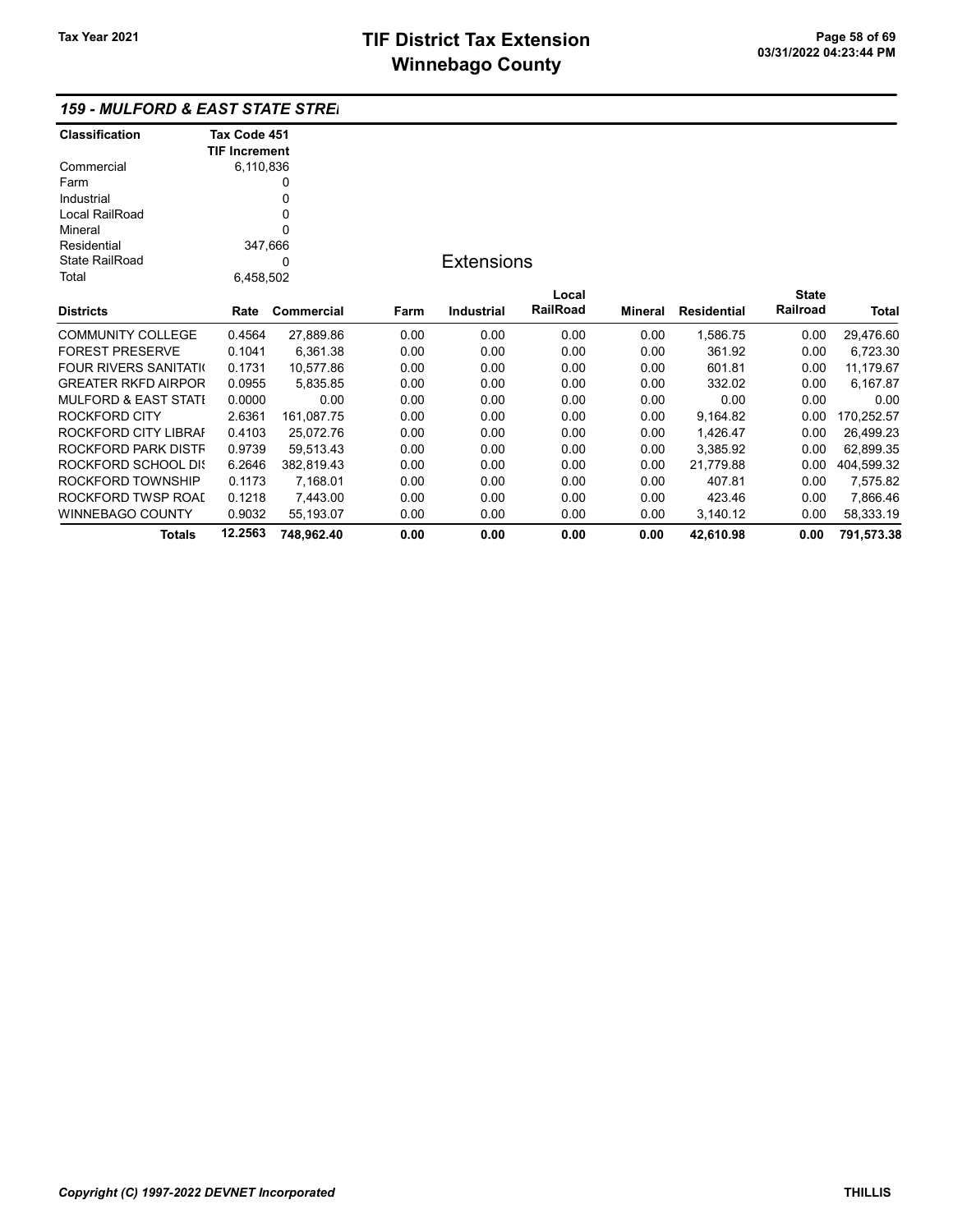# TIF District Tax Extension
# Winnebago County

Tax Year 2021

### 159 - MULFORD & EAST STATE STRE

| Classification | Tax Code 451 TIF Increment |
|---|---|
| Commercial | 6,110,836 |
| Farm | 0 |
| Industrial | 0 |
| Local RailRoad | 0 |
| Mineral | 0 |
| Residential | 347,666 |
| State RailRoad | 0 |
| Total | 6,458,502 |

## Extensions

| Districts | Rate | Commercial | Farm | Industrial | Local RailRoad | Mineral | Residential | State Railroad | Total |
|---|---|---|---|---|---|---|---|---|---|
| COMMUNITY COLLEGE | 0.4564 | 27,889.86 | 0.00 | 0.00 | 0.00 | 0.00 | 1,586.75 | 0.00 | 29,476.60 |
| FOREST PRESERVE | 0.1041 | 6,361.38 | 0.00 | 0.00 | 0.00 | 0.00 | 361.92 | 0.00 | 6,723.30 |
| FOUR RIVERS SANITATI | 0.1731 | 10,577.86 | 0.00 | 0.00 | 0.00 | 0.00 | 601.81 | 0.00 | 11,179.67 |
| GREATER RKFD AIRPOR | 0.0955 | 5,835.85 | 0.00 | 0.00 | 0.00 | 0.00 | 332.02 | 0.00 | 6,167.87 |
| MULFORD & EAST STATI | 0.0000 | 0.00 | 0.00 | 0.00 | 0.00 | 0.00 | 0.00 | 0.00 | 0.00 |
| ROCKFORD CITY | 2.6361 | 161,087.75 | 0.00 | 0.00 | 0.00 | 0.00 | 9,164.82 | 0.00 | 170,252.57 |
| ROCKFORD CITY LIBRAI | 0.4103 | 25,072.76 | 0.00 | 0.00 | 0.00 | 0.00 | 1,426.47 | 0.00 | 26,499.23 |
| ROCKFORD PARK DISTF | 0.9739 | 59,513.43 | 0.00 | 0.00 | 0.00 | 0.00 | 3,385.92 | 0.00 | 62,899.35 |
| ROCKFORD SCHOOL DI: | 6.2646 | 382,819.43 | 0.00 | 0.00 | 0.00 | 0.00 | 21,779.88 | 0.00 | 404,599.32 |
| ROCKFORD TOWNSHIP | 0.1173 | 7,168.01 | 0.00 | 0.00 | 0.00 | 0.00 | 407.81 | 0.00 | 7,575.82 |
| ROCKFORD TWSP ROAI | 0.1218 | 7,443.00 | 0.00 | 0.00 | 0.00 | 0.00 | 423.46 | 0.00 | 7,866.46 |
| WINNEBAGO COUNTY | 0.9032 | 55,193.07 | 0.00 | 0.00 | 0.00 | 0.00 | 3,140.12 | 0.00 | 58,333.19 |
| **Totals** | **12.2563** | **748,962.40** | **0.00** | **0.00** | **0.00** | **0.00** | **42,610.98** | **0.00** | **791,573.38** |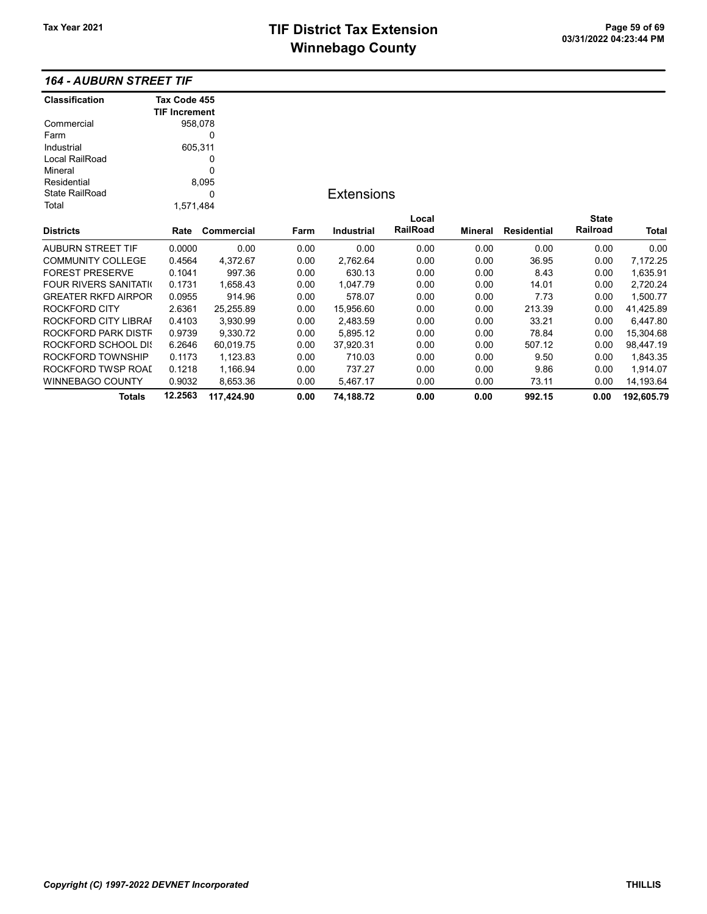# TIF District Tax Extension
# Winnebago County

Tax Year 2021

03/31/2022 04:23:44 PM

## 164 - AUBURN STREET TIF

| Classification | Tax Code 455 TIF Increment |
|---|---|
| Commercial | 958,078 |
| Farm | 0 |
| Industrial | 605,311 |
| Local RailRoad | 0 |
| Mineral | 0 |
| Residential | 8,095 |
| State RailRoad | 0 |
| Total | 1,571,484 |

### Extensions

| Districts | Rate | Commercial | Farm | Industrial | Local RailRoad | Mineral | Residential | State Railroad | Total |
|---|---|---|---|---|---|---|---|---|---|
| AUBURN STREET TIF | 0.0000 | 0.00 | 0.00 | 0.00 | 0.00 | 0.00 | 0.00 | 0.00 | 0.00 |
| COMMUNITY COLLEGE | 0.4564 | 4,372.67 | 0.00 | 2,762.64 | 0.00 | 0.00 | 36.95 | 0.00 | 7,172.25 |
| FOREST PRESERVE | 0.1041 | 997.36 | 0.00 | 630.13 | 0.00 | 0.00 | 8.43 | 0.00 | 1,635.91 |
| FOUR RIVERS SANITATI( | 0.1731 | 1,658.43 | 0.00 | 1,047.79 | 0.00 | 0.00 | 14.01 | 0.00 | 2,720.24 |
| GREATER RKFD AIRPOR | 0.0955 | 914.96 | 0.00 | 578.07 | 0.00 | 0.00 | 7.73 | 0.00 | 1,500.77 |
| ROCKFORD CITY | 2.6361 | 25,255.89 | 0.00 | 15,956.60 | 0.00 | 0.00 | 213.39 | 0.00 | 41,425.89 |
| ROCKFORD CITY LIBRAI | 0.4103 | 3,930.99 | 0.00 | 2,483.59 | 0.00 | 0.00 | 33.21 | 0.00 | 6,447.80 |
| ROCKFORD PARK DISTF | 0.9739 | 9,330.72 | 0.00 | 5,895.12 | 0.00 | 0.00 | 78.84 | 0.00 | 15,304.68 |
| ROCKFORD SCHOOL DI: | 6.2646 | 60,019.75 | 0.00 | 37,920.31 | 0.00 | 0.00 | 507.12 | 0.00 | 98,447.19 |
| ROCKFORD TOWNSHIP | 0.1173 | 1,123.83 | 0.00 | 710.03 | 0.00 | 0.00 | 9.50 | 0.00 | 1,843.35 |
| ROCKFORD TWSP ROAI | 0.1218 | 1,166.94 | 0.00 | 737.27 | 0.00 | 0.00 | 9.86 | 0.00 | 1,914.07 |
| WINNEBAGO COUNTY | 0.9032 | 8,653.36 | 0.00 | 5,467.17 | 0.00 | 0.00 | 73.11 | 0.00 | 14,193.64 |
| **Totals** | **12.2563** | **117,424.90** | **0.00** | **74,188.72** | **0.00** | **0.00** | **992.15** | **0.00** | **192,605.79** |

*Copyright (C) 1997-2022 DEVNET Incorporated*

THILLIS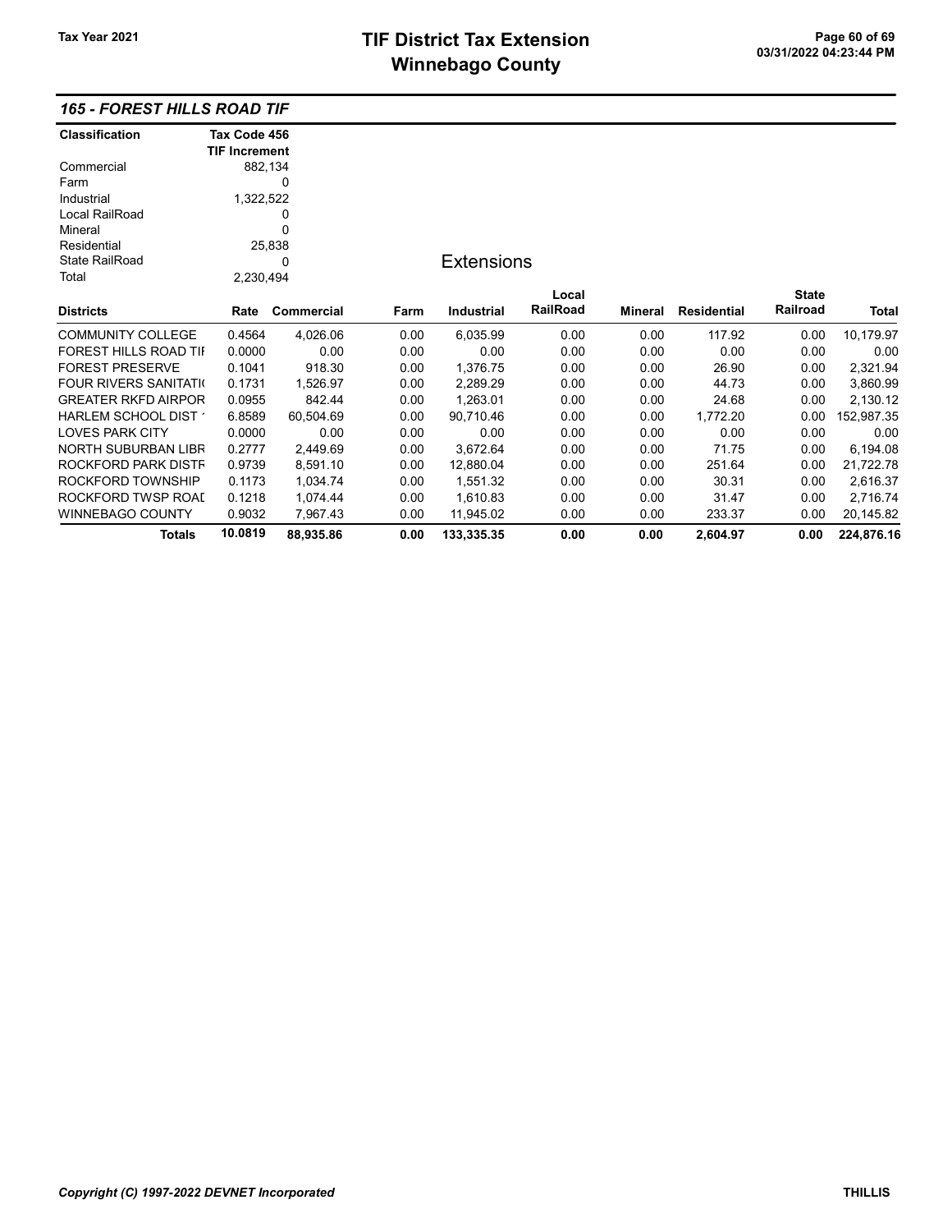## 165 - FOREST HILLS ROAD TIF

| Classification | Tax Code 456 TIF Increment |
|---|---|
| Commercial | 882,134 |
| Farm | 0 |
| Industrial | 1,322,522 |
| Local RailRoad | 0 |
| Mineral | 0 |
| Residential | 25,838 |
| State RailRoad | 0 |
| Total | 2,230,494 |

### Extensions

| Districts | Rate | Commercial | Farm | Industrial | Local RailRoad | Mineral | Residential | State Railroad | Total |
|---|---|---|---|---|---|---|---|---|---|
| COMMUNITY COLLEGE | 0.4564 | 4,026.06 | 0.00 | 6,035.99 | 0.00 | 0.00 | 117.92 | 0.00 | 10,179.97 |
| FOREST HILLS ROAD TIF | 0.0000 | 0.00 | 0.00 | 0.00 | 0.00 | 0.00 | 0.00 | 0.00 | 0.00 |
| FOREST PRESERVE | 0.1041 | 918.30 | 0.00 | 1,376.75 | 0.00 | 0.00 | 26.90 | 0.00 | 2,321.94 |
| FOUR RIVERS SANITATIO | 0.1731 | 1,526.97 | 0.00 | 2,289.29 | 0.00 | 0.00 | 44.73 | 0.00 | 3,860.99 |
| GREATER RKFD AIRPOR | 0.0955 | 842.44 | 0.00 | 1,263.01 | 0.00 | 0.00 | 24.68 | 0.00 | 2,130.12 |
| HARLEM SCHOOL DIST 1 | 6.8589 | 60,504.69 | 0.00 | 90,710.46 | 0.00 | 0.00 | 1,772.20 | 0.00 | 152,987.35 |
| LOVES PARK CITY | 0.0000 | 0.00 | 0.00 | 0.00 | 0.00 | 0.00 | 0.00 | 0.00 | 0.00 |
| NORTH SUBURBAN LIBR | 0.2777 | 2,449.69 | 0.00 | 3,672.64 | 0.00 | 0.00 | 71.75 | 0.00 | 6,194.08 |
| ROCKFORD PARK DISTR | 0.9739 | 8,591.10 | 0.00 | 12,880.04 | 0.00 | 0.00 | 251.64 | 0.00 | 21,722.78 |
| ROCKFORD TOWNSHIP | 0.1173 | 1,034.74 | 0.00 | 1,551.32 | 0.00 | 0.00 | 30.31 | 0.00 | 2,616.37 |
| ROCKFORD TWSP ROAD | 0.1218 | 1,074.44 | 0.00 | 1,610.83 | 0.00 | 0.00 | 31.47 | 0.00 | 2,716.74 |
| WINNEBAGO COUNTY | 0.9032 | 7,967.43 | 0.00 | 11,945.02 | 0.00 | 0.00 | 233.37 | 0.00 | 20,145.82 |
| **Totals** | **10.0819** | **88,935.86** | **0.00** | **133,335.35** | **0.00** | **0.00** | **2,604.97** | **0.00** | **224,876.16** |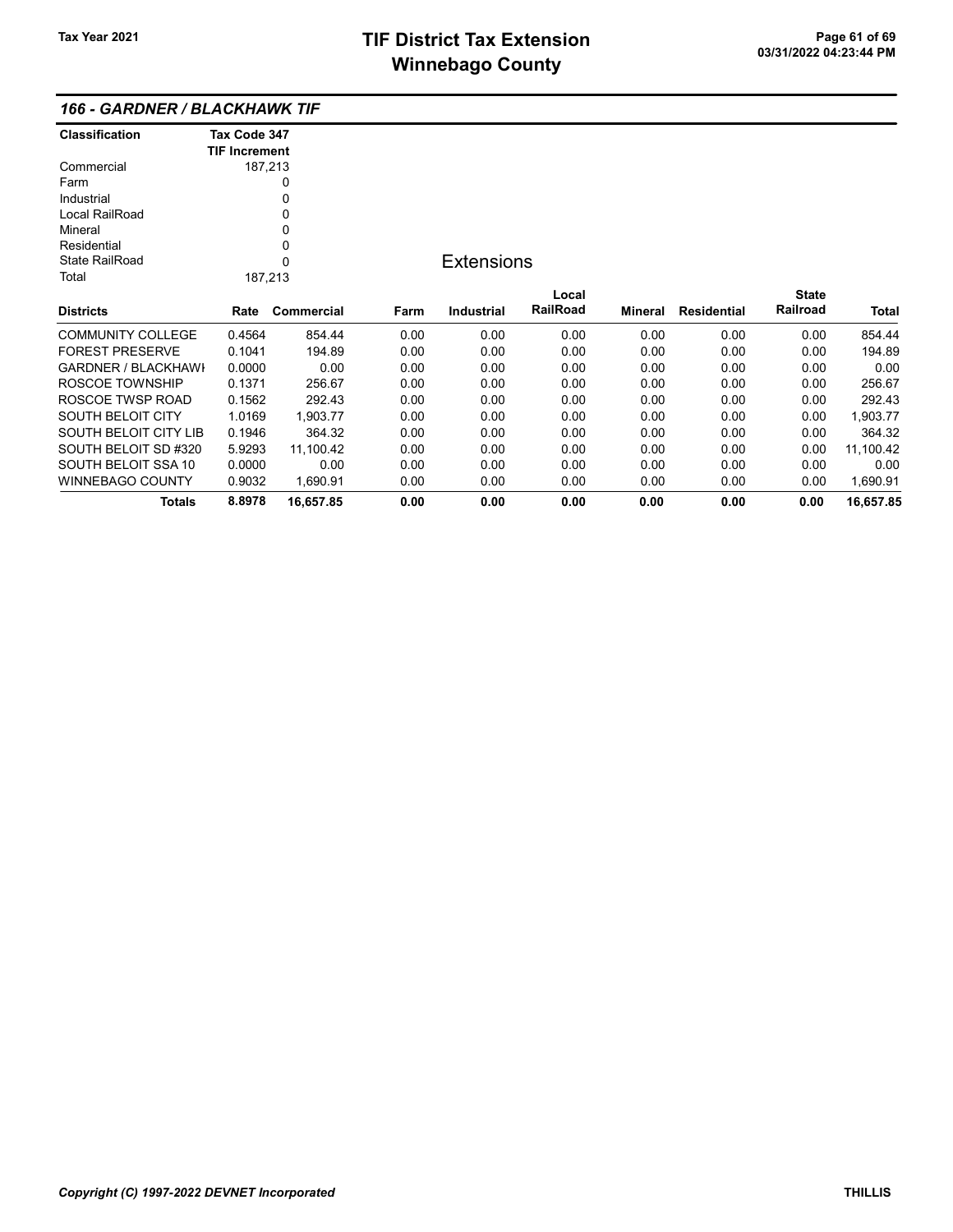## 166 - GARDNER / BLACKHAWK TIF

| Classification | Tax Code 347 TIF Increment |
|---|---|
| Commercial | 187,213 |
| Farm | 0 |
| Industrial | 0 |
| Local RailRoad | 0 |
| Mineral | 0 |
| Residential | 0 |
| State RailRoad | 0 |
| Total | 187,213 |

### Extensions

| Districts | Rate | Commercial | Farm | Industrial | Local RailRoad | Mineral | Residential | State Railroad | Total |
|---|---|---|---|---|---|---|---|---|---|
| COMMUNITY COLLEGE | 0.4564 | 854.44 | 0.00 | 0.00 | 0.00 | 0.00 | 0.00 | 0.00 | 854.44 |
| FOREST PRESERVE | 0.1041 | 194.89 | 0.00 | 0.00 | 0.00 | 0.00 | 0.00 | 0.00 | 194.89 |
| GARDNER / BLACKHAWI | 0.0000 | 0.00 | 0.00 | 0.00 | 0.00 | 0.00 | 0.00 | 0.00 | 0.00 |
| ROSCOE TOWNSHIP | 0.1371 | 256.67 | 0.00 | 0.00 | 0.00 | 0.00 | 0.00 | 0.00 | 256.67 |
| ROSCOE TWSP ROAD | 0.1562 | 292.43 | 0.00 | 0.00 | 0.00 | 0.00 | 0.00 | 0.00 | 292.43 |
| SOUTH BELOIT CITY | 1.0169 | 1,903.77 | 0.00 | 0.00 | 0.00 | 0.00 | 0.00 | 0.00 | 1,903.77 |
| SOUTH BELOIT CITY LIB | 0.1946 | 364.32 | 0.00 | 0.00 | 0.00 | 0.00 | 0.00 | 0.00 | 364.32 |
| SOUTH BELOIT SD #320 | 5.9293 | 11,100.42 | 0.00 | 0.00 | 0.00 | 0.00 | 0.00 | 0.00 | 11,100.42 |
| SOUTH BELOIT SSA 10 | 0.0000 | 0.00 | 0.00 | 0.00 | 0.00 | 0.00 | 0.00 | 0.00 | 0.00 |
| WINNEBAGO COUNTY | 0.9032 | 1,690.91 | 0.00 | 0.00 | 0.00 | 0.00 | 0.00 | 0.00 | 1,690.91 |
| **Totals** | **8.8978** | **16,657.85** | **0.00** | **0.00** | **0.00** | **0.00** | **0.00** | **0.00** | **16,657.85** |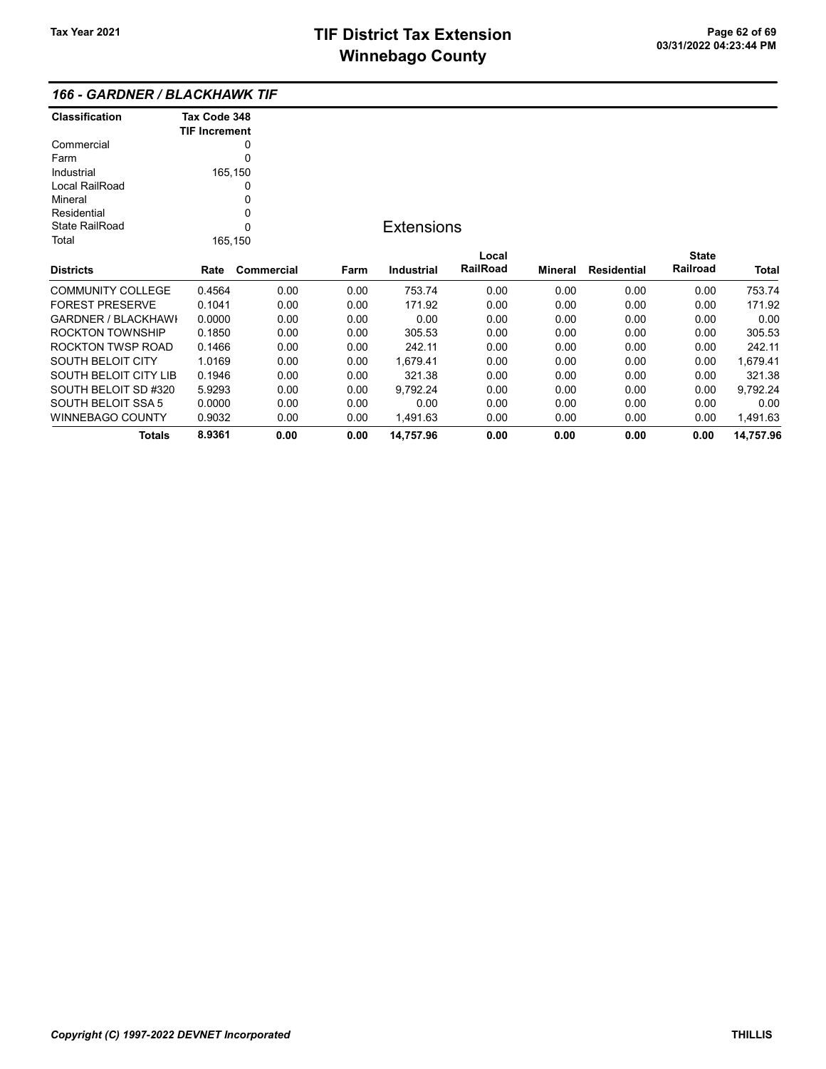# TIF District Tax Extension
# Winnebago County

Tax Year 2021

## 166 - GARDNER / BLACKHAWK TIF

| Classification | Tax Code 348 TIF Increment |
|---|---|
| Commercial | 0 |
| Farm | 0 |
| Industrial | 165,150 |
| Local RailRoad | 0 |
| Mineral | 0 |
| Residential | 0 |
| State RailRoad | 0 |
| Total | 165,150 |

### Extensions

| Districts | Rate | Commercial | Farm | Industrial | Local RailRoad | Mineral | Residential | State Railroad | Total |
|---|---|---|---|---|---|---|---|---|---|
| COMMUNITY COLLEGE | 0.4564 | 0.00 | 0.00 | 753.74 | 0.00 | 0.00 | 0.00 | 0.00 | 753.74 |
| FOREST PRESERVE | 0.1041 | 0.00 | 0.00 | 171.92 | 0.00 | 0.00 | 0.00 | 0.00 | 171.92 |
| GARDNER / BLACKHAWI | 0.0000 | 0.00 | 0.00 | 0.00 | 0.00 | 0.00 | 0.00 | 0.00 | 0.00 |
| ROCKTON TOWNSHIP | 0.1850 | 0.00 | 0.00 | 305.53 | 0.00 | 0.00 | 0.00 | 0.00 | 305.53 |
| ROCKTON TWSP ROAD | 0.1466 | 0.00 | 0.00 | 242.11 | 0.00 | 0.00 | 0.00 | 0.00 | 242.11 |
| SOUTH BELOIT CITY | 1.0169 | 0.00 | 0.00 | 1,679.41 | 0.00 | 0.00 | 0.00 | 0.00 | 1,679.41 |
| SOUTH BELOIT CITY LIB | 0.1946 | 0.00 | 0.00 | 321.38 | 0.00 | 0.00 | 0.00 | 0.00 | 321.38 |
| SOUTH BELOIT SD #320 | 5.9293 | 0.00 | 0.00 | 9,792.24 | 0.00 | 0.00 | 0.00 | 0.00 | 9,792.24 |
| SOUTH BELOIT SSA 5 | 0.0000 | 0.00 | 0.00 | 0.00 | 0.00 | 0.00 | 0.00 | 0.00 | 0.00 |
| WINNEBAGO COUNTY | 0.9032 | 0.00 | 0.00 | 1,491.63 | 0.00 | 0.00 | 0.00 | 0.00 | 1,491.63 |
| **Totals** | **8.9361** | **0.00** | **0.00** | **14,757.96** | **0.00** | **0.00** | **0.00** | **0.00** | **14,757.96** |

*Copyright (C) 1997-2022 DEVNET Incorporated* THILLIS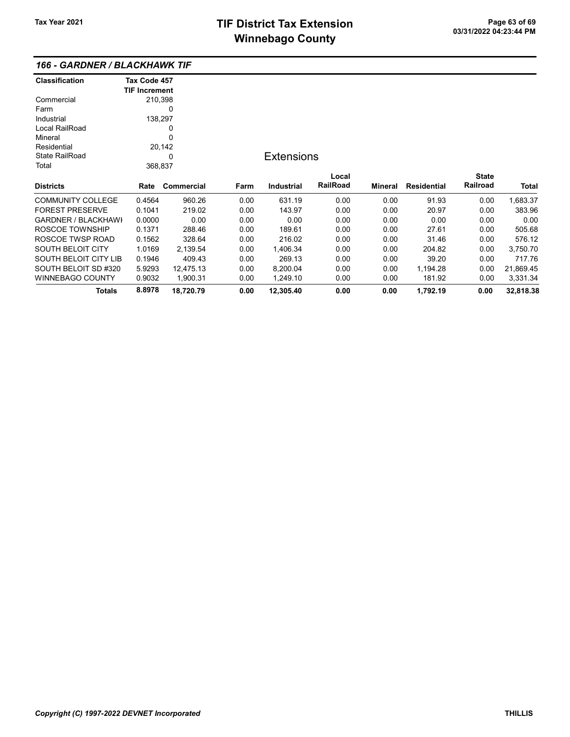# TIF District Tax Extension
# Winnebago County

Tax Year 2021

## 166 - GARDNER / BLACKHAWK TIF

| Classification | Tax Code 457 TIF Increment |
|---|---|
| Commercial | 210,398 |
| Farm | 0 |
| Industrial | 138,297 |
| Local RailRoad | 0 |
| Mineral | 0 |
| Residential | 20,142 |
| State RailRoad | 0 |
| Total | 368,837 |

### Extensions

| Districts | Rate | Commercial | Farm | Industrial | Local RailRoad | Mineral | Residential | State Railroad | Total |
|---|---|---|---|---|---|---|---|---|---|
| COMMUNITY COLLEGE | 0.4564 | 960.26 | 0.00 | 631.19 | 0.00 | 0.00 | 91.93 | 0.00 | 1,683.37 |
| FOREST PRESERVE | 0.1041 | 219.02 | 0.00 | 143.97 | 0.00 | 0.00 | 20.97 | 0.00 | 383.96 |
| GARDNER / BLACKHAWI | 0.0000 | 0.00 | 0.00 | 0.00 | 0.00 | 0.00 | 0.00 | 0.00 | 0.00 |
| ROSCOE TOWNSHIP | 0.1371 | 288.46 | 0.00 | 189.61 | 0.00 | 0.00 | 27.61 | 0.00 | 505.68 |
| ROSCOE TWSP ROAD | 0.1562 | 328.64 | 0.00 | 216.02 | 0.00 | 0.00 | 31.46 | 0.00 | 576.12 |
| SOUTH BELOIT CITY | 1.0169 | 2,139.54 | 0.00 | 1,406.34 | 0.00 | 0.00 | 204.82 | 0.00 | 3,750.70 |
| SOUTH BELOIT CITY LIB | 0.1946 | 409.43 | 0.00 | 269.13 | 0.00 | 0.00 | 39.20 | 0.00 | 717.76 |
| SOUTH BELOIT SD #320 | 5.9293 | 12,475.13 | 0.00 | 8,200.04 | 0.00 | 0.00 | 1,194.28 | 0.00 | 21,869.45 |
| WINNEBAGO COUNTY | 0.9032 | 1,900.31 | 0.00 | 1,249.10 | 0.00 | 0.00 | 181.92 | 0.00 | 3,331.34 |
| **Totals** | **8.8978** | **18,720.79** | **0.00** | **12,305.40** | **0.00** | **0.00** | **1,792.19** | **0.00** | **32,818.38** |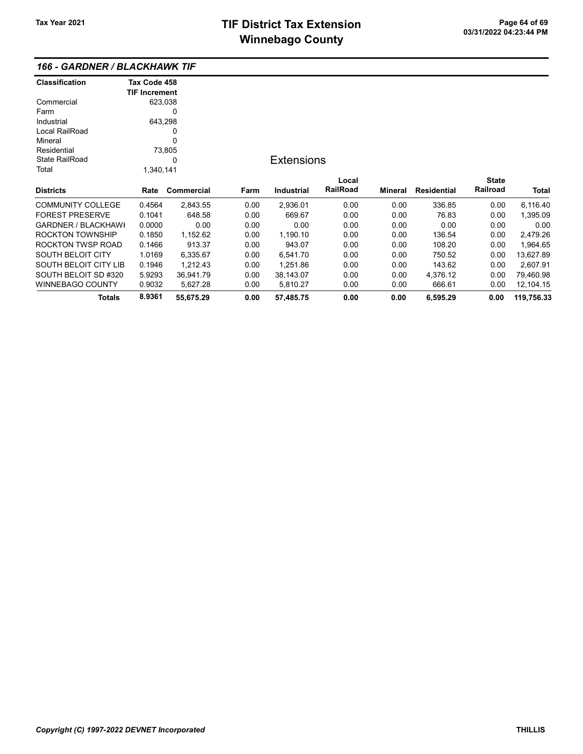# TIF District Tax Extension
# Winnebago County

Tax Year 2021

03/31/2022 04:23:44 PM

## 166 - GARDNER / BLACKHAWK TIF

| Classification | Tax Code 458 TIF Increment |
|---|---|
| Commercial | 623,038 |
| Farm | 0 |
| Industrial | 643,298 |
| Local RailRoad | 0 |
| Mineral | 0 |
| Residential | 73,805 |
| State RailRoad | 0 |
| Total | 1,340,141 |

### Extensions

| Districts | Rate | Commercial | Farm | Industrial | Local RailRoad | Mineral | Residential | State Railroad | Total |
|---|---|---|---|---|---|---|---|---|---|
| COMMUNITY COLLEGE | 0.4564 | 2,843.55 | 0.00 | 2,936.01 | 0.00 | 0.00 | 336.85 | 0.00 | 6,116.40 |
| FOREST PRESERVE | 0.1041 | 648.58 | 0.00 | 669.67 | 0.00 | 0.00 | 76.83 | 0.00 | 1,395.09 |
| GARDNER / BLACKHAWI | 0.0000 | 0.00 | 0.00 | 0.00 | 0.00 | 0.00 | 0.00 | 0.00 | 0.00 |
| ROCKTON TOWNSHIP | 0.1850 | 1,152.62 | 0.00 | 1,190.10 | 0.00 | 0.00 | 136.54 | 0.00 | 2,479.26 |
| ROCKTON TWSP ROAD | 0.1466 | 913.37 | 0.00 | 943.07 | 0.00 | 0.00 | 108.20 | 0.00 | 1,964.65 |
| SOUTH BELOIT CITY | 1.0169 | 6,335.67 | 0.00 | 6,541.70 | 0.00 | 0.00 | 750.52 | 0.00 | 13,627.89 |
| SOUTH BELOIT CITY LIB | 0.1946 | 1,212.43 | 0.00 | 1,251.86 | 0.00 | 0.00 | 143.62 | 0.00 | 2,607.91 |
| SOUTH BELOIT SD #320 | 5.9293 | 36,941.79 | 0.00 | 38,143.07 | 0.00 | 0.00 | 4,376.12 | 0.00 | 79,460.98 |
| WINNEBAGO COUNTY | 0.9032 | 5,627.28 | 0.00 | 5,810.27 | 0.00 | 0.00 | 666.61 | 0.00 | 12,104.15 |
| **Totals** | **8.9361** | **55,675.29** | **0.00** | **57,485.75** | **0.00** | **0.00** | **6,595.29** | **0.00** | **119,756.33** |

*Copyright (C) 1997-2022 DEVNET Incorporated* THILLIS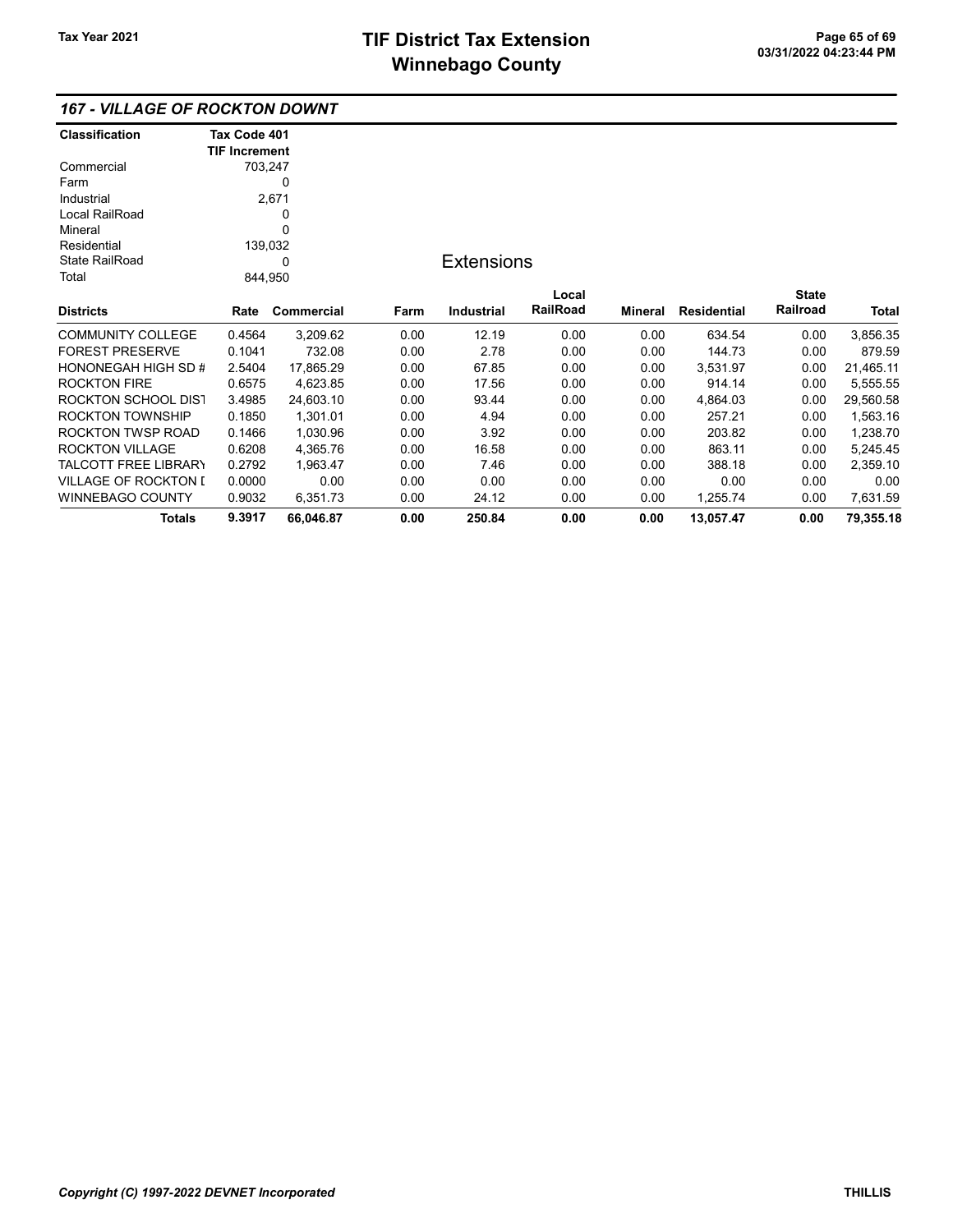# TIF District Tax Extension
# Winnebago County

Tax Year 2021

## 167 - VILLAGE OF ROCKTON DOWNT

| Classification | Tax Code 401 TIF Increment |
|---|---|
| Commercial | 703,247 |
| Farm | 0 |
| Industrial | 2,671 |
| Local RailRoad | 0 |
| Mineral | 0 |
| Residential | 139,032 |
| State RailRoad | 0 |
| Total | 844,950 |

### Extensions

| Districts | Rate | Commercial | Farm | Industrial | Local RailRoad | Mineral | Residential | State Railroad | Total |
|---|---|---|---|---|---|---|---|---|---|
| COMMUNITY COLLEGE | 0.4564 | 3,209.62 | 0.00 | 12.19 | 0.00 | 0.00 | 634.54 | 0.00 | 3,856.35 |
| FOREST PRESERVE | 0.1041 | 732.08 | 0.00 | 2.78 | 0.00 | 0.00 | 144.73 | 0.00 | 879.59 |
| HONONEGAH HIGH SD # | 2.5404 | 17,865.29 | 0.00 | 67.85 | 0.00 | 0.00 | 3,531.97 | 0.00 | 21,465.11 |
| ROCKTON FIRE | 0.6575 | 4,623.85 | 0.00 | 17.56 | 0.00 | 0.00 | 914.14 | 0.00 | 5,555.55 |
| ROCKTON SCHOOL DIST | 3.4985 | 24,603.10 | 0.00 | 93.44 | 0.00 | 0.00 | 4,864.03 | 0.00 | 29,560.58 |
| ROCKTON TOWNSHIP | 0.1850 | 1,301.01 | 0.00 | 4.94 | 0.00 | 0.00 | 257.21 | 0.00 | 1,563.16 |
| ROCKTON TWSP ROAD | 0.1466 | 1,030.96 | 0.00 | 3.92 | 0.00 | 0.00 | 203.82 | 0.00 | 1,238.70 |
| ROCKTON VILLAGE | 0.6208 | 4,365.76 | 0.00 | 16.58 | 0.00 | 0.00 | 863.11 | 0.00 | 5,245.45 |
| TALCOTT FREE LIBRARY | 0.2792 | 1,963.47 | 0.00 | 7.46 | 0.00 | 0.00 | 388.18 | 0.00 | 2,359.10 |
| VILLAGE OF ROCKTON D | 0.0000 | 0.00 | 0.00 | 0.00 | 0.00 | 0.00 | 0.00 | 0.00 | 0.00 |
| WINNEBAGO COUNTY | 0.9032 | 6,351.73 | 0.00 | 24.12 | 0.00 | 0.00 | 1,255.74 | 0.00 | 7,631.59 |
| **Totals** | **9.3917** | **66,046.87** | **0.00** | **250.84** | **0.00** | **0.00** | **13,057.47** | **0.00** | **79,355.18** |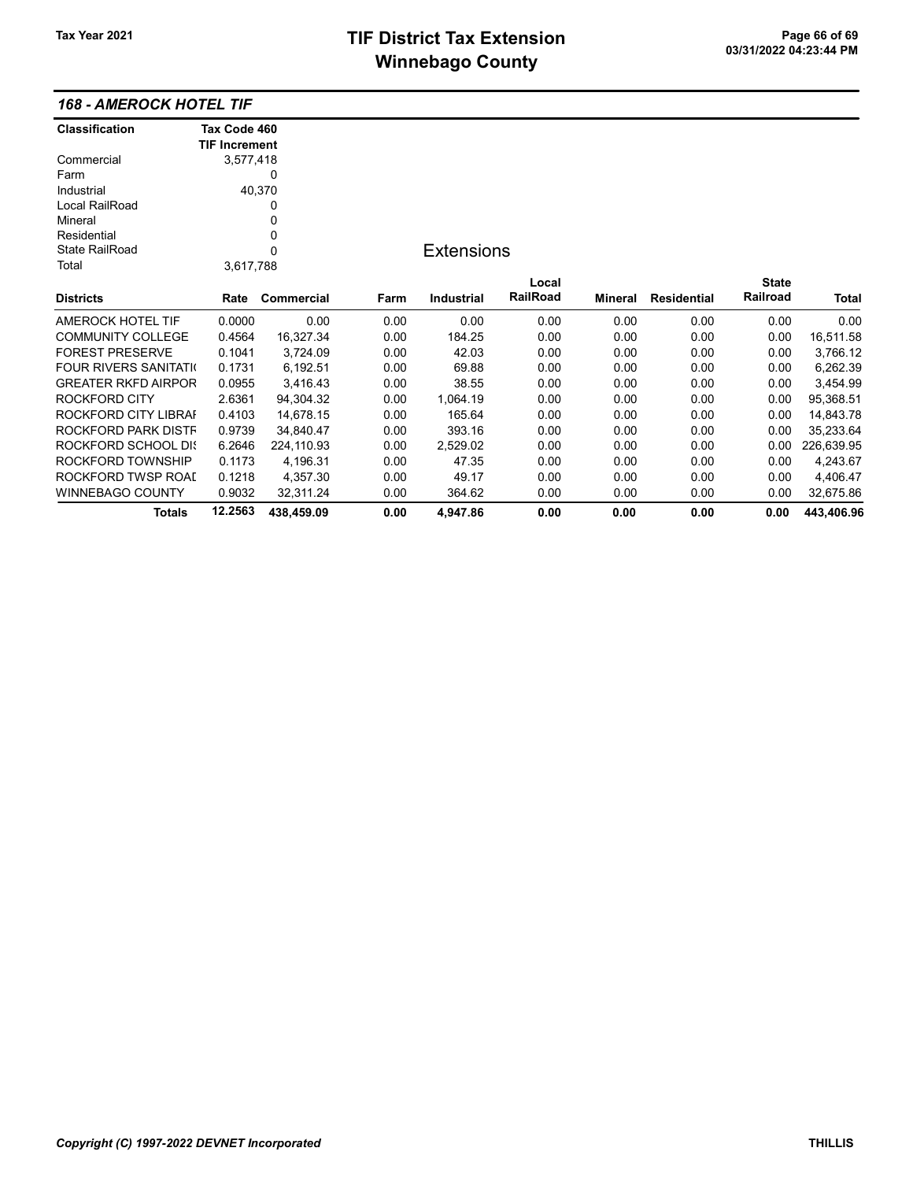# TIF District Tax Extension
# Winnebago County

Tax Year 2021

### 168 - AMEROCK HOTEL TIF

| Classification | Tax Code 460 TIF Increment |
|---|---|
| Commercial | 3,577,418 |
| Farm | 0 |
| Industrial | 40,370 |
| Local RailRoad | 0 |
| Mineral | 0 |
| Residential | 0 |
| State RailRoad | 0 |
| Total | 3,617,788 |

**Extensions**

| Districts | Rate | Commercial | Farm | Industrial | Local RailRoad | Mineral | Residential | State Railroad | Total |
|---|---|---|---|---|---|---|---|---|---|
| AMEROCK HOTEL TIF | 0.0000 | 0.00 | 0.00 | 0.00 | 0.00 | 0.00 | 0.00 | 0.00 | 0.00 |
| COMMUNITY COLLEGE | 0.4564 | 16,327.34 | 0.00 | 184.25 | 0.00 | 0.00 | 0.00 | 0.00 | 16,511.58 |
| FOREST PRESERVE | 0.1041 | 3,724.09 | 0.00 | 42.03 | 0.00 | 0.00 | 0.00 | 0.00 | 3,766.12 |
| FOUR RIVERS SANITATI( | 0.1731 | 6,192.51 | 0.00 | 69.88 | 0.00 | 0.00 | 0.00 | 0.00 | 6,262.39 |
| GREATER RKFD AIRPOR | 0.0955 | 3,416.43 | 0.00 | 38.55 | 0.00 | 0.00 | 0.00 | 0.00 | 3,454.99 |
| ROCKFORD CITY | 2.6361 | 94,304.32 | 0.00 | 1,064.19 | 0.00 | 0.00 | 0.00 | 0.00 | 95,368.51 |
| ROCKFORD CITY LIBRAI | 0.4103 | 14,678.15 | 0.00 | 165.64 | 0.00 | 0.00 | 0.00 | 0.00 | 14,843.78 |
| ROCKFORD PARK DISTF | 0.9739 | 34,840.47 | 0.00 | 393.16 | 0.00 | 0.00 | 0.00 | 0.00 | 35,233.64 |
| ROCKFORD SCHOOL DI( | 6.2646 | 224,110.93 | 0.00 | 2,529.02 | 0.00 | 0.00 | 0.00 | 0.00 | 226,639.95 |
| ROCKFORD TOWNSHIP | 0.1173 | 4,196.31 | 0.00 | 47.35 | 0.00 | 0.00 | 0.00 | 0.00 | 4,243.67 |
| ROCKFORD TWSP ROAI | 0.1218 | 4,357.30 | 0.00 | 49.17 | 0.00 | 0.00 | 0.00 | 0.00 | 4,406.47 |
| WINNEBAGO COUNTY | 0.9032 | 32,311.24 | 0.00 | 364.62 | 0.00 | 0.00 | 0.00 | 0.00 | 32,675.86 |
| **Totals** | **12.2563** | **438,459.09** | **0.00** | **4,947.86** | **0.00** | **0.00** | **0.00** | **0.00** | **443,406.96** |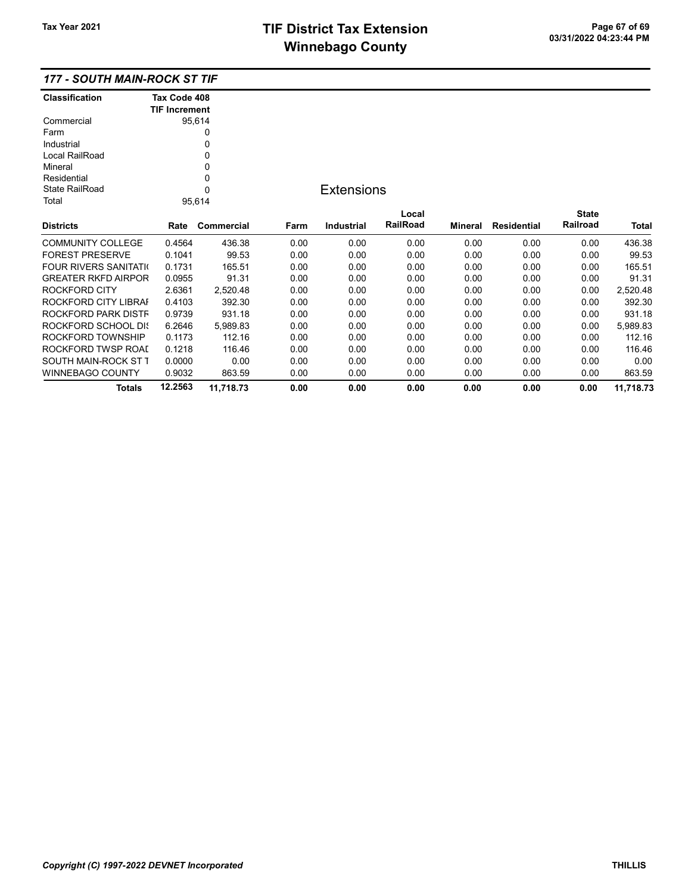## 177 - SOUTH MAIN-ROCK ST TIF

| Classification | Tax Code 408 TIF Increment |
|---|---|
| Commercial | 95,614 |
| Farm | 0 |
| Industrial | 0 |
| Local RailRoad | 0 |
| Mineral | 0 |
| Residential | 0 |
| State RailRoad | 0 |
| Total | 95,614 |

### Extensions

| Districts | Rate | Commercial | Farm | Industrial | Local RailRoad | Mineral | Residential | State Railroad | Total |
|---|---|---|---|---|---|---|---|---|---|
| COMMUNITY COLLEGE | 0.4564 | 436.38 | 0.00 | 0.00 | 0.00 | 0.00 | 0.00 | 0.00 | 436.38 |
| FOREST PRESERVE | 0.1041 | 99.53 | 0.00 | 0.00 | 0.00 | 0.00 | 0.00 | 0.00 | 99.53 |
| FOUR RIVERS SANITATI( | 0.1731 | 165.51 | 0.00 | 0.00 | 0.00 | 0.00 | 0.00 | 0.00 | 165.51 |
| GREATER RKFD AIRPOR | 0.0955 | 91.31 | 0.00 | 0.00 | 0.00 | 0.00 | 0.00 | 0.00 | 91.31 |
| ROCKFORD CITY | 2.6361 | 2,520.48 | 0.00 | 0.00 | 0.00 | 0.00 | 0.00 | 0.00 | 2,520.48 |
| ROCKFORD CITY LIBRAI | 0.4103 | 392.30 | 0.00 | 0.00 | 0.00 | 0.00 | 0.00 | 0.00 | 392.30 |
| ROCKFORD PARK DISTF | 0.9739 | 931.18 | 0.00 | 0.00 | 0.00 | 0.00 | 0.00 | 0.00 | 931.18 |
| ROCKFORD SCHOOL DI: | 6.2646 | 5,989.83 | 0.00 | 0.00 | 0.00 | 0.00 | 0.00 | 0.00 | 5,989.83 |
| ROCKFORD TOWNSHIP | 0.1173 | 112.16 | 0.00 | 0.00 | 0.00 | 0.00 | 0.00 | 0.00 | 112.16 |
| ROCKFORD TWSP ROAI | 0.1218 | 116.46 | 0.00 | 0.00 | 0.00 | 0.00 | 0.00 | 0.00 | 116.46 |
| SOUTH MAIN-ROCK ST T | 0.0000 | 0.00 | 0.00 | 0.00 | 0.00 | 0.00 | 0.00 | 0.00 | 0.00 |
| WINNEBAGO COUNTY | 0.9032 | 863.59 | 0.00 | 0.00 | 0.00 | 0.00 | 0.00 | 0.00 | 863.59 |
| **Totals** | **12.2563** | **11,718.73** | **0.00** | **0.00** | **0.00** | **0.00** | **0.00** | **0.00** | **11,718.73** |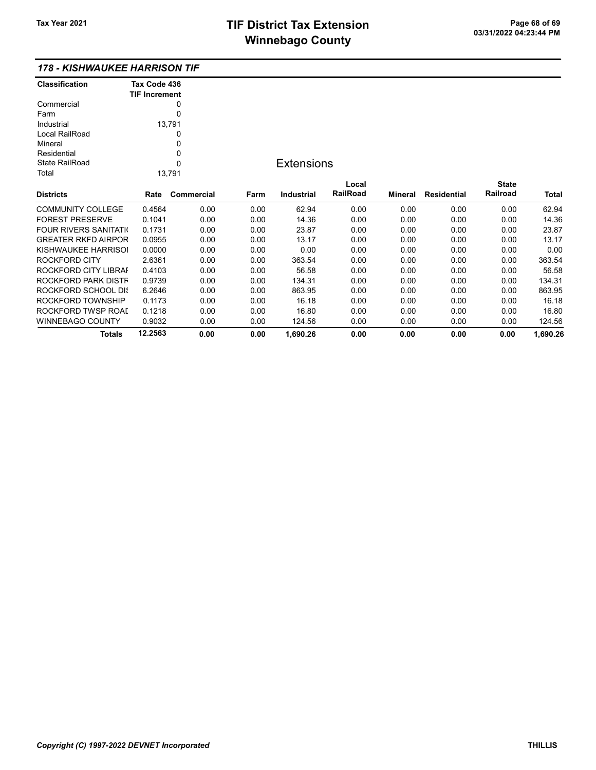# TIF District Tax Extension

# Winnebago County

Tax Year 2021

### *178 - KISHWAUKEE HARRISON TIF*

| Classification | Tax Code 436 TIF Increment |
|---|---|
| Commercial | 0 |
| Farm | 0 |
| Industrial | 13,791 |
| Local RailRoad | 0 |
| Mineral | 0 |
| Residential | 0 |
| State RailRoad | 0 |
| Total | 13,791 |

## Extensions

| Districts | Rate | Commercial | Farm | Industrial | Local RailRoad | Mineral | Residential | State Railroad | Total |
|---|---|---|---|---|---|---|---|---|---|
| COMMUNITY COLLEGE | 0.4564 | 0.00 | 0.00 | 62.94 | 0.00 | 0.00 | 0.00 | 0.00 | 62.94 |
| FOREST PRESERVE | 0.1041 | 0.00 | 0.00 | 14.36 | 0.00 | 0.00 | 0.00 | 0.00 | 14.36 |
| FOUR RIVERS SANITATI( | 0.1731 | 0.00 | 0.00 | 23.87 | 0.00 | 0.00 | 0.00 | 0.00 | 23.87 |
| GREATER RKFD AIRPOR | 0.0955 | 0.00 | 0.00 | 13.17 | 0.00 | 0.00 | 0.00 | 0.00 | 13.17 |
| KISHWAUKEE HARRISOI | 0.0000 | 0.00 | 0.00 | 0.00 | 0.00 | 0.00 | 0.00 | 0.00 | 0.00 |
| ROCKFORD CITY | 2.6361 | 0.00 | 0.00 | 363.54 | 0.00 | 0.00 | 0.00 | 0.00 | 363.54 |
| ROCKFORD CITY LIBRAI | 0.4103 | 0.00 | 0.00 | 56.58 | 0.00 | 0.00 | 0.00 | 0.00 | 56.58 |
| ROCKFORD PARK DISTF | 0.9739 | 0.00 | 0.00 | 134.31 | 0.00 | 0.00 | 0.00 | 0.00 | 134.31 |
| ROCKFORD SCHOOL DI: | 6.2646 | 0.00 | 0.00 | 863.95 | 0.00 | 0.00 | 0.00 | 0.00 | 863.95 |
| ROCKFORD TOWNSHIP | 0.1173 | 0.00 | 0.00 | 16.18 | 0.00 | 0.00 | 0.00 | 0.00 | 16.18 |
| ROCKFORD TWSP ROAI | 0.1218 | 0.00 | 0.00 | 16.80 | 0.00 | 0.00 | 0.00 | 0.00 | 16.80 |
| WINNEBAGO COUNTY | 0.9032 | 0.00 | 0.00 | 124.56 | 0.00 | 0.00 | 0.00 | 0.00 | 124.56 |
| **Totals** | **12.2563** | **0.00** | **0.00** | **1,690.26** | **0.00** | **0.00** | **0.00** | **0.00** | **1,690.26** |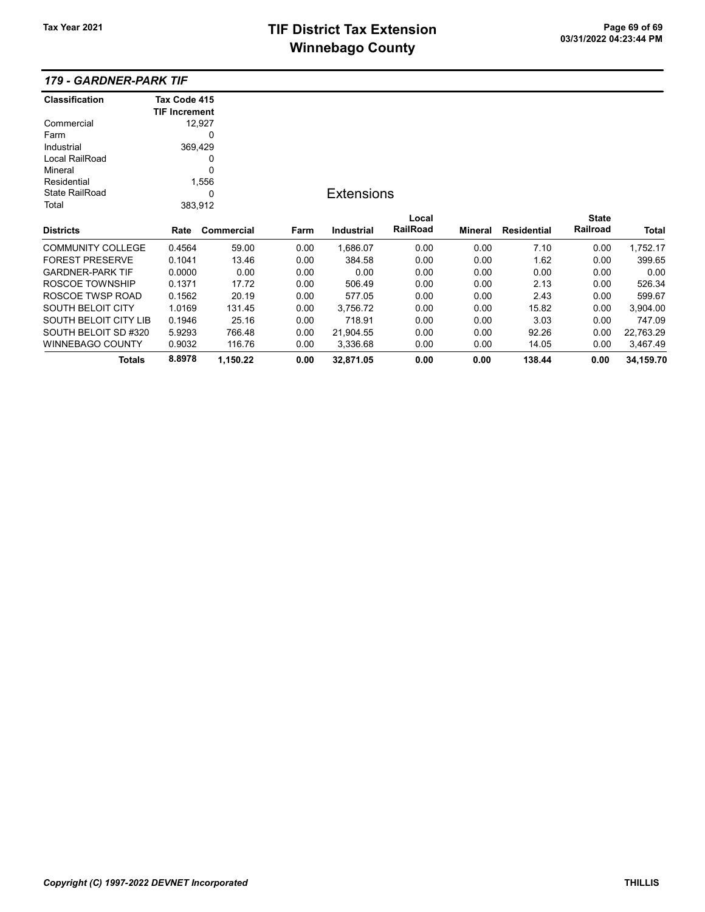## 179 - GARDNER-PARK TIF

| Classification | Tax Code 415 TIF Increment |
|---|---|
| Commercial | 12,927 |
| Farm | 0 |
| Industrial | 369,429 |
| Local RailRoad | 0 |
| Mineral | 0 |
| Residential | 1,556 |
| State RailRoad | 0 |
| Total | 383,912 |

### Extensions

| Districts | Rate | Commercial | Farm | Industrial | Local RailRoad | Mineral | Residential | State Railroad | Total |
|---|---|---|---|---|---|---|---|---|---|
| COMMUNITY COLLEGE | 0.4564 | 59.00 | 0.00 | 1,686.07 | 0.00 | 0.00 | 7.10 | 0.00 | 1,752.17 |
| FOREST PRESERVE | 0.1041 | 13.46 | 0.00 | 384.58 | 0.00 | 0.00 | 1.62 | 0.00 | 399.65 |
| GARDNER-PARK TIF | 0.0000 | 0.00 | 0.00 | 0.00 | 0.00 | 0.00 | 0.00 | 0.00 | 0.00 |
| ROSCOE TOWNSHIP | 0.1371 | 17.72 | 0.00 | 506.49 | 0.00 | 0.00 | 2.13 | 0.00 | 526.34 |
| ROSCOE TWSP ROAD | 0.1562 | 20.19 | 0.00 | 577.05 | 0.00 | 0.00 | 2.43 | 0.00 | 599.67 |
| SOUTH BELOIT CITY | 1.0169 | 131.45 | 0.00 | 3,756.72 | 0.00 | 0.00 | 15.82 | 0.00 | 3,904.00 |
| SOUTH BELOIT CITY LIB | 0.1946 | 25.16 | 0.00 | 718.91 | 0.00 | 0.00 | 3.03 | 0.00 | 747.09 |
| SOUTH BELOIT SD #320 | 5.9293 | 766.48 | 0.00 | 21,904.55 | 0.00 | 0.00 | 92.26 | 0.00 | 22,763.29 |
| WINNEBAGO COUNTY | 0.9032 | 116.76 | 0.00 | 3,336.68 | 0.00 | 0.00 | 14.05 | 0.00 | 3,467.49 |
| **Totals** | **8.8978** | **1,150.22** | **0.00** | **32,871.05** | **0.00** | **0.00** | **138.44** | **0.00** | **34,159.70** |